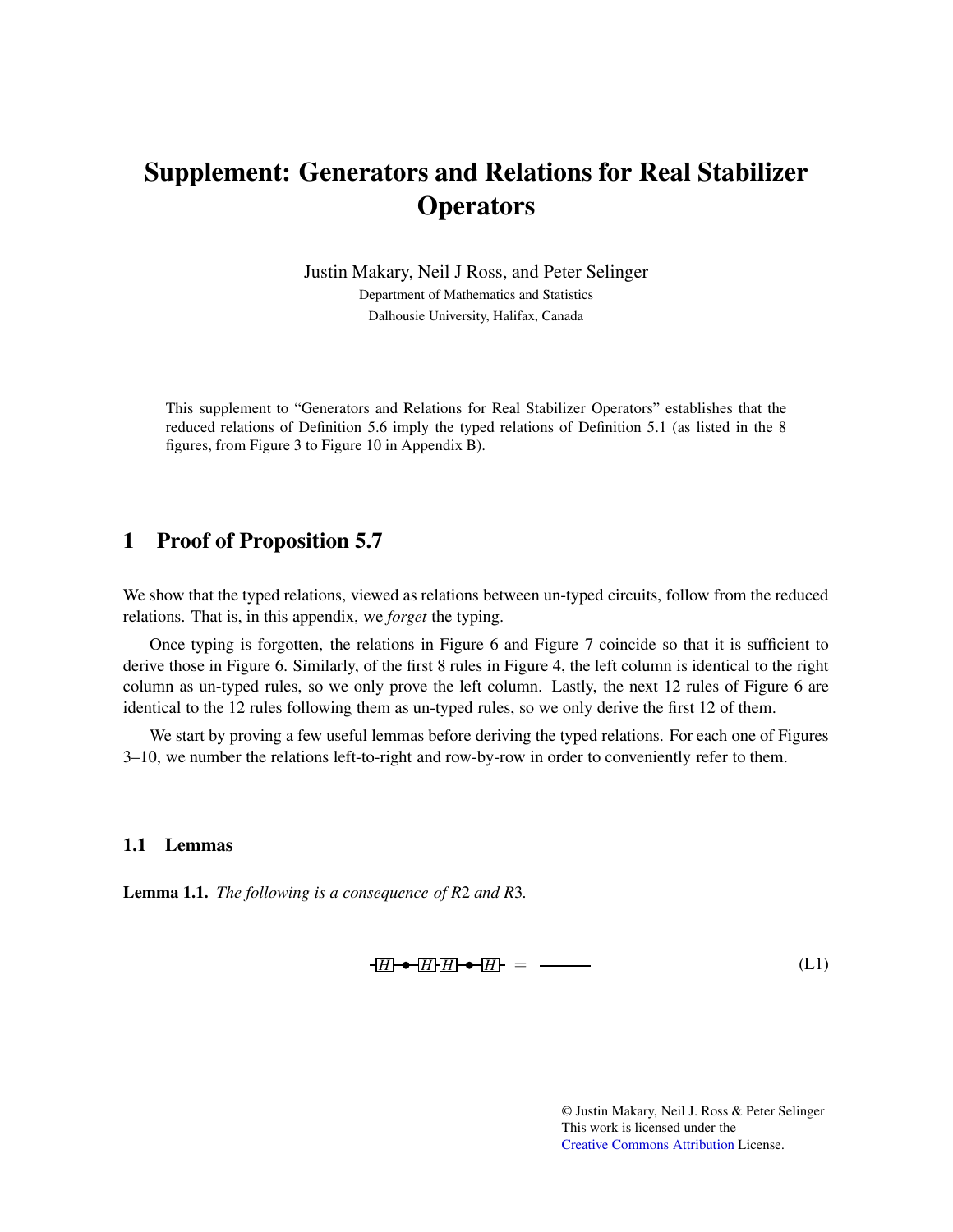# Supplement: Generators and Relations for Real Stabilizer Operators

Justin Makary, Neil J Ross, and Peter Selinger

Department of Mathematics and Statistics
Dalhousie University, Halifax, Canada

This supplement to “Generators and Relations for Real Stabilizer Operators” establishes that the reduced relations of Definition 5.6 imply the typed relations of Definition 5.1 (as listed in the 8 figures, from Figure 3 to Figure 10 in Appendix B).

## 1 Proof of Proposition 5.7

We show that the typed relations, viewed as relations between un-typed circuits, follow from the reduced relations. That is, in this appendix, we *forget* the typing.

Once typing is forgotten, the relations in Figure 6 and Figure 7 coincide so that it is sufficient to derive those in Figure 6. Similarly, of the first 8 rules in Figure 4, the left column is identical to the right column as un-typed rules, so we only prove the left column. Lastly, the next 12 rules of Figure 6 are identical to the 12 rules following them as un-typed rules, so we only derive the first 12 of them.

We start by proving a few useful lemmas before deriving the typed relations. For each one of Figures 3–10, we number the relations left-to-right and row-by-row in order to conveniently refer to them.

### 1.1 Lemmas

**Lemma 1.1.** *The following is a consequence of R2 and R3.*

$$-\boxed{H}-\bullet-\boxed{H}\boxed{H}-\bullet-\boxed{H}- \;=\; \text{———} \tag{L1}$$

© Justin Makary, Neil J. Ross & Peter Selinger
This work is licensed under the
Creative Commons Attribution License.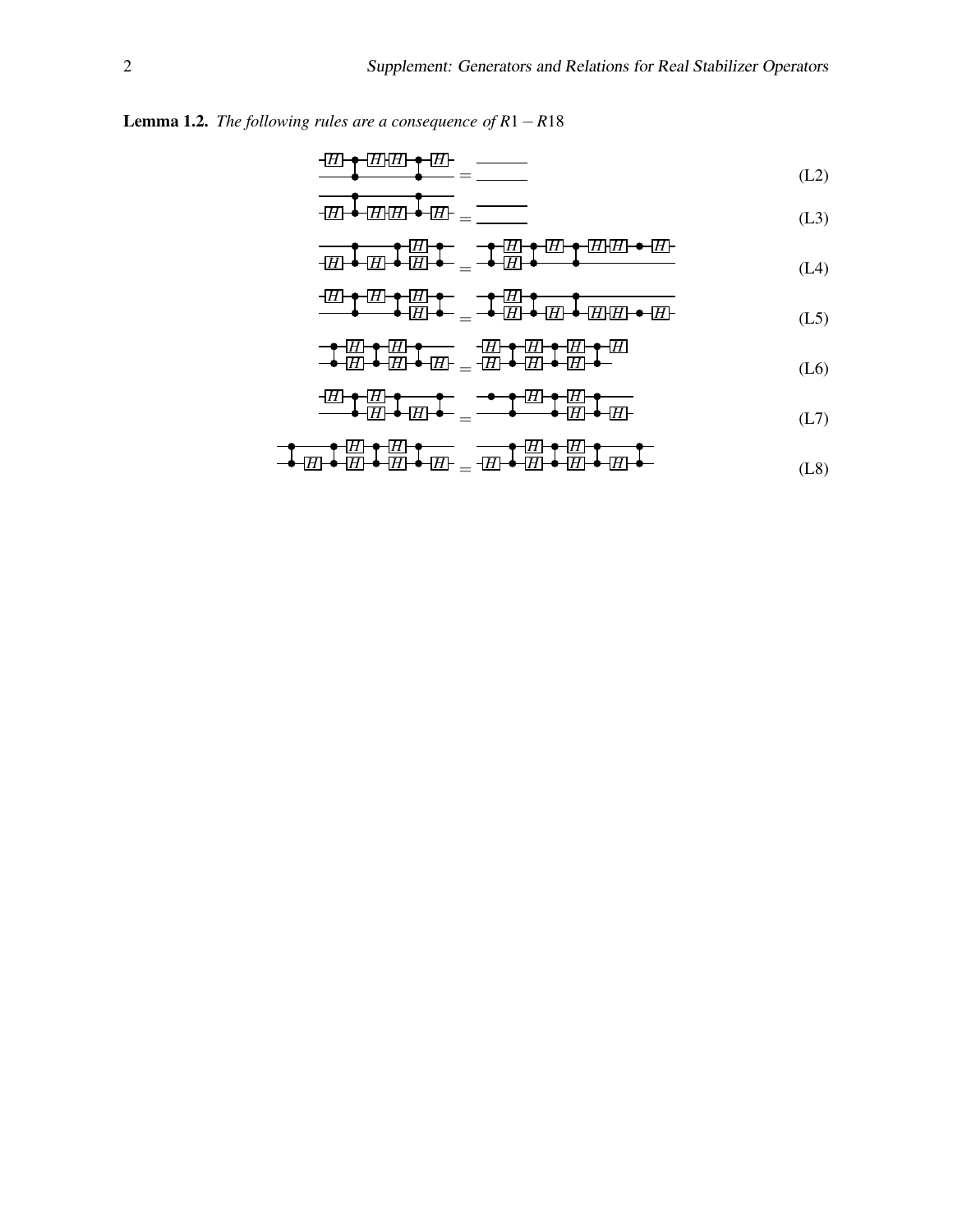**Lemma 1.2.** *The following rules are a consequence of R1 − R18*

(L2)

(L3)

(L4)

(L5)

(L6)

(L7)

(L8)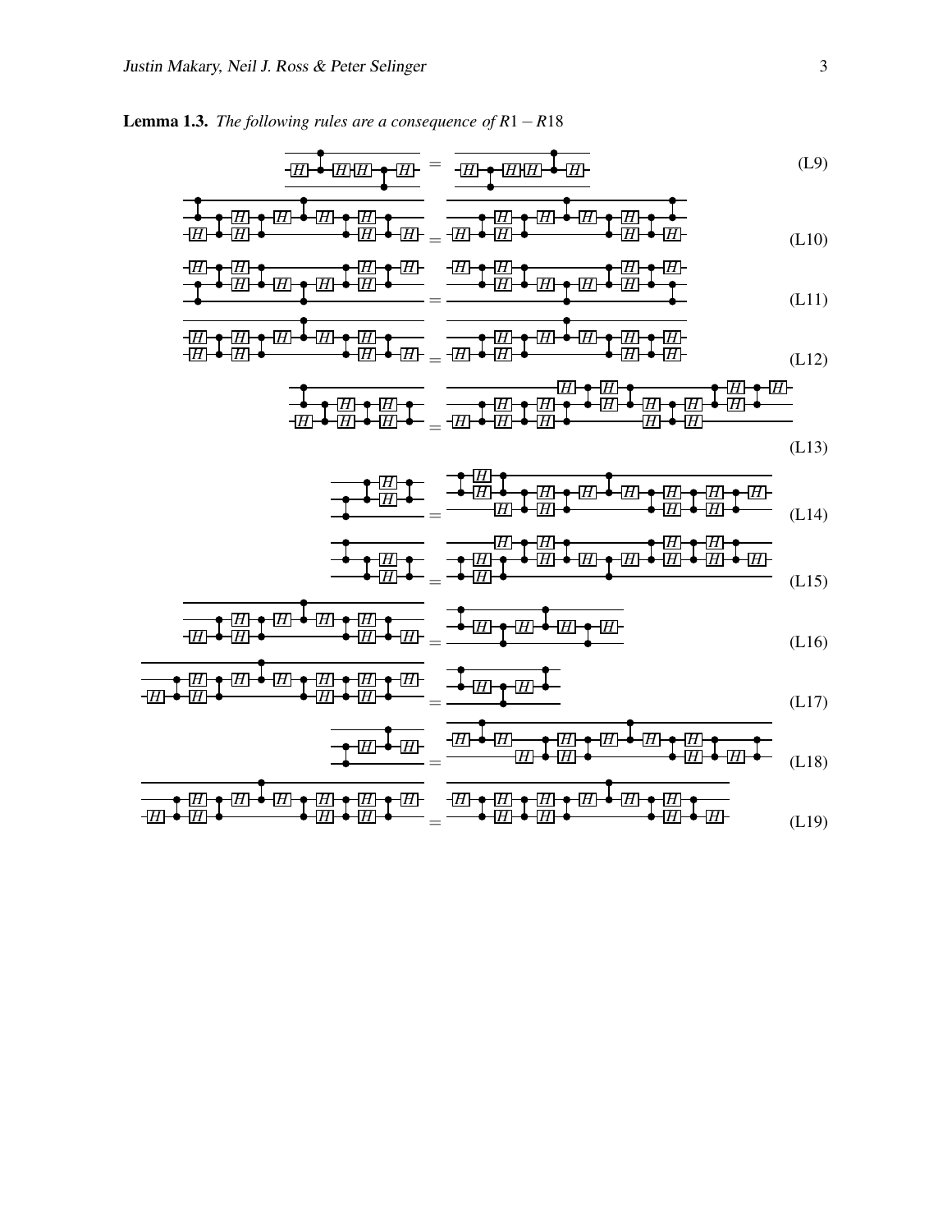**Lemma 1.3.** *The following rules are a consequence of R1 − R18*

(L9)

(L10)

(L11)

(L12)

(L13)

(L14)

(L15)

(L16)

(L17)

(L18)

(L19)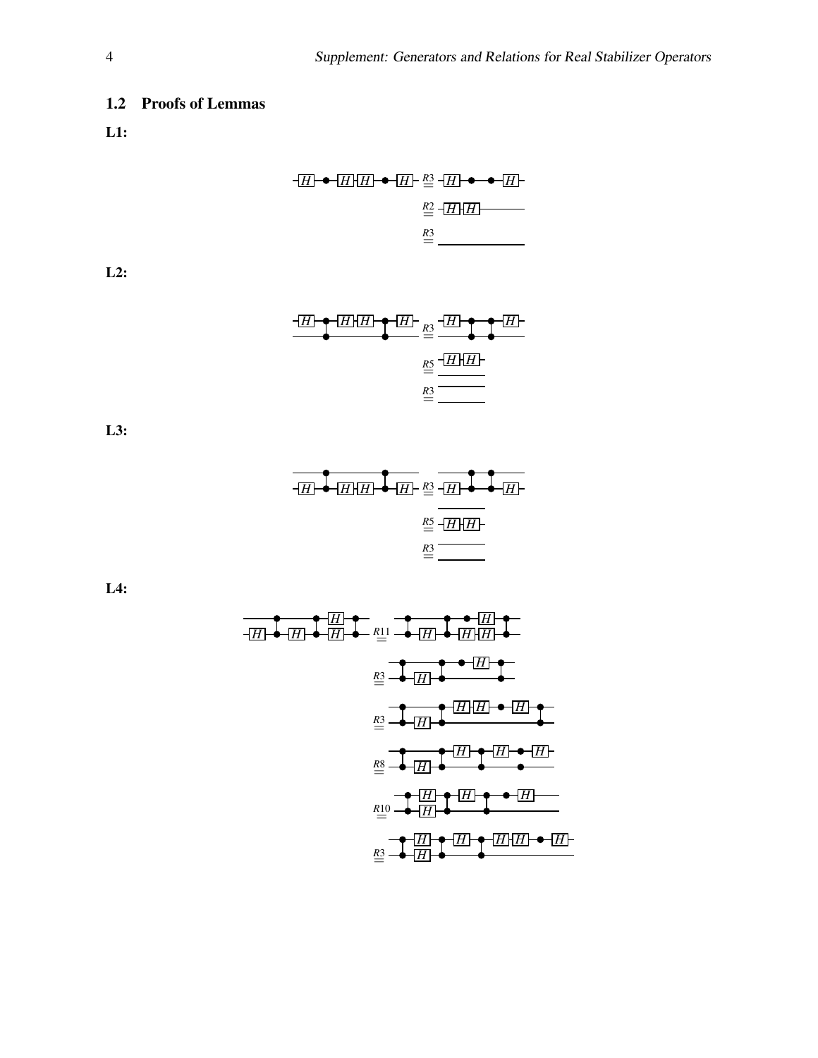## 1.2 Proofs of Lemmas

**L1:**

$\overset{R3}{=}$

$\overset{R2}{=}$

$\overset{R3}{=}$

**L2:**

$\overset{R3}{=}$

$\overset{R5}{=}$

$\overset{R3}{=}$

**L3:**

$\overset{R3}{=}$

$\overset{R5}{=}$

$\overset{R3}{=}$

**L4:**

$\overset{R11}{=}$

$\overset{R3}{=}$

$\overset{R3}{=}$

$\overset{R8}{=}$

$\overset{R10}{=}$

$\overset{R3}{=}$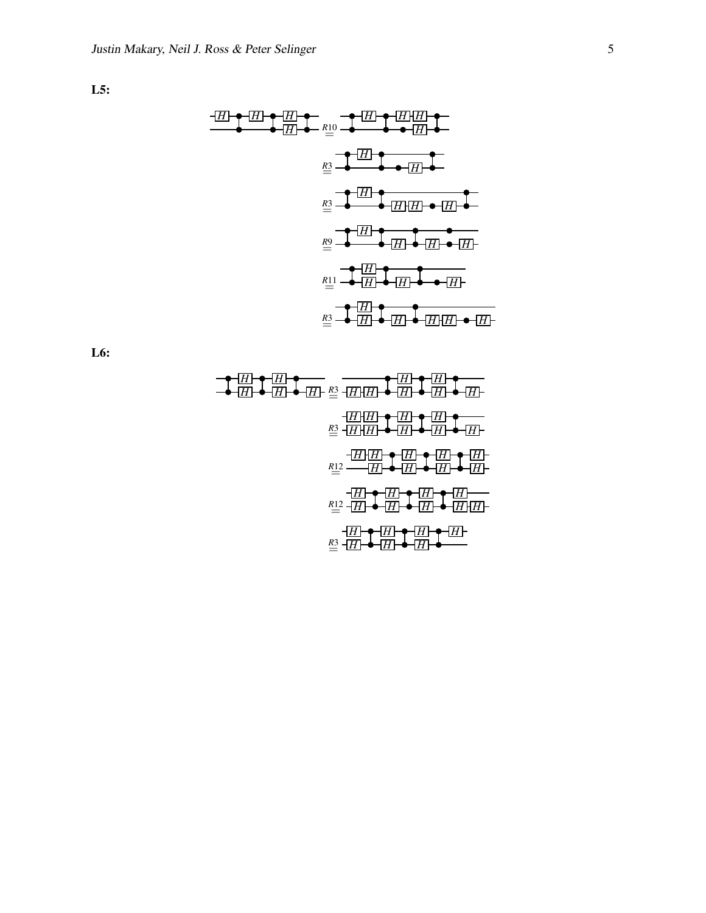**L5:**

$$\overset{R10}{=}$$

$$\overset{R3}{=}$$

$$\overset{R3}{=}$$

$$\overset{R9}{=}$$

$$\overset{R11}{=}$$

$$\overset{R3}{=}$$

**L6:**

$$\overset{R3}{=}$$

$$\overset{R3}{=}$$

$$\overset{R12}{=}$$

$$\overset{R12}{=}$$

$$\overset{R3}{=}$$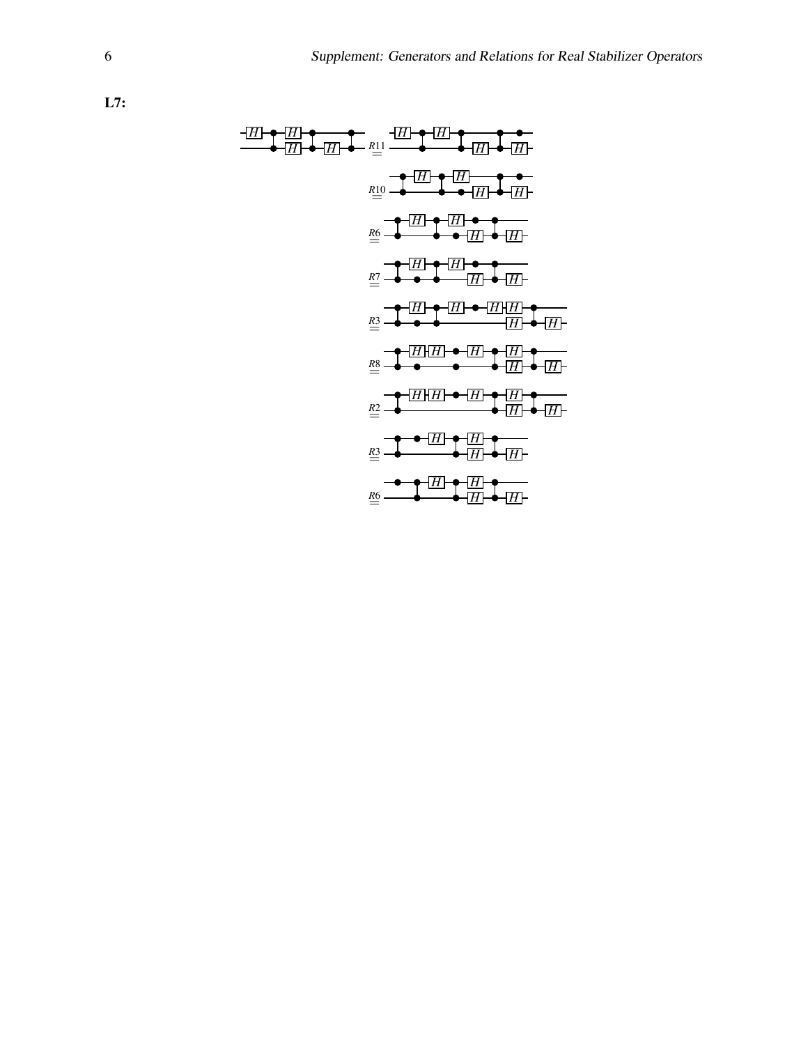**L7:**

$\overset{R11}{=}$

$\overset{R10}{=}$

$\overset{R6}{=}$

$\overset{R7}{=}$

$\overset{R3}{=}$

$\overset{R8}{=}$

$\overset{R2}{=}$

$\overset{R3}{=}$

$\overset{R6}{=}$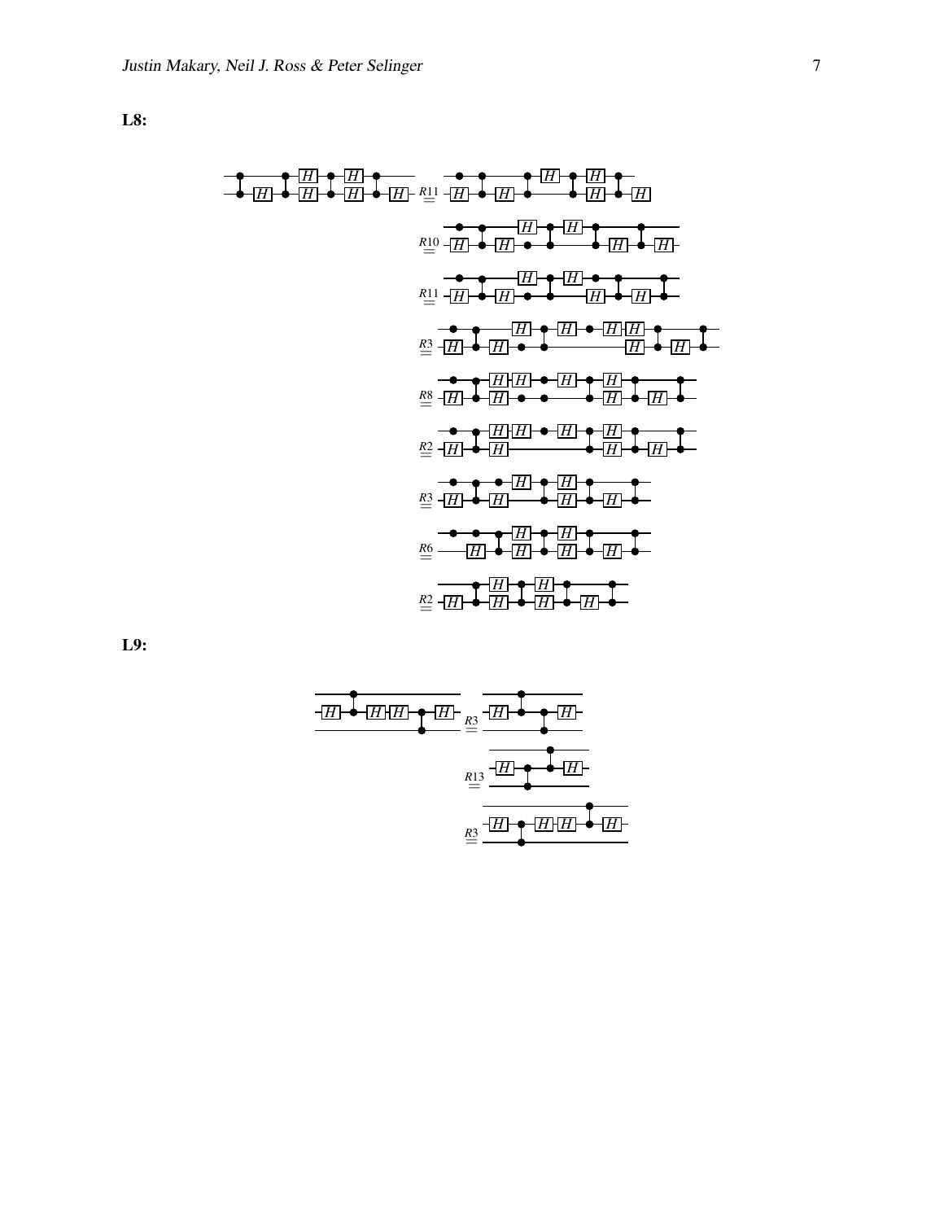**L8:**

$\overset{R11}{=}$

$\overset{R10}{=}$

$\overset{R11}{=}$

$\overset{R3}{=}$

$\overset{R8}{=}$

$\overset{R2}{=}$

$\overset{R3}{=}$

$\overset{R6}{=}$

$\overset{R2}{=}$

**L9:**

$\overset{R3}{=}$

$\overset{R13}{=}$

$\overset{R3}{=}$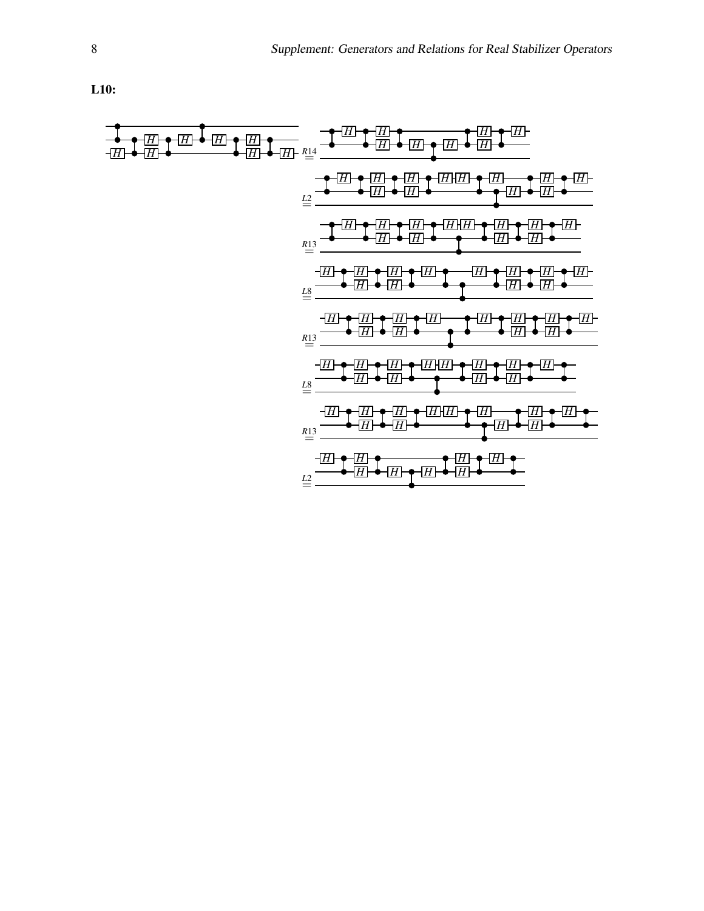**L10:**

$\overset{R14}{=}$

$\overset{L2}{=}$

$\overset{R13}{=}$

$\overset{L8}{=}$

$\overset{R13}{=}$

$\overset{L8}{=}$

$\overset{R13}{=}$

$\overset{L2}{=}$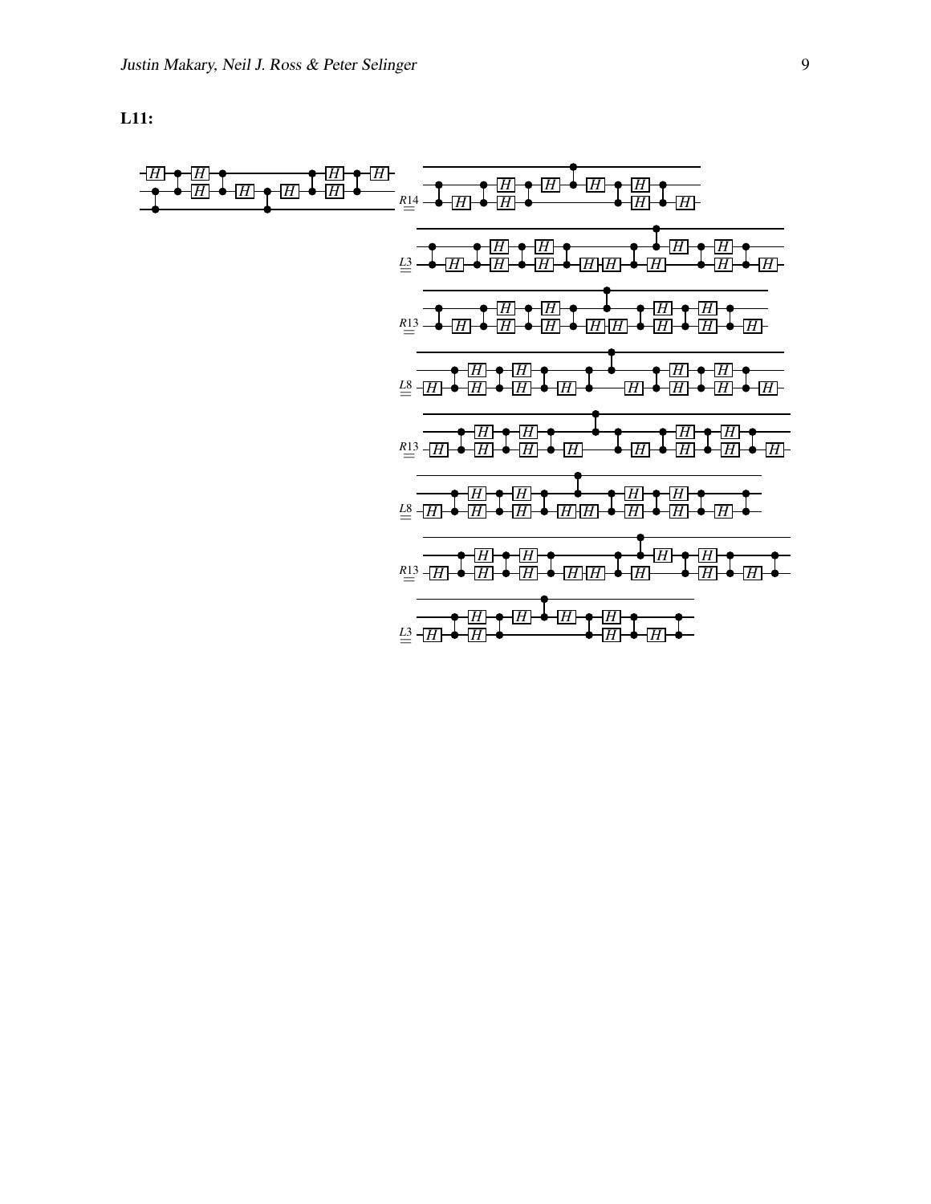**L11:**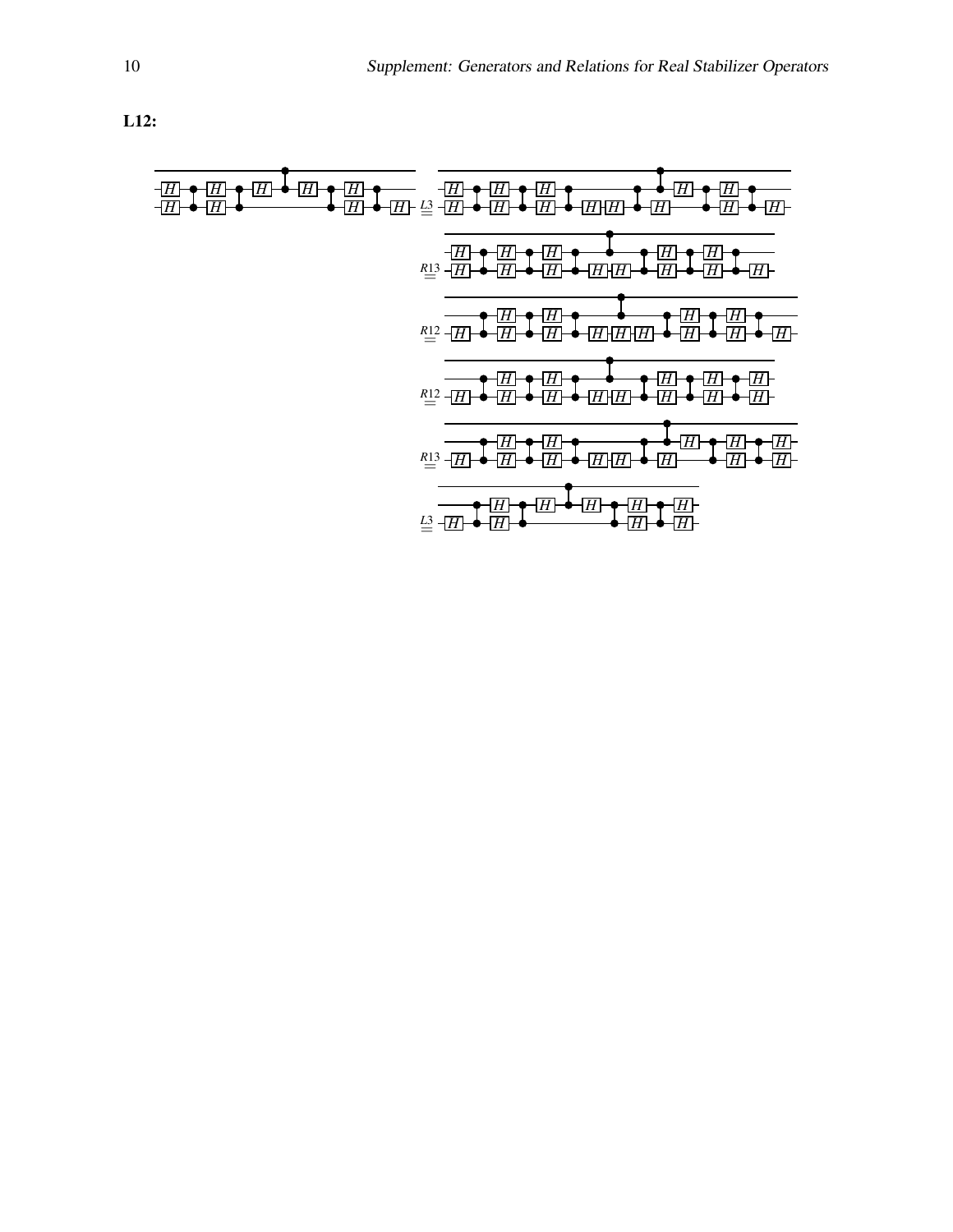**L12:**

$\overset{L3}{=}$

$\overset{R13}{=}$

$\overset{R12}{=}$

$\overset{R12}{=}$

$\overset{R13}{=}$

$\overset{L3}{=}$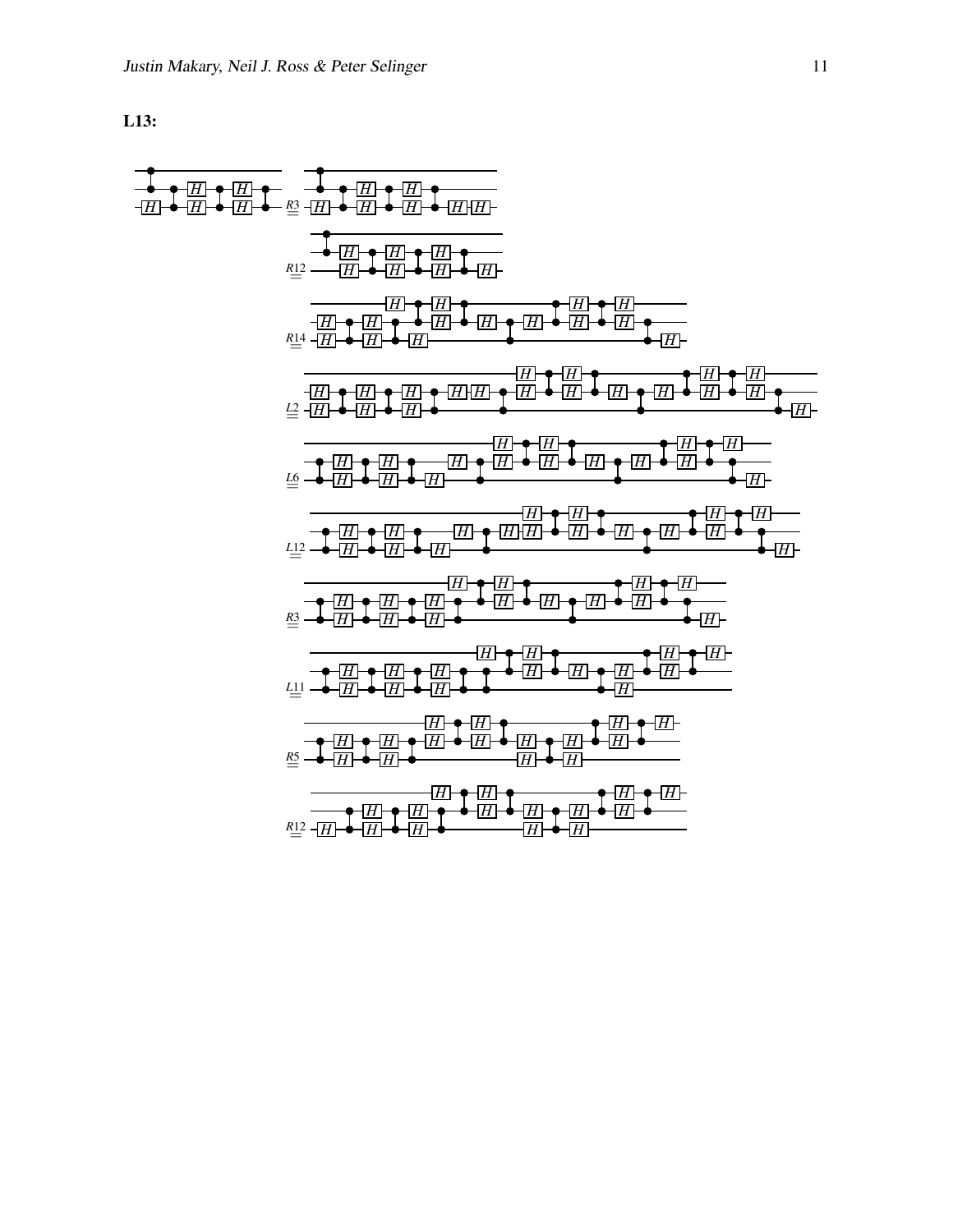**L13:**

$$\overset{R3}{=}$$

$$\overset{R12}{=}$$

$$\overset{R14}{=}$$

$$\overset{L2}{=}$$

$$\overset{L6}{=}$$

$$\overset{L12}{=}$$

$$\overset{R3}{=}$$

$$\overset{L11}{=}$$

$$\overset{R5}{=}$$

$$\overset{R12}{=}$$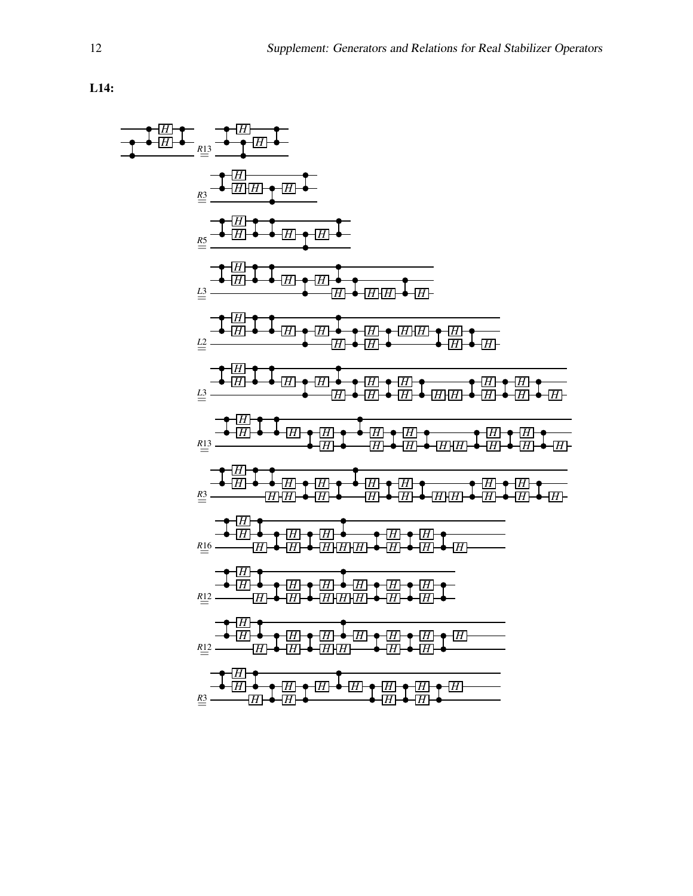**L14:**

$\overset{R13}{=}$

$\overset{R3}{=}$

$\overset{R5}{=}$

$\overset{L3}{=}$

$\overset{L2}{=}$

$\overset{L3}{=}$

$\overset{R13}{=}$

$\overset{R3}{=}$

$\overset{R16}{=}$

$\overset{R12}{=}$

$\overset{R12}{=}$

$\overset{R3}{=}$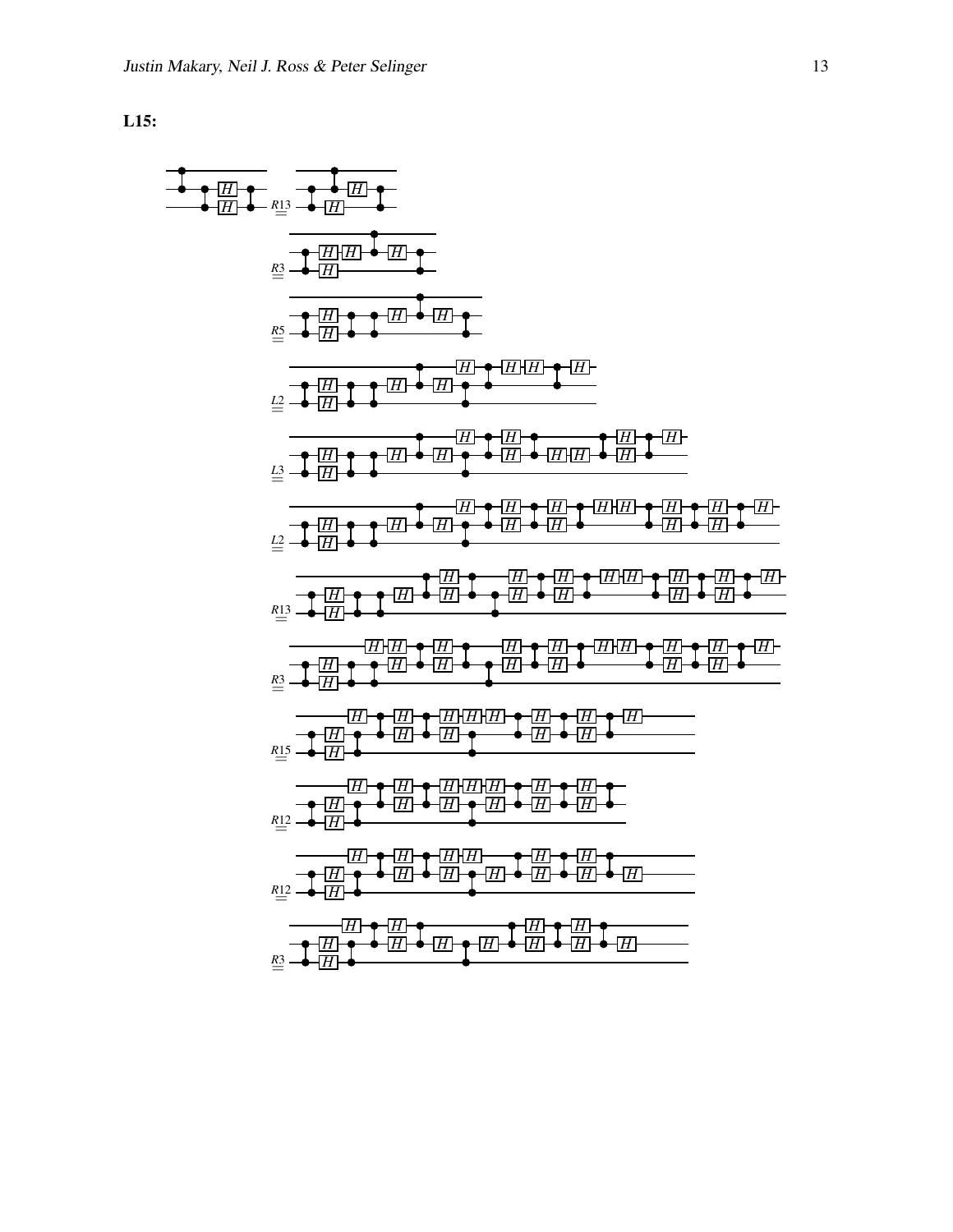**L15:**

$\overset{R13}{=}$

$\overset{R3}{=}$

$\overset{R5}{=}$

$\overset{L2}{=}$

$\overset{L3}{=}$

$\overset{L2}{=}$

$\overset{R13}{=}$

$\overset{R3}{=}$

$\overset{R15}{=}$

$\overset{R12}{=}$

$\overset{R12}{=}$

$\overset{R3}{=}$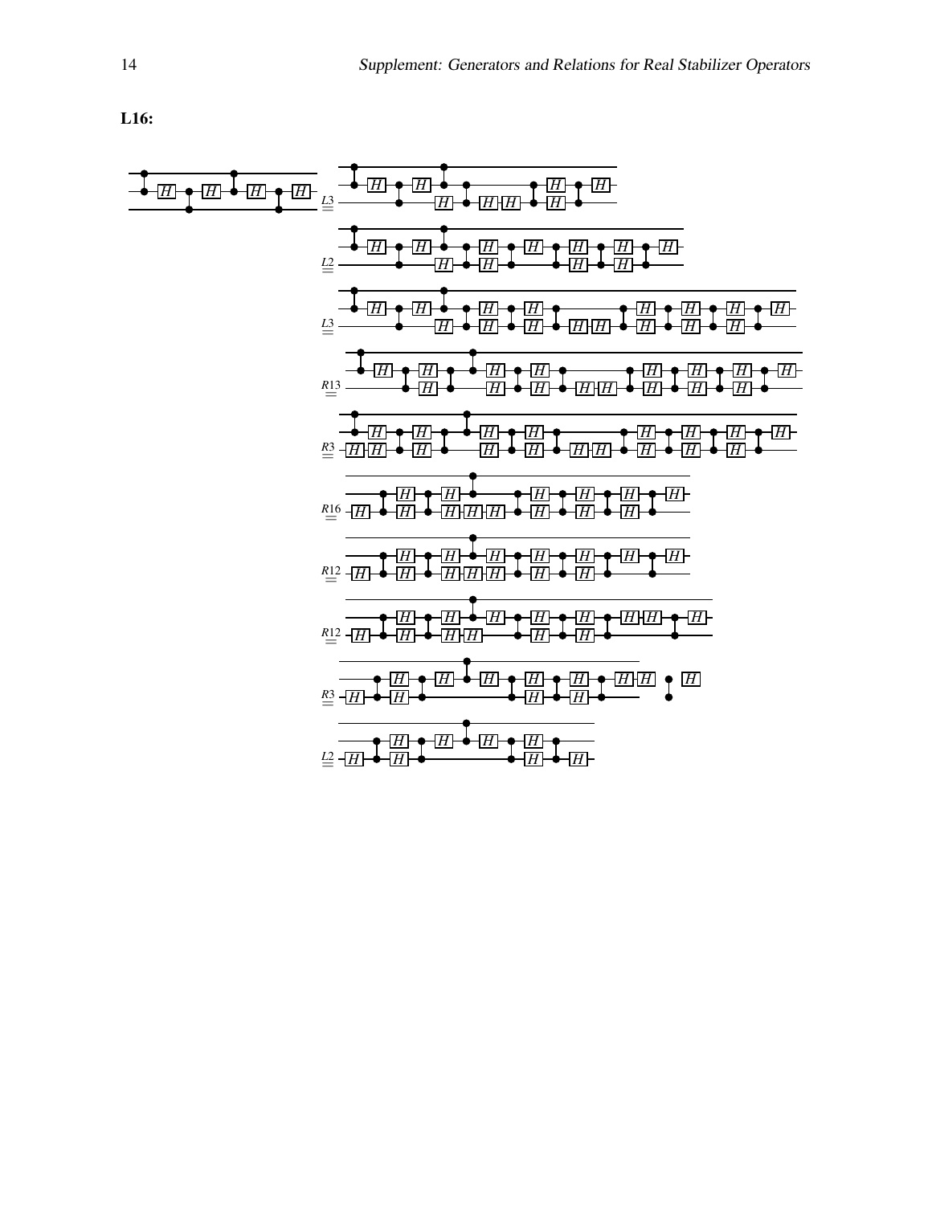**L16:**

$\overset{L3}{=}$

$\overset{L2}{=}$

$\overset{L3}{=}$

$\overset{R13}{=}$

$\overset{R3}{=}$

$\overset{R16}{=}$

$\overset{R12}{=}$

$\overset{R12}{=}$

$\overset{R3}{=}$

$\overset{L2}{=}$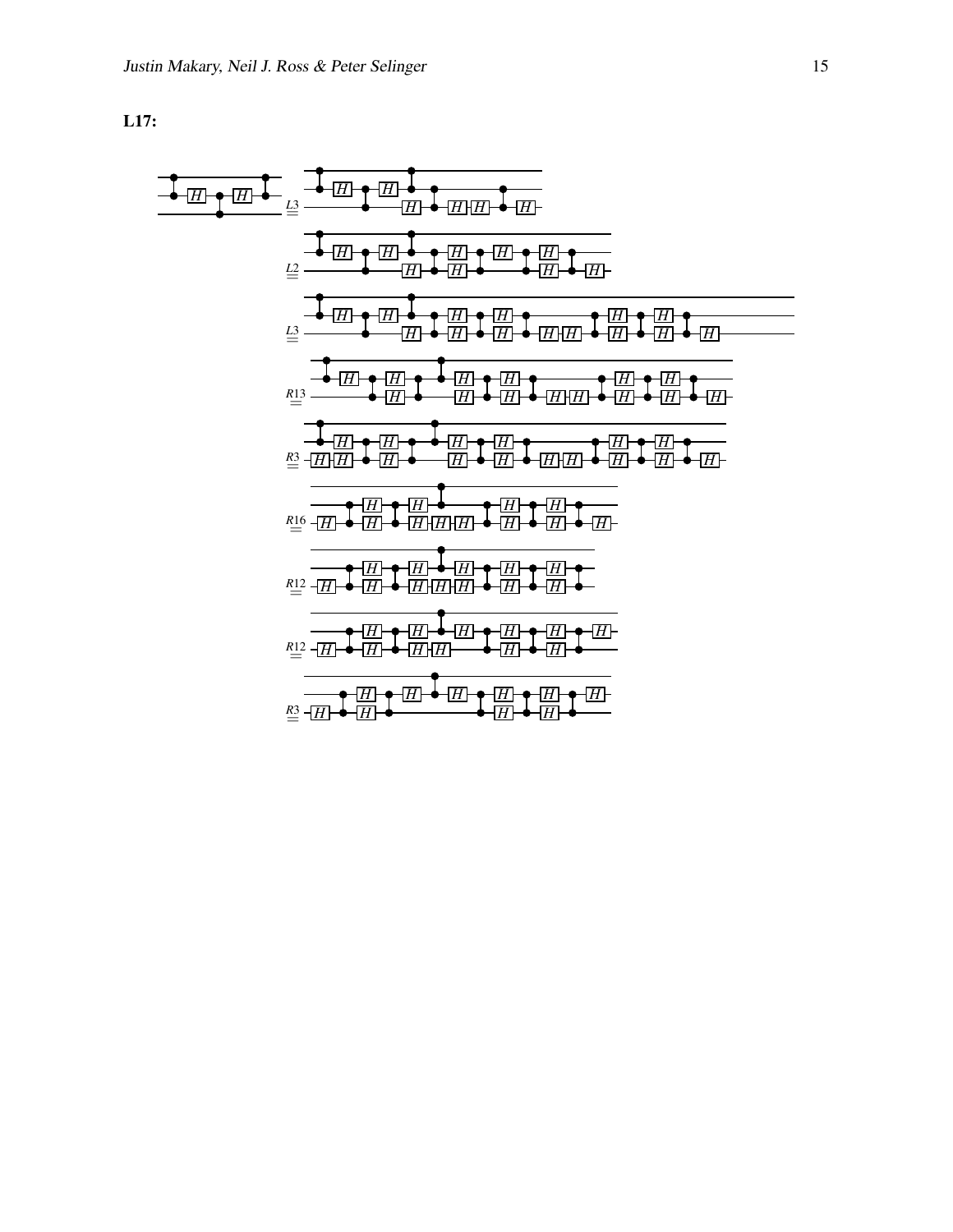**L17:**

$\overset{L3}{=}$

$\overset{L2}{=}$

$\overset{L3}{=}$

$\overset{R13}{=}$

$\overset{R3}{=}$

$\overset{R16}{=}$

$\overset{R12}{=}$

$\overset{R12}{=}$

$\overset{R3}{=}$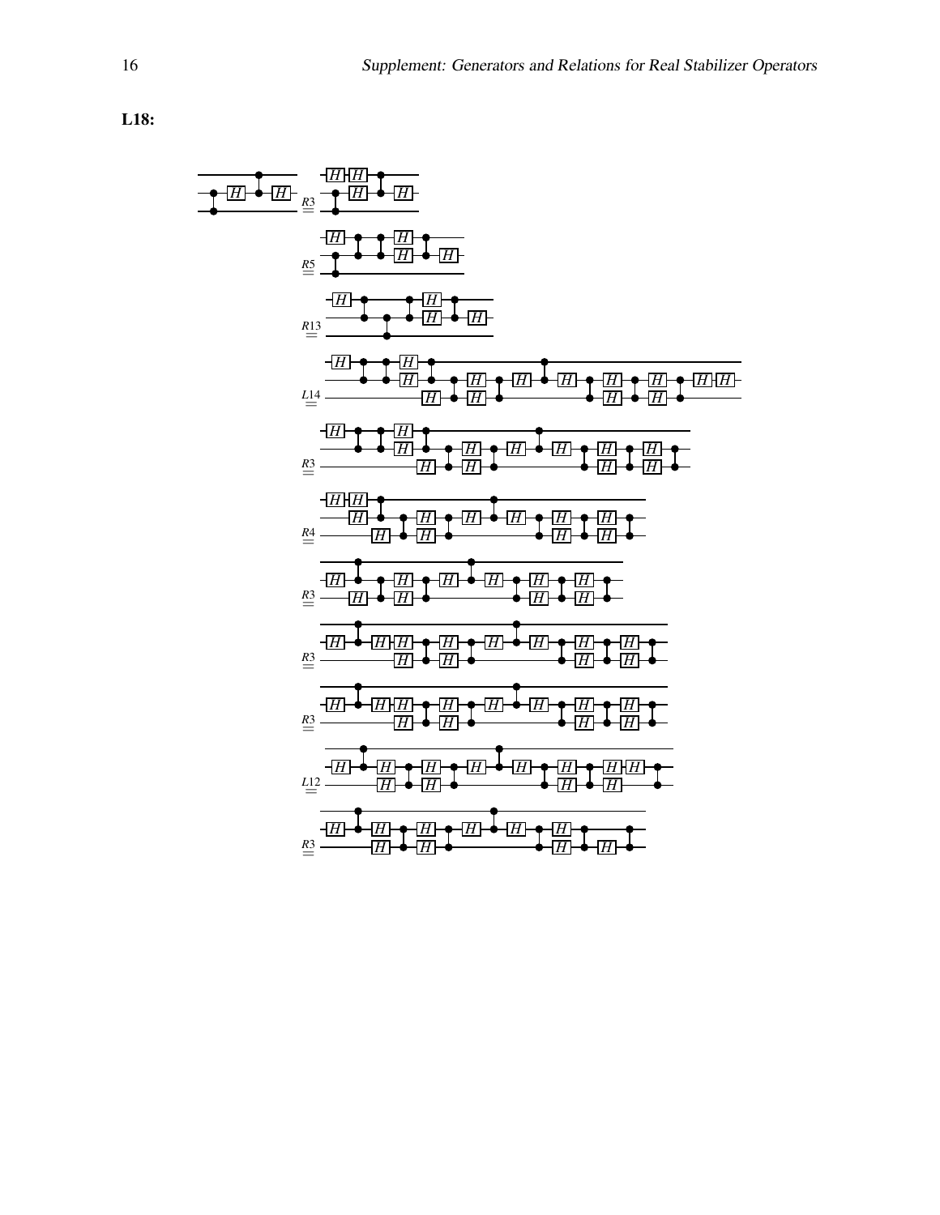**L18:**

$\overset{R3}{=}$

$\overset{R5}{=}$

$\overset{R13}{=}$

$\overset{L14}{=}$

$\overset{R3}{=}$

$\overset{R4}{=}$

$\overset{R3}{=}$

$\overset{R3}{=}$

$\overset{R3}{=}$

$\overset{L12}{=}$

$\overset{R3}{=}$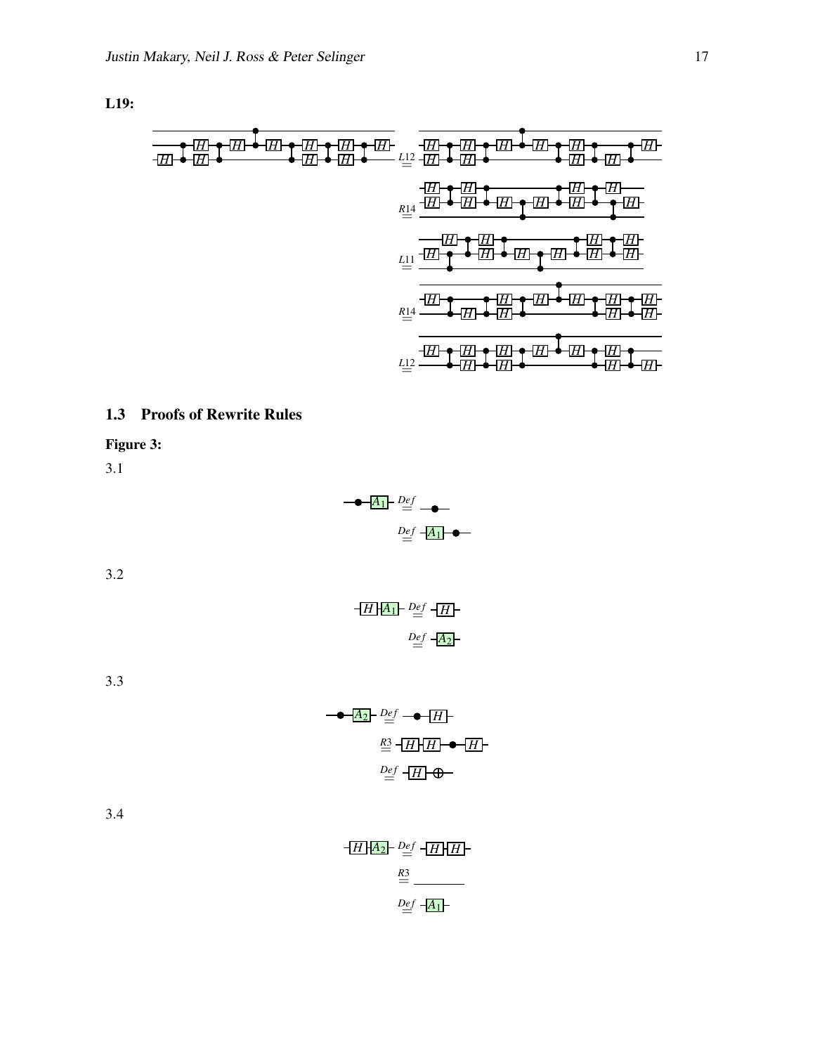**L19:**

## 1.3 Proofs of Rewrite Rules

**Figure 3:**

3.1

3.2

3.3

3.4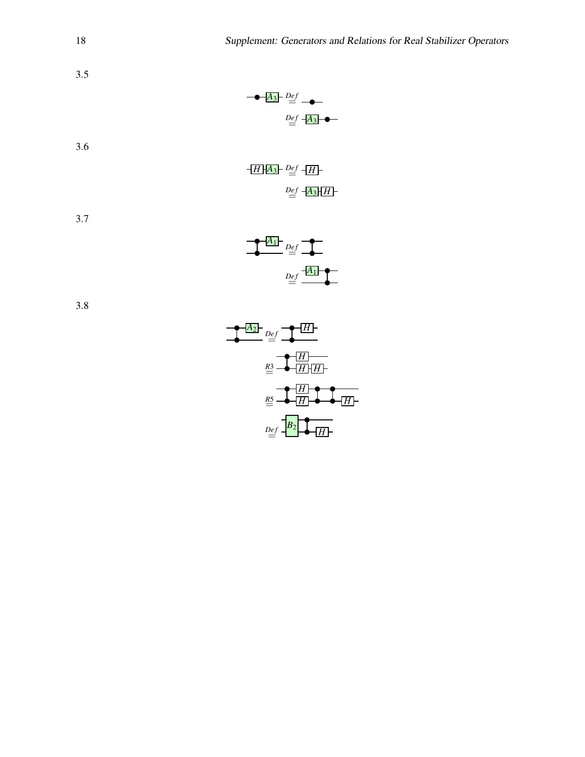3.5

3.6

3.7

3.8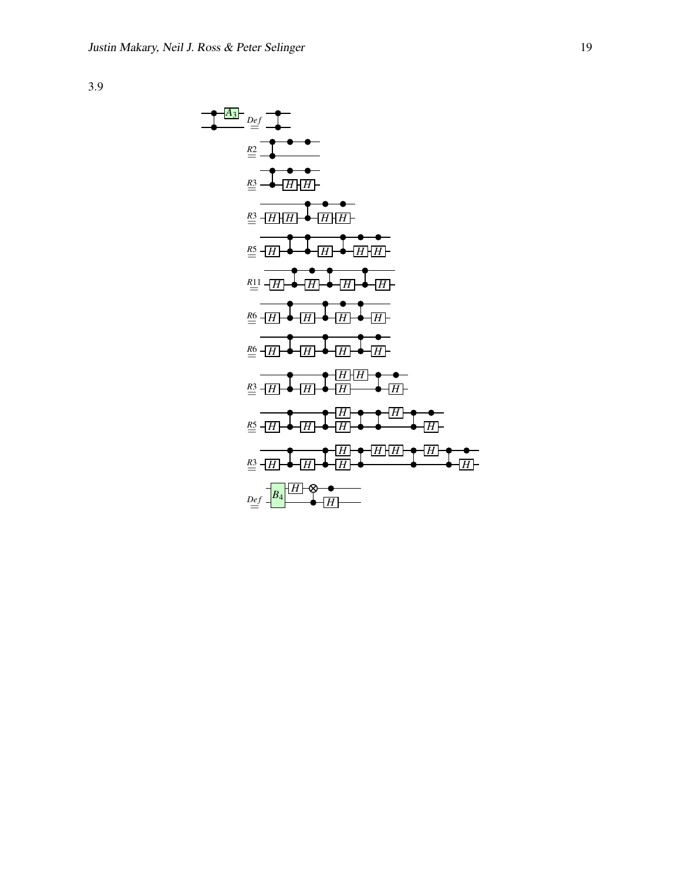3.9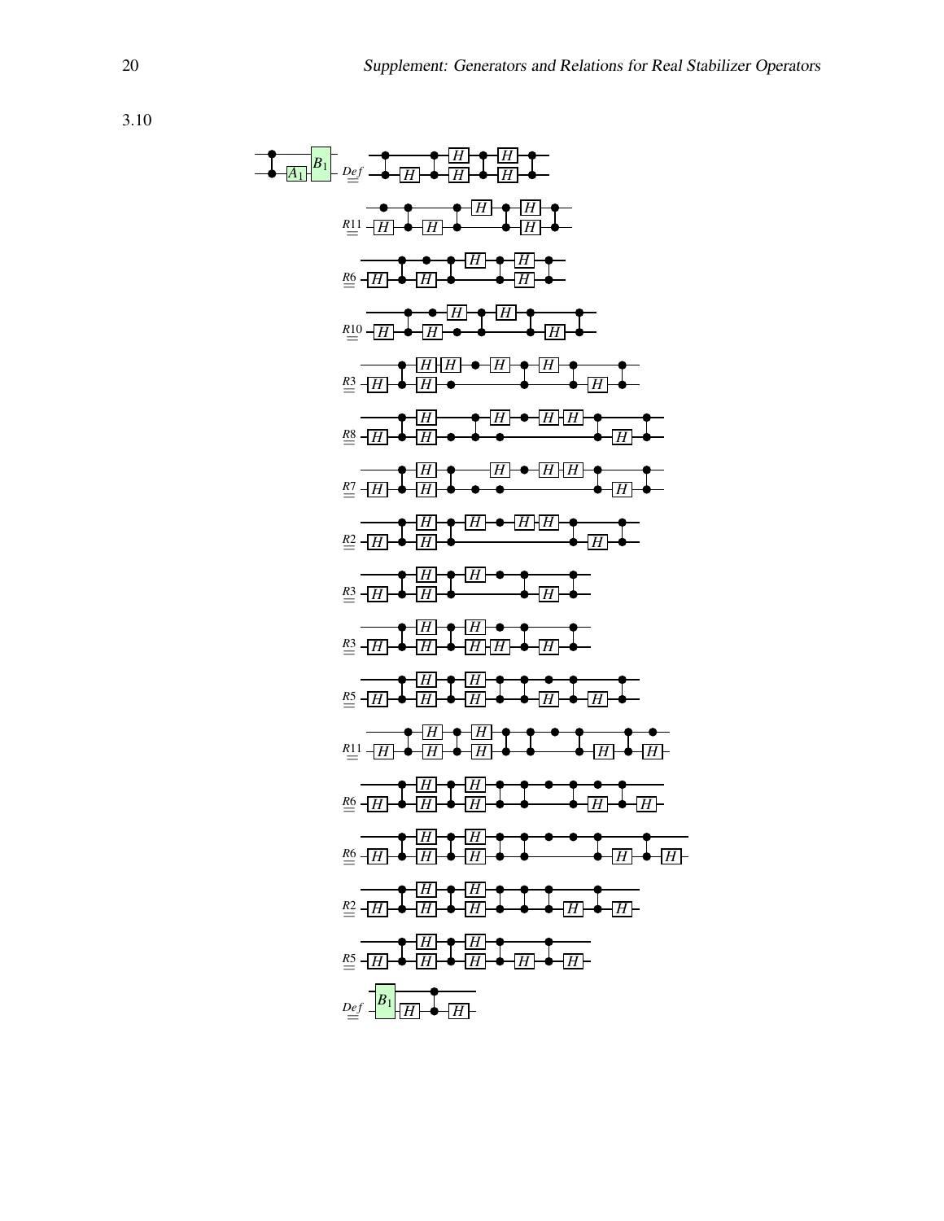3.10

$\overset{Def}{=}$

$\overset{R11}{=}$

$\overset{R6}{=}$

$\overset{R10}{=}$

$\overset{R3}{=}$

$\overset{R8}{=}$

$\overset{R7}{=}$

$\overset{R2}{=}$

$\overset{R3}{=}$

$\overset{R3}{=}$

$\overset{R5}{=}$

$\overset{R11}{=}$

$\overset{R6}{=}$

$\overset{R6}{=}$

$\overset{R2}{=}$

$\overset{R5}{=}$

$\overset{Def}{=}$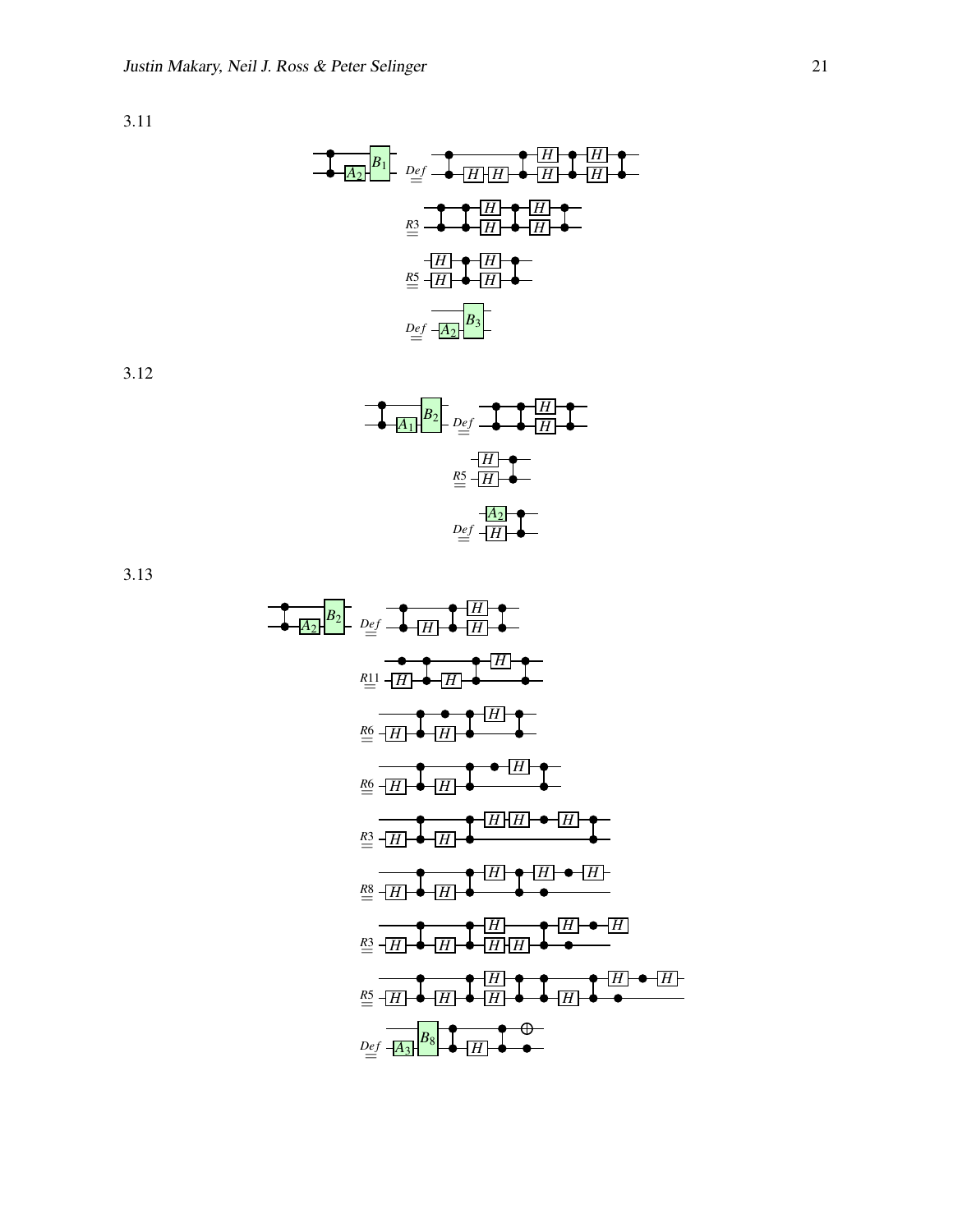3.11

$$\overset{Def}{=} \quad \overset{R3}{=} \quad \overset{R5}{=} \quad \overset{Def}{=}$$

3.12

$$\overset{Def}{=} \quad \overset{R5}{=} \quad \overset{Def}{=}$$

3.13

$$\overset{Def}{=} \quad \overset{R11}{=} \quad \overset{R6}{=} \quad \overset{R6}{=} \quad \overset{R3}{=} \quad \overset{R8}{=} \quad \overset{R3}{=} \quad \overset{R5}{=} \quad \overset{Def}{=}$$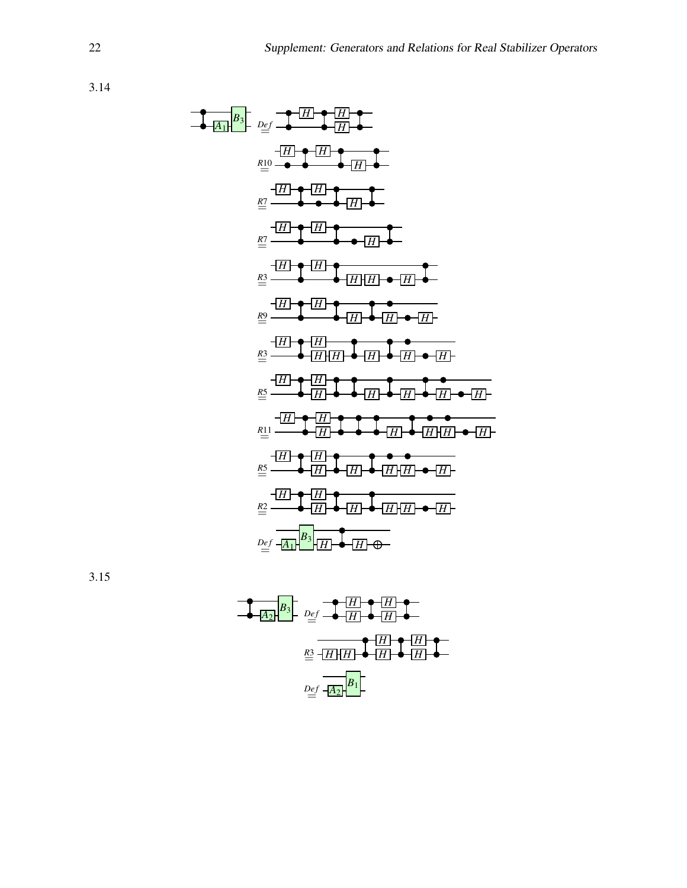3.14

$\stackrel{Def}{=}$

$\stackrel{R10}{=}$

$\stackrel{R7}{=}$

$\stackrel{R7}{=}$

$\stackrel{R3}{=}$

$\stackrel{R9}{=}$

$\stackrel{R3}{=}$

$\stackrel{R5}{=}$

$\stackrel{R11}{=}$

$\stackrel{R5}{=}$

$\stackrel{R2}{=}$

$\stackrel{Def}{=}$

3.15

$\stackrel{Def}{=}$

$\stackrel{R3}{=}$

$\stackrel{Def}{=}$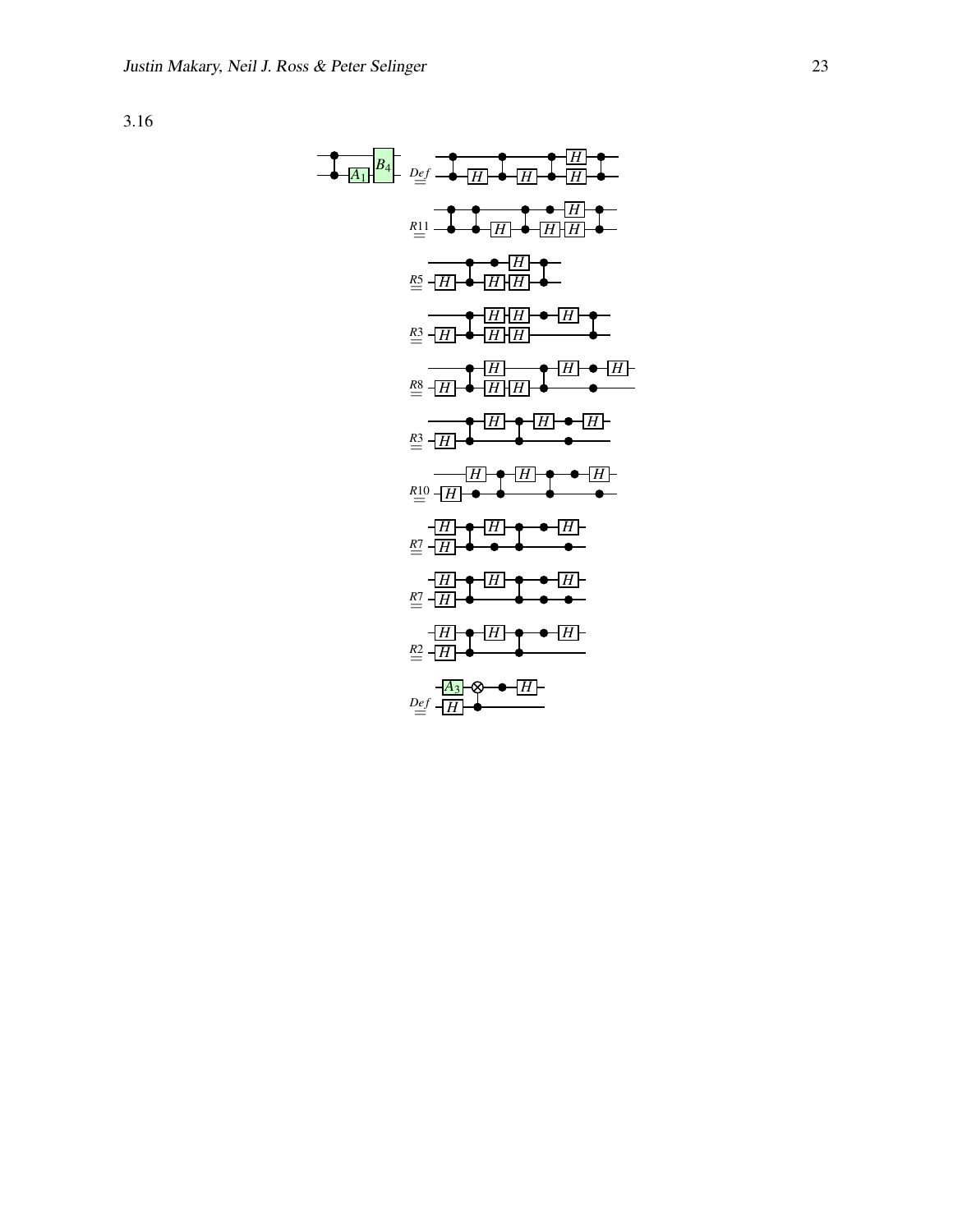3.16

$\stackrel{Def}{=}$

$\stackrel{R11}{=}$

$\stackrel{R5}{=}$

$\stackrel{R3}{=}$

$\stackrel{R8}{=}$

$\stackrel{R3}{=}$

$\stackrel{R10}{=}$

$\stackrel{R7}{=}$

$\stackrel{R7}{=}$

$\stackrel{R2}{=}$

$\stackrel{Def}{=}$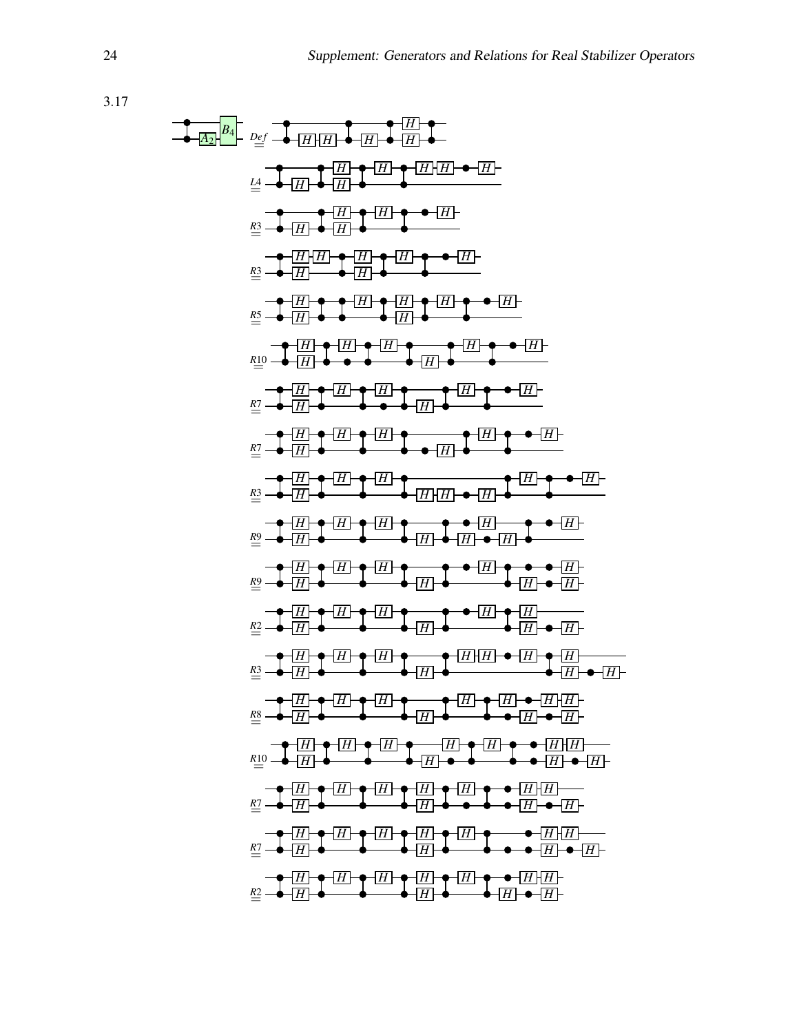3.17

$$\overset{Def}{=} \quad \overset{L4}{=} \quad \overset{R3}{=} \quad \overset{R3}{=} \quad \overset{R5}{=} \quad \overset{R10}{=} \quad \overset{R7}{=} \quad \overset{R7}{=} \quad \overset{R3}{=} \quad \overset{R9}{=} \quad \overset{R9}{=} \quad \overset{R2}{=} \quad \overset{R3}{=} \quad \overset{R8}{=} \quad \overset{R10}{=} \quad \overset{R7}{=} \quad \overset{R7}{=} \quad \overset{R2}{=}$$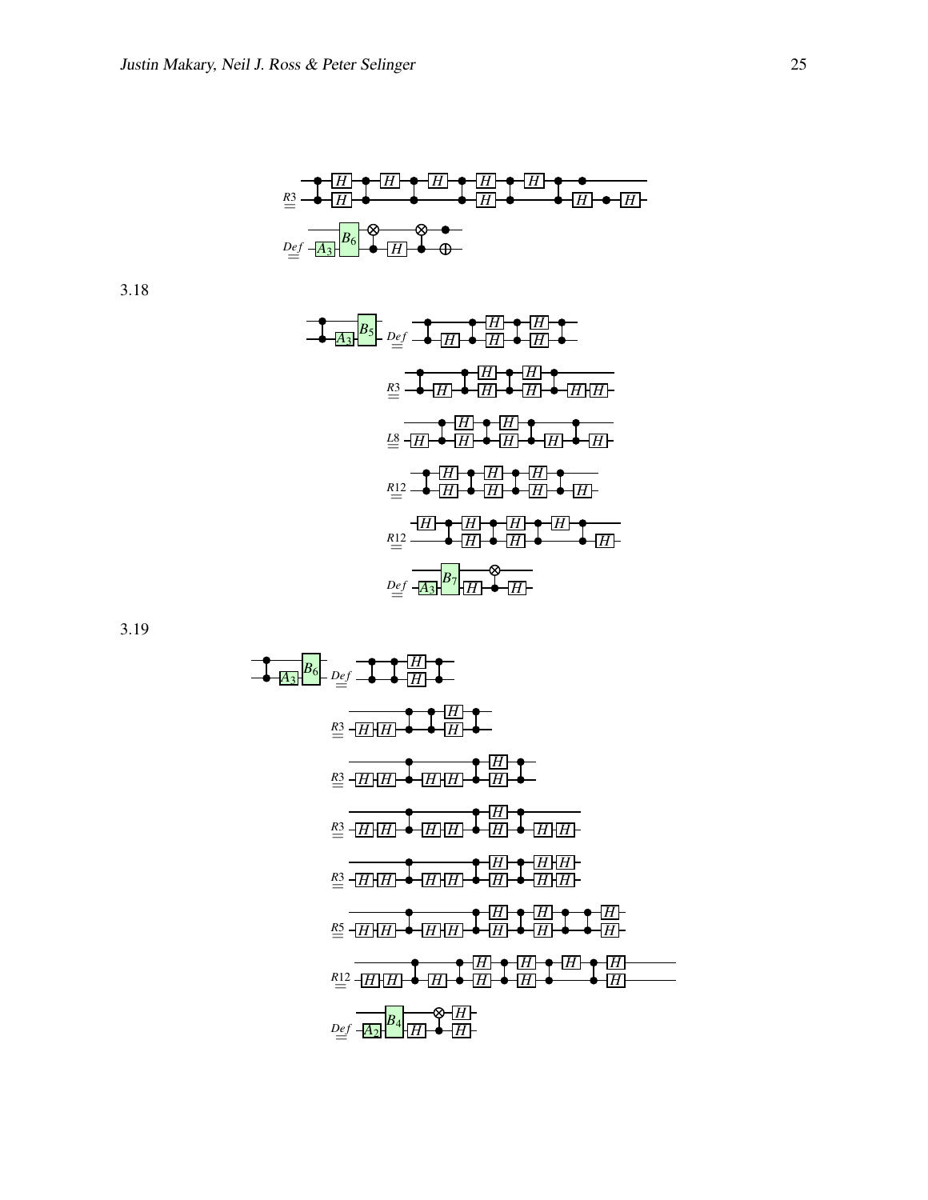$\overset{R3}{=}$

$\overset{Def}{=}$

3.18

$\overset{Def}{=}$

$\overset{R3}{=}$

$\overset{L8}{=}$

$\overset{R12}{=}$

$\overset{R12}{=}$

$\overset{Def}{=}$

3.19

$\overset{Def}{=}$

$\overset{R3}{=}$

$\overset{R3}{=}$

$\overset{R3}{=}$

$\overset{R3}{=}$

$\overset{R5}{=}$

$\overset{R12}{=}$

$\overset{Def}{=}$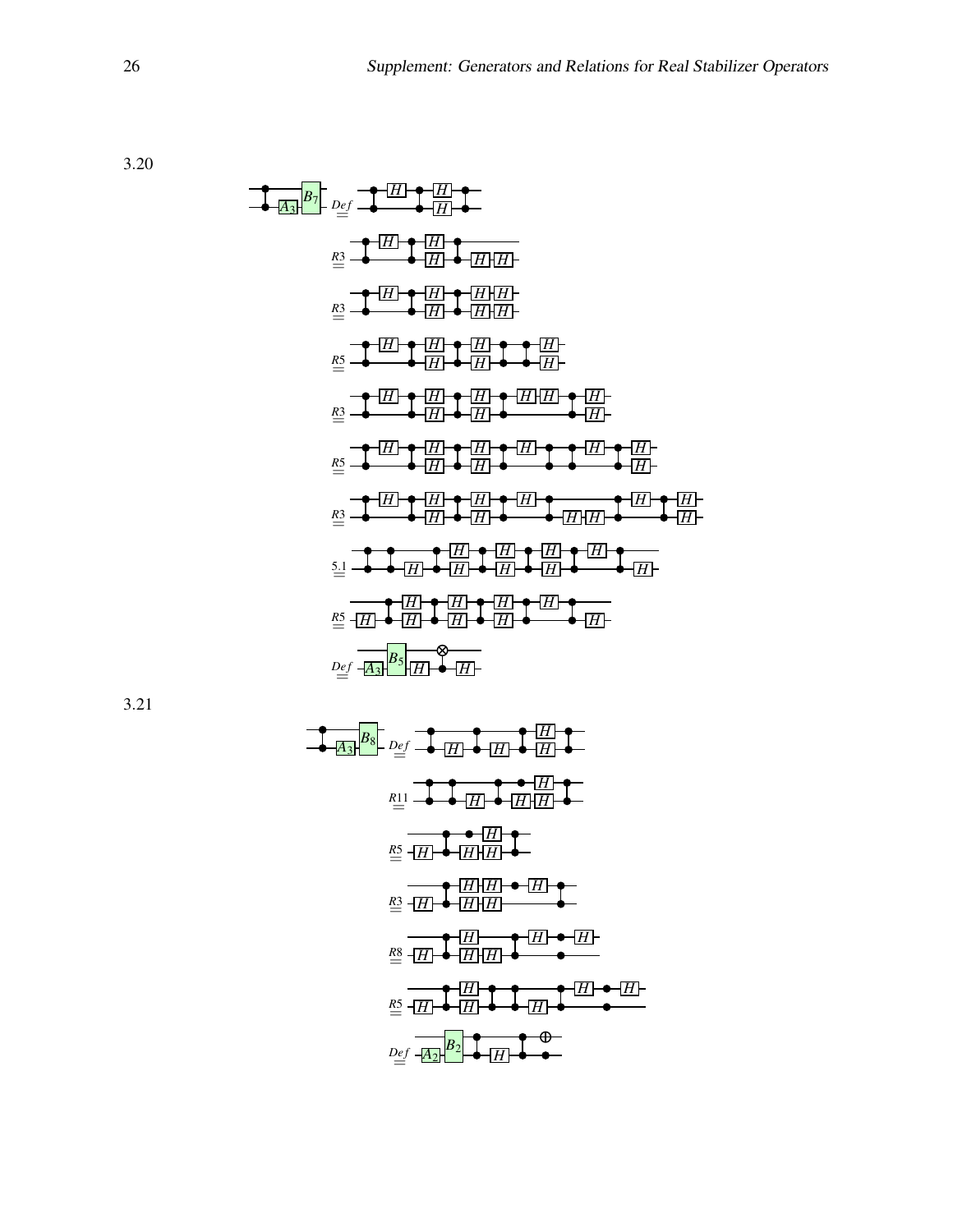3.20

$$\overset{Def}{=} \quad \overset{R3}{=} \quad \overset{R3}{=} \quad \overset{R5}{=} \quad \overset{R3}{=} \quad \overset{R5}{=} \quad \overset{R3}{=} \quad \overset{5.1}{=} \quad \overset{R5}{=} \quad \overset{Def}{=}$$

3.21

$$\overset{Def}{=} \quad \overset{R11}{=} \quad \overset{R5}{=} \quad \overset{R3}{=} \quad \overset{R8}{=} \quad \overset{R5}{=} \quad \overset{Def}{=}$$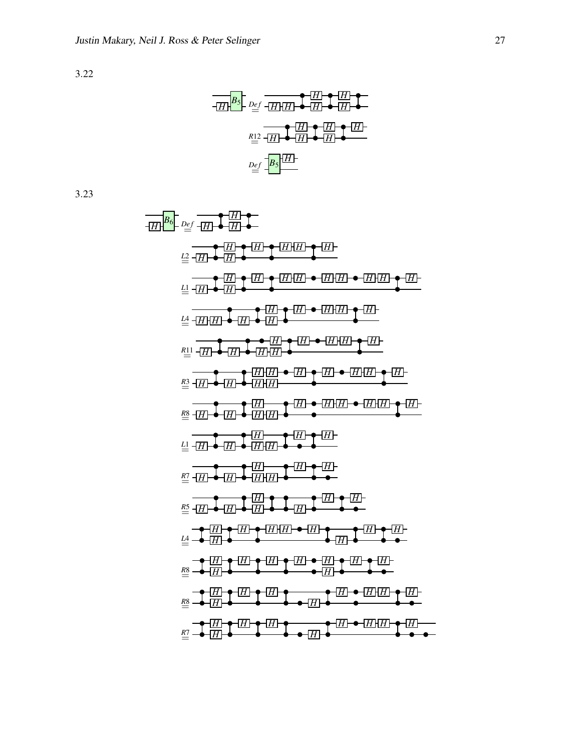3.22

$$\overset{Def}{=} \quad \overset{R12}{=} \quad \overset{Def}{=}$$

3.23

$$\overset{Def}{=} \quad \overset{L2}{=} \quad \overset{L1}{=} \quad \overset{L4}{=} \quad \overset{R11}{=} \quad \overset{R3}{=} \quad \overset{R8}{=} \quad \overset{L1}{=} \quad \overset{R7}{=} \quad \overset{R5}{=} \quad \overset{L4}{=} \quad \overset{R8}{=} \quad \overset{R8}{=} \quad \overset{R7}{=}$$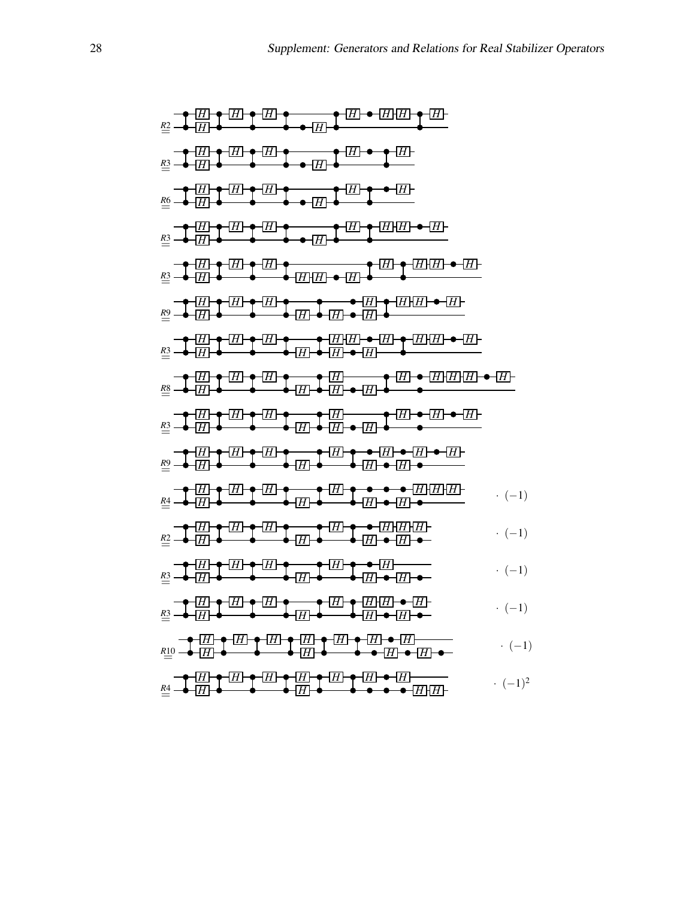$\overset{R2}{=}$

$\overset{R3}{=}$

$\overset{R6}{=}$

$\overset{R3}{=}$

$\overset{R3}{=}$

$\overset{R9}{=}$

$\overset{R3}{=}$

$\overset{R8}{=}$

$\overset{R3}{=}$

$\overset{R9}{=}$

$\overset{R4}{=}$ $\cdot\ (-1)$

$\overset{R2}{=}$ $\cdot\ (-1)$

$\overset{R3}{=}$ $\cdot\ (-1)$

$\overset{R3}{=}$ $\cdot\ (-1)$

$\overset{R10}{=}$ $\cdot\ (-1)$

$\overset{R4}{=}$ $\cdot\ (-1)^2$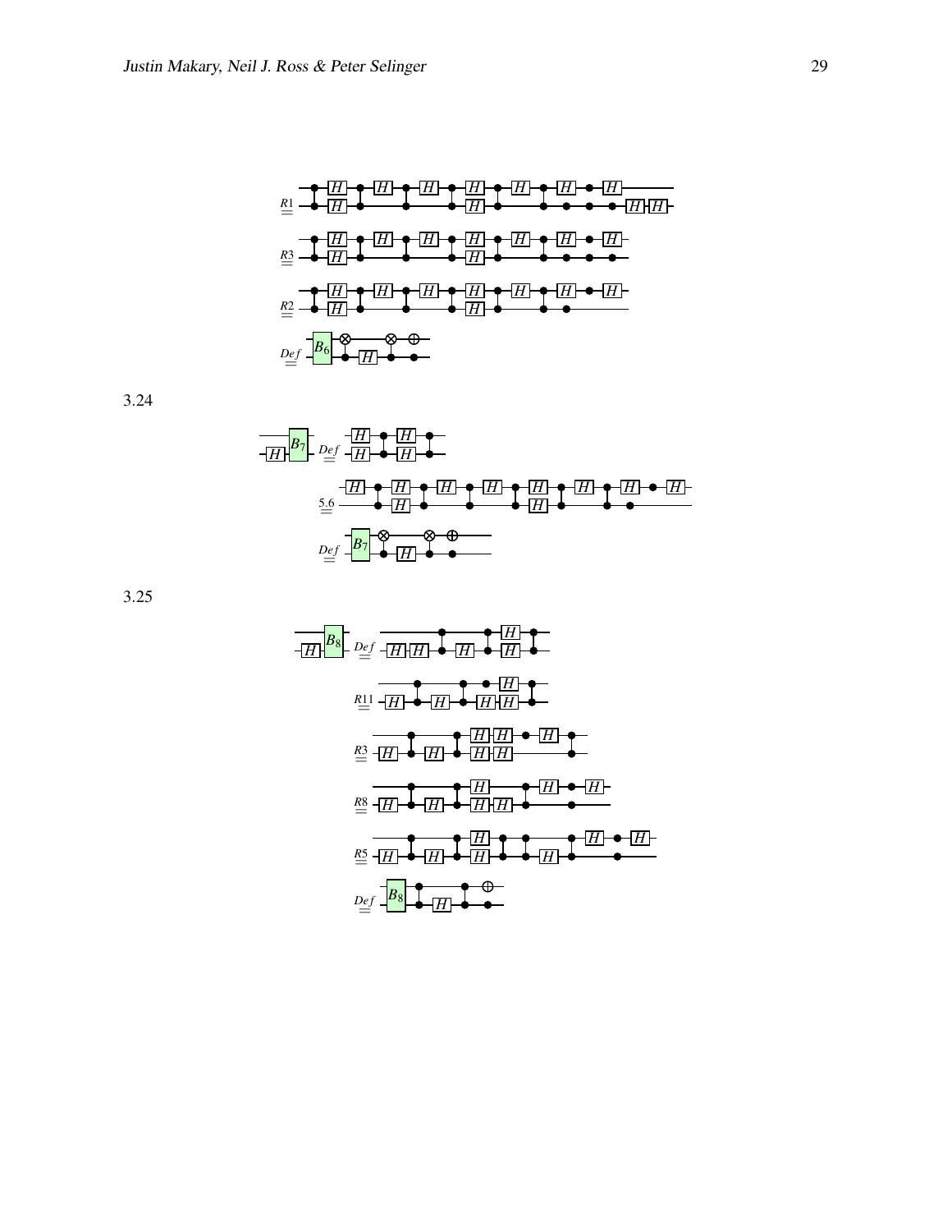$\overset{R1}{=}$

$\overset{R3}{=}$

$\overset{R2}{=}$

$\overset{Def}{=}$

3.24

$\overset{Def}{=}$

$\overset{5.6}{=}$

$\overset{Def}{=}$

3.25

$\overset{Def}{=}$

$\overset{R11}{=}$

$\overset{R3}{=}$

$\overset{R8}{=}$

$\overset{R5}{=}$

$\overset{Def}{=}$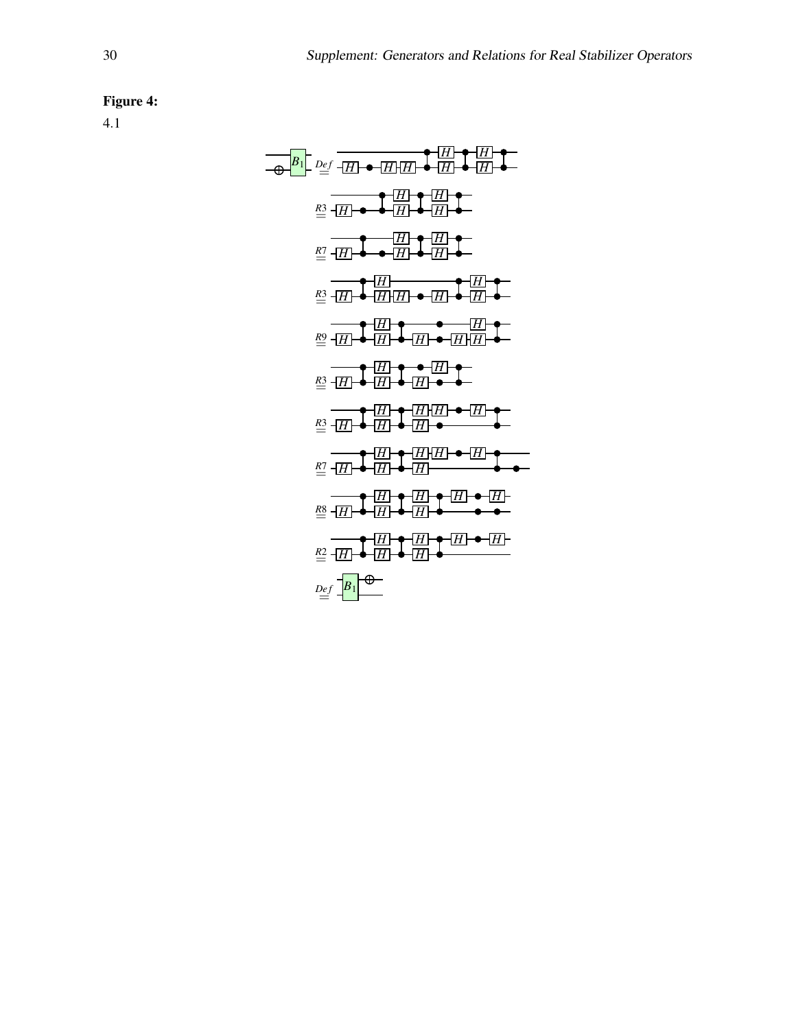**Figure 4:**

4.1

$\overset{Def}{=}$

$\overset{R3}{=}$

$\overset{R7}{=}$

$\overset{R3}{=}$

$\overset{R9}{=}$

$\overset{R3}{=}$

$\overset{R3}{=}$

$\overset{R7}{=}$

$\overset{R8}{=}$

$\overset{R2}{=}$

$\overset{Def}{=}$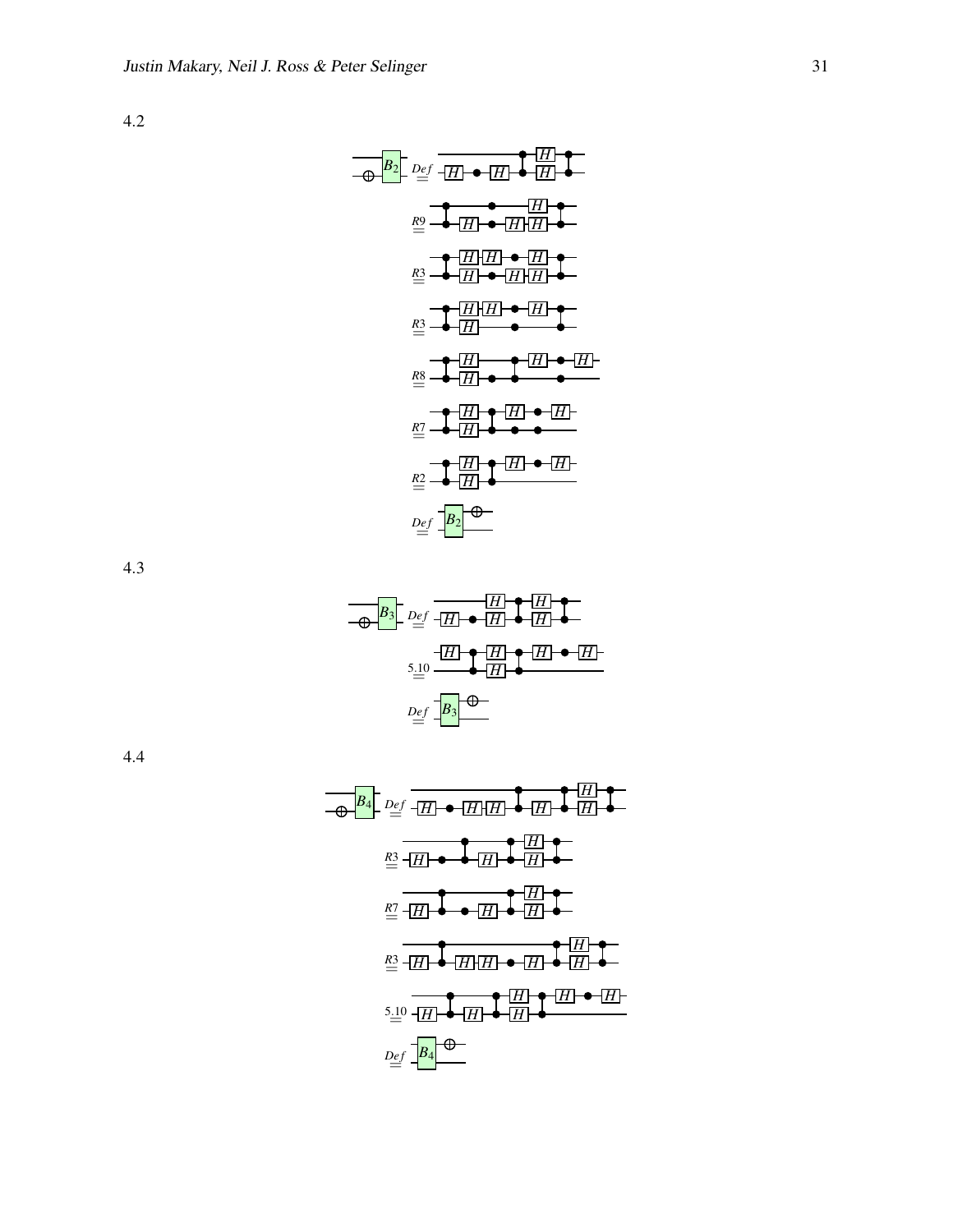4.2

4.3

4.4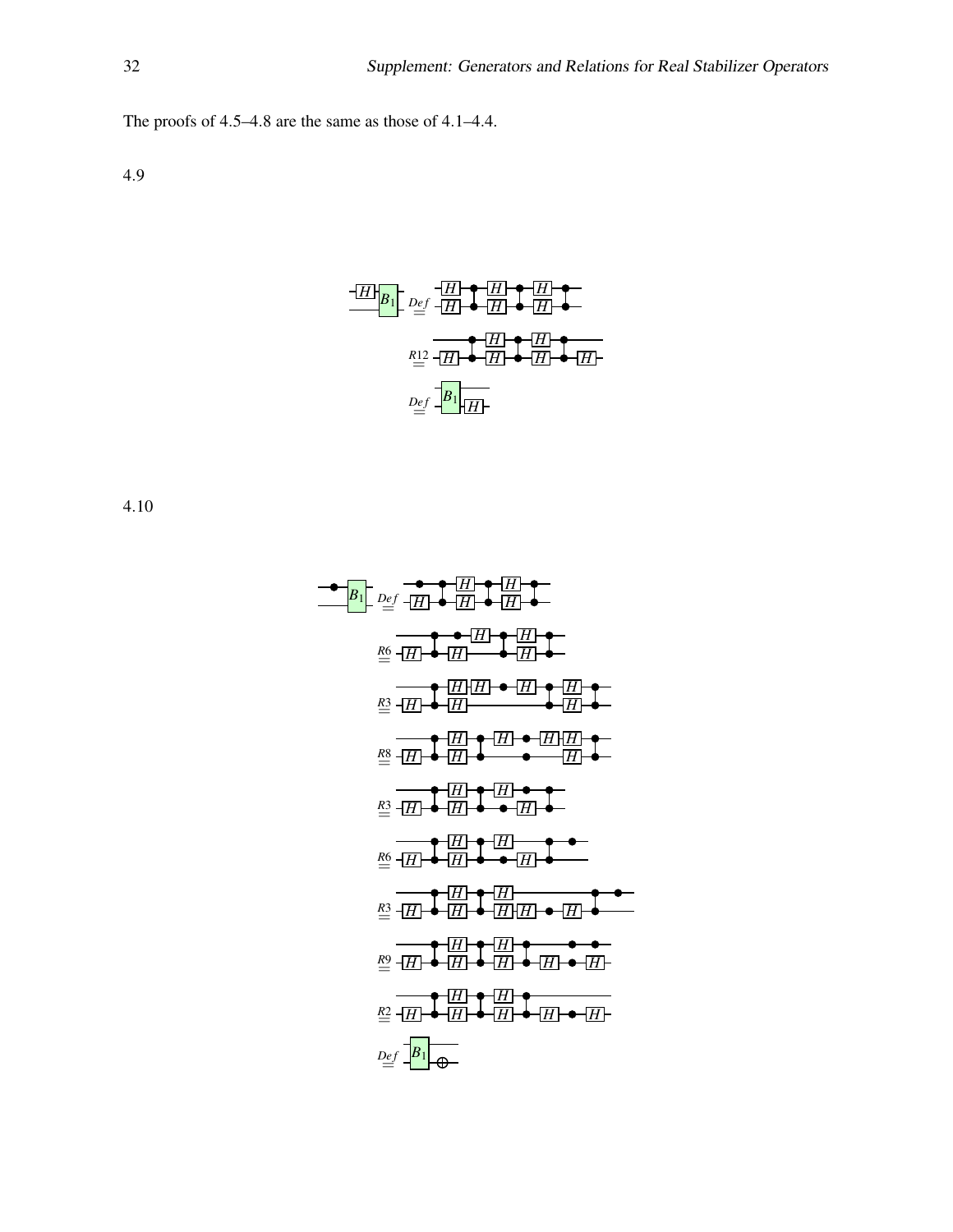The proofs of 4.5–4.8 are the same as those of 4.1–4.4.

4.9

4.10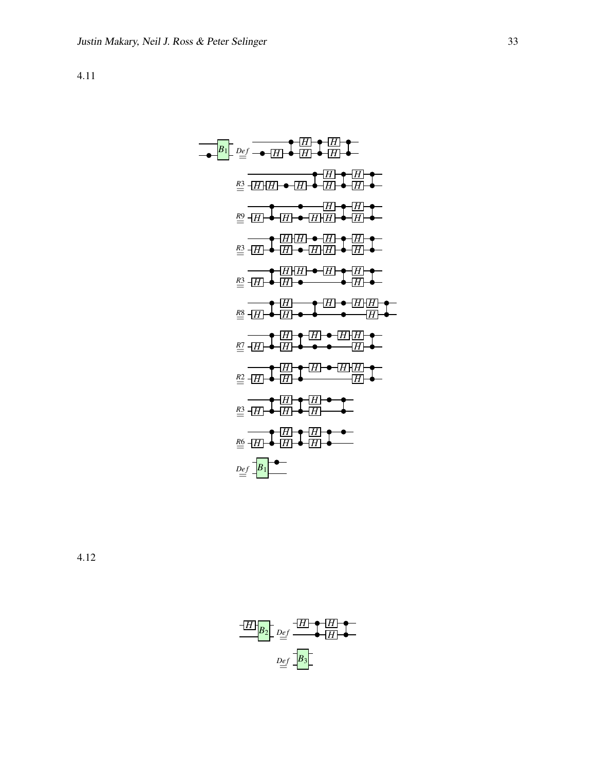4.11

$\overset{Def}{=}$

$\overset{R3}{=}$

$\overset{R9}{=}$

$\overset{R3}{=}$

$\overset{R3}{=}$

$\overset{R8}{=}$

$\overset{R7}{=}$

$\overset{R2}{=}$

$\overset{R3}{=}$

$\overset{R6}{=}$

$\overset{Def}{=}$

4.12

$\overset{Def}{=}$

$\overset{Def}{=}$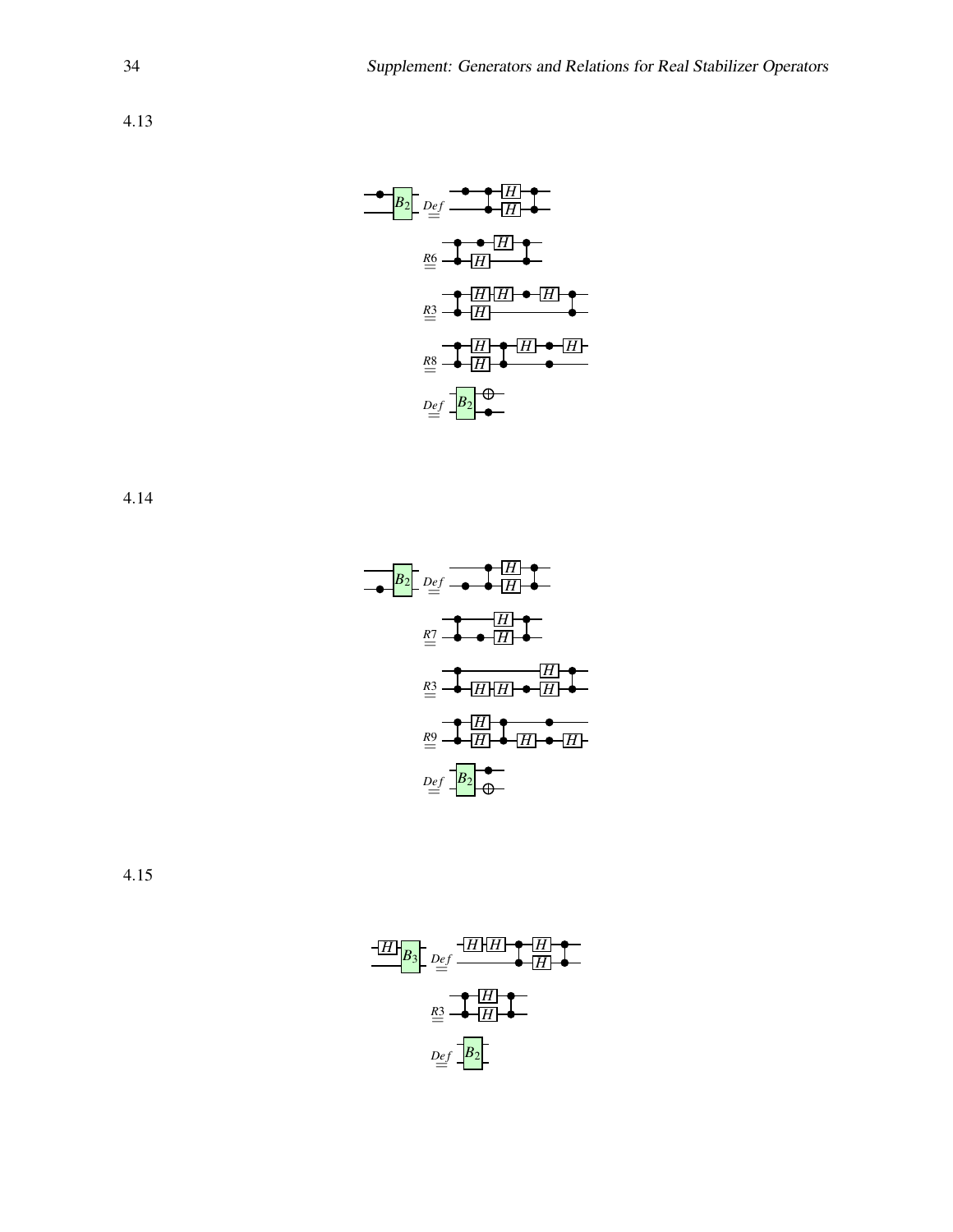4.13

$\overset{Def}{=}$

$\overset{R6}{=}$

$\overset{R3}{=}$

$\overset{R8}{=}$

$\overset{Def}{=}$

4.14

$\overset{Def}{=}$

$\overset{R7}{=}$

$\overset{R3}{=}$

$\overset{R9}{=}$

$\overset{Def}{=}$

4.15

$\overset{Def}{=}$

$\overset{R3}{=}$

$\overset{Def}{=}$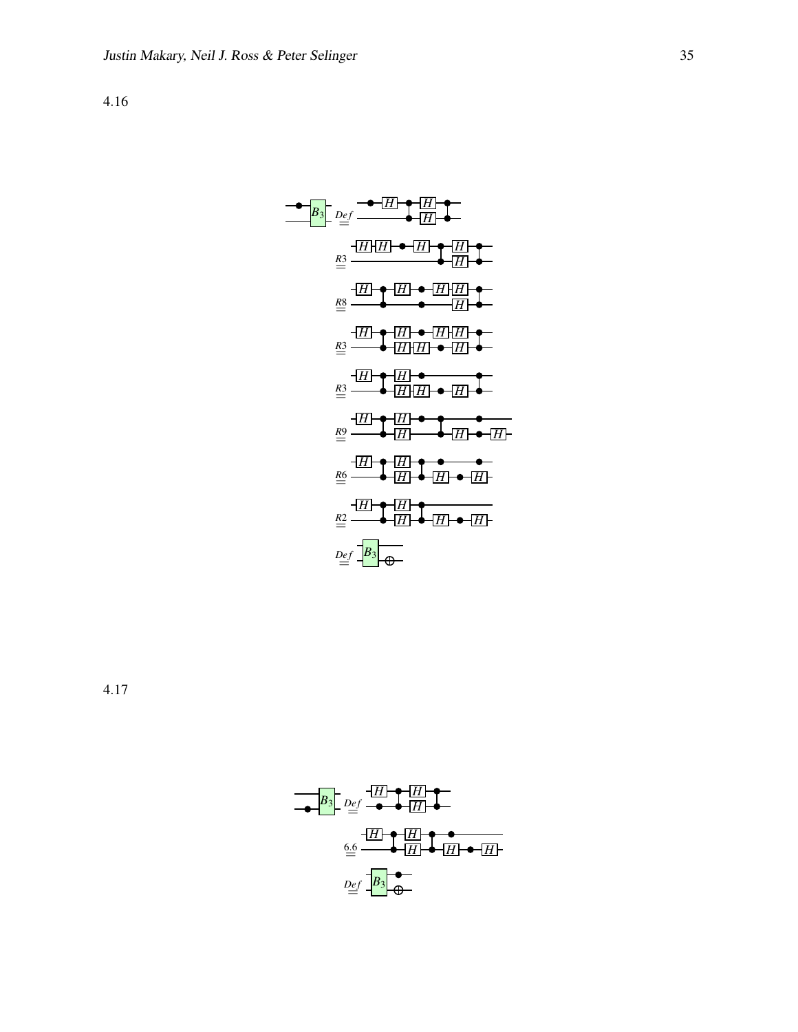4.16

4.17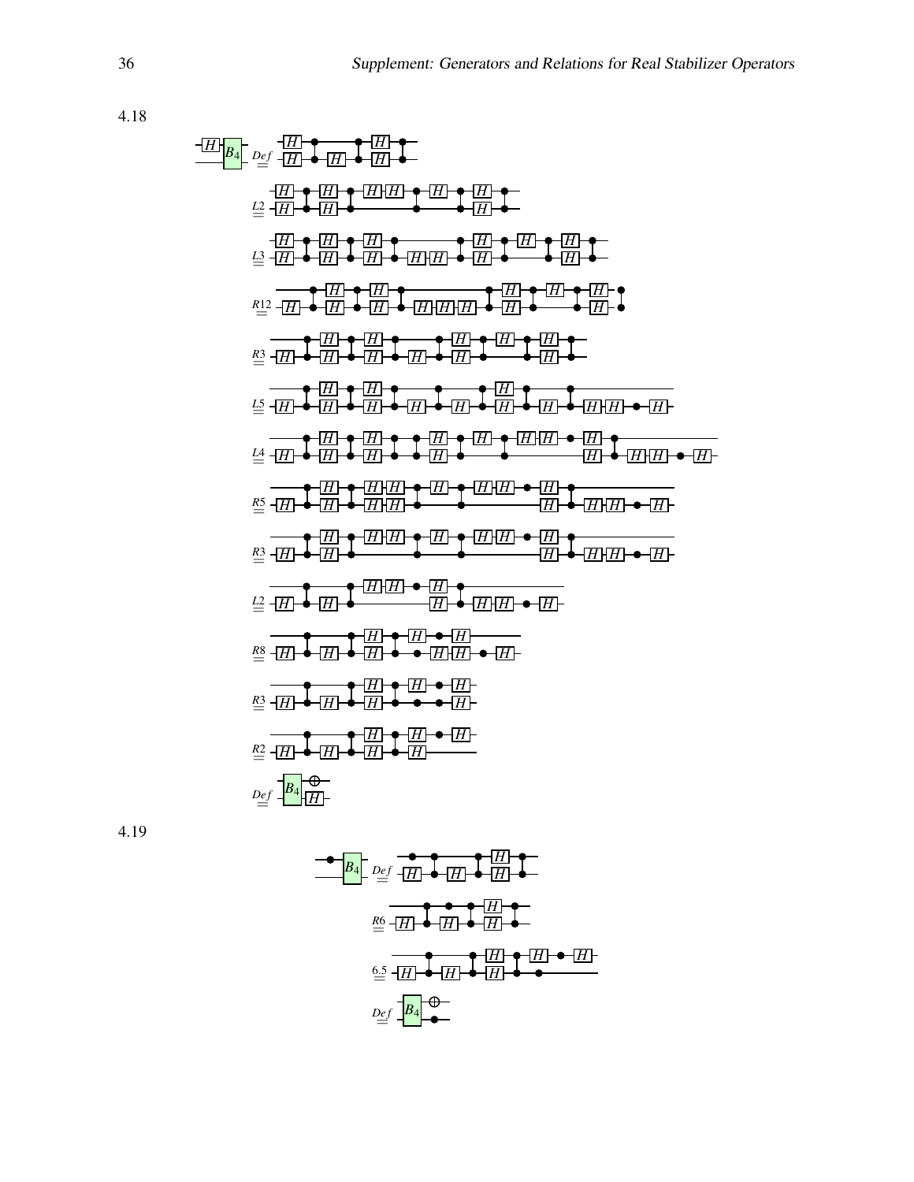4.18

$\overset{Def}{=}$

$\overset{L2}{=}$

$\overset{L3}{=}$

$\overset{R12}{=}$

$\overset{R3}{=}$

$\overset{L5}{=}$

$\overset{L4}{=}$

$\overset{R5}{=}$

$\overset{R3}{=}$

$\overset{L2}{=}$

$\overset{R8}{=}$

$\overset{R3}{=}$

$\overset{R2}{=}$

$\overset{Def}{=}$

4.19

$\overset{Def}{=}$

$\overset{R6}{=}$

$\overset{6.5}{=}$

$\overset{Def}{=}$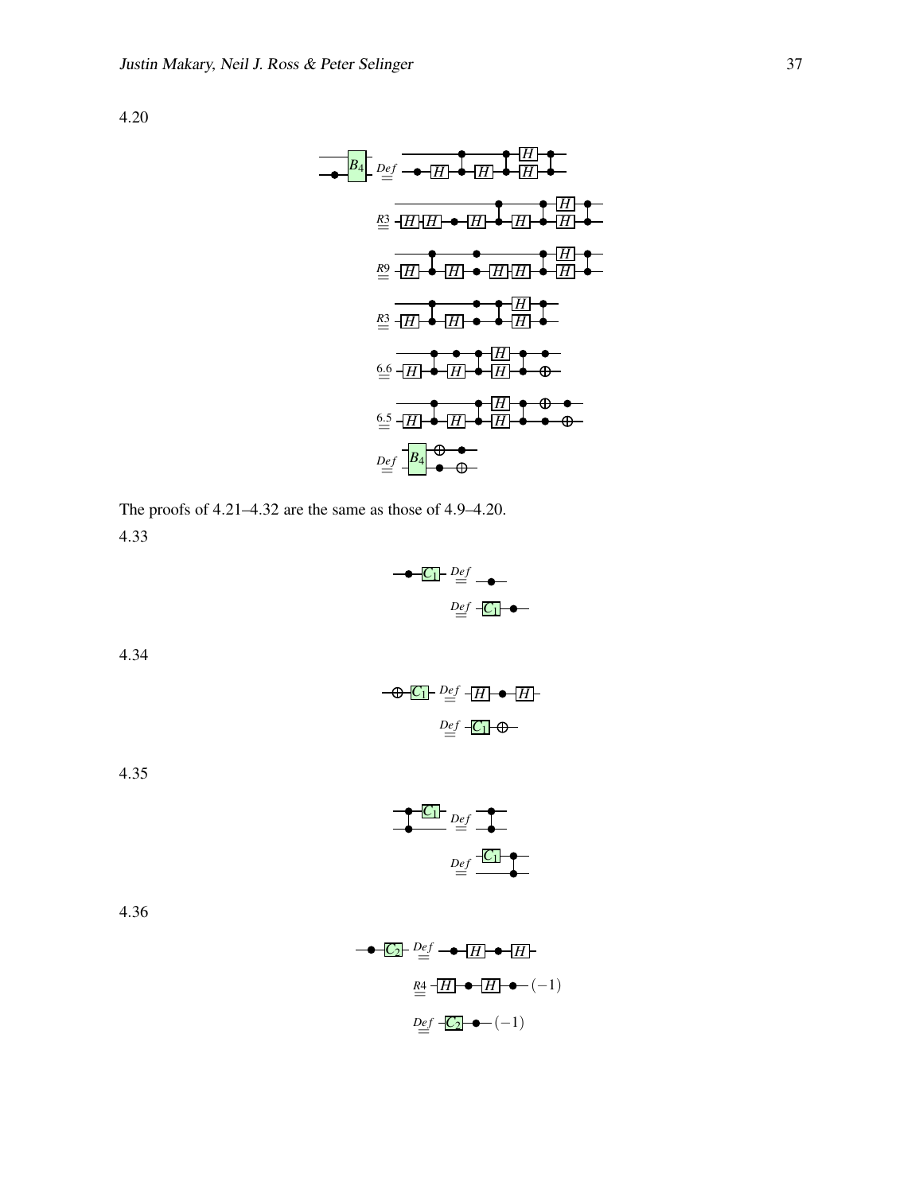4.20

The proofs of 4.21–4.32 are the same as those of 4.9–4.20.

4.33

4.34

4.35

4.36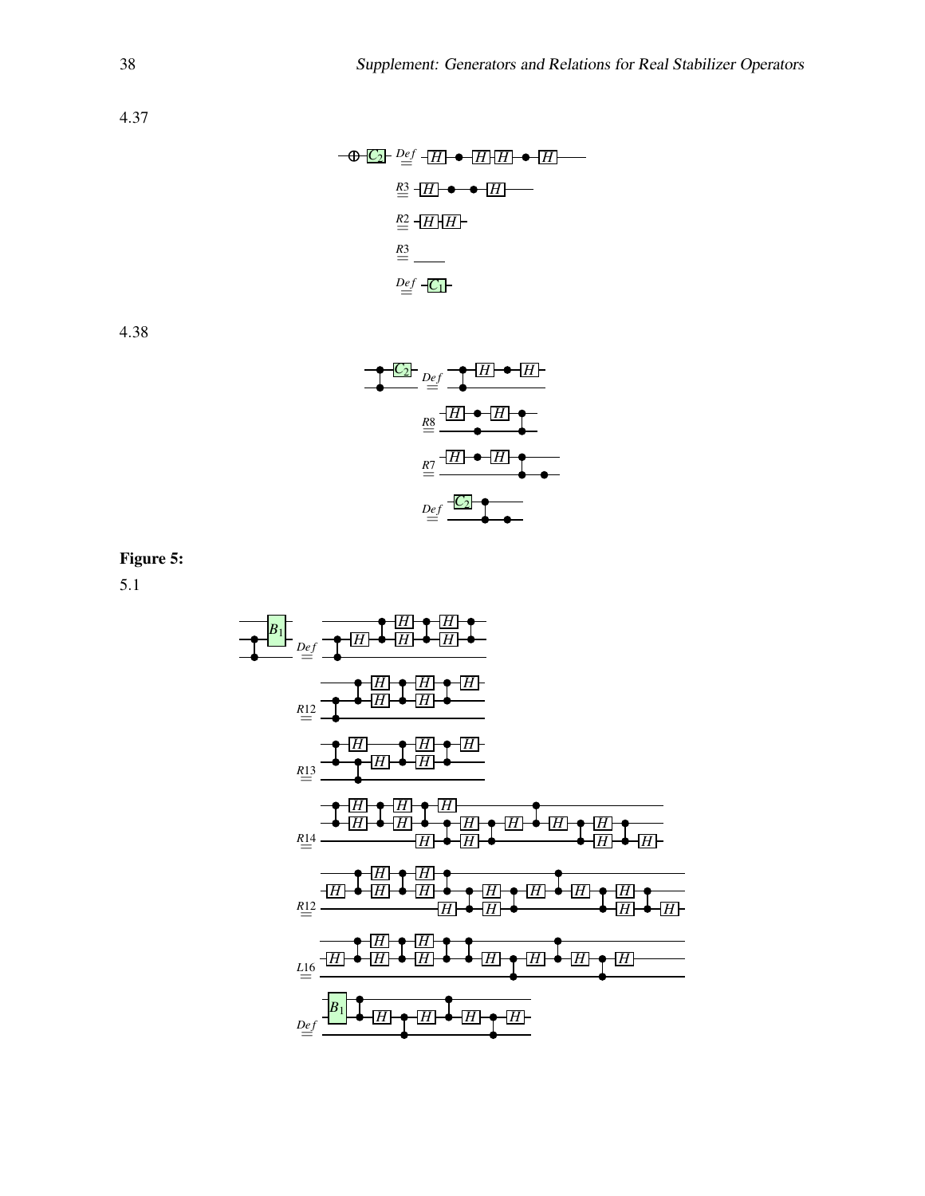4.37

$$\text{---}\oplus\text{-}C_2\text{-} \overset{Def}{=} \text{-}H\text{-}\bullet\text{-}H\text{-}H\text{-}\bullet\text{-}H\text{---}$$

$$\overset{R3}{=} \text{-}H\text{-}\bullet\text{-}\bullet\text{-}H\text{---}$$

$$\overset{R2}{=} \text{-}H\text{-}H\text{-}$$

$$\overset{R3}{=} \text{-----}$$

$$\overset{Def}{=} \text{-}C_1\text{-}$$

4.38

$$\overset{Def}{=} \quad \overset{R8}{=} \quad \overset{R7}{=} \quad \overset{Def}{=}$$

**Figure 5:**

5.1

$$\overset{Def}{=} \quad \overset{R12}{=} \quad \overset{R13}{=} \quad \overset{R14}{=} \quad \overset{R12}{=} \quad \overset{L16}{=} \quad \overset{Def}{=}$$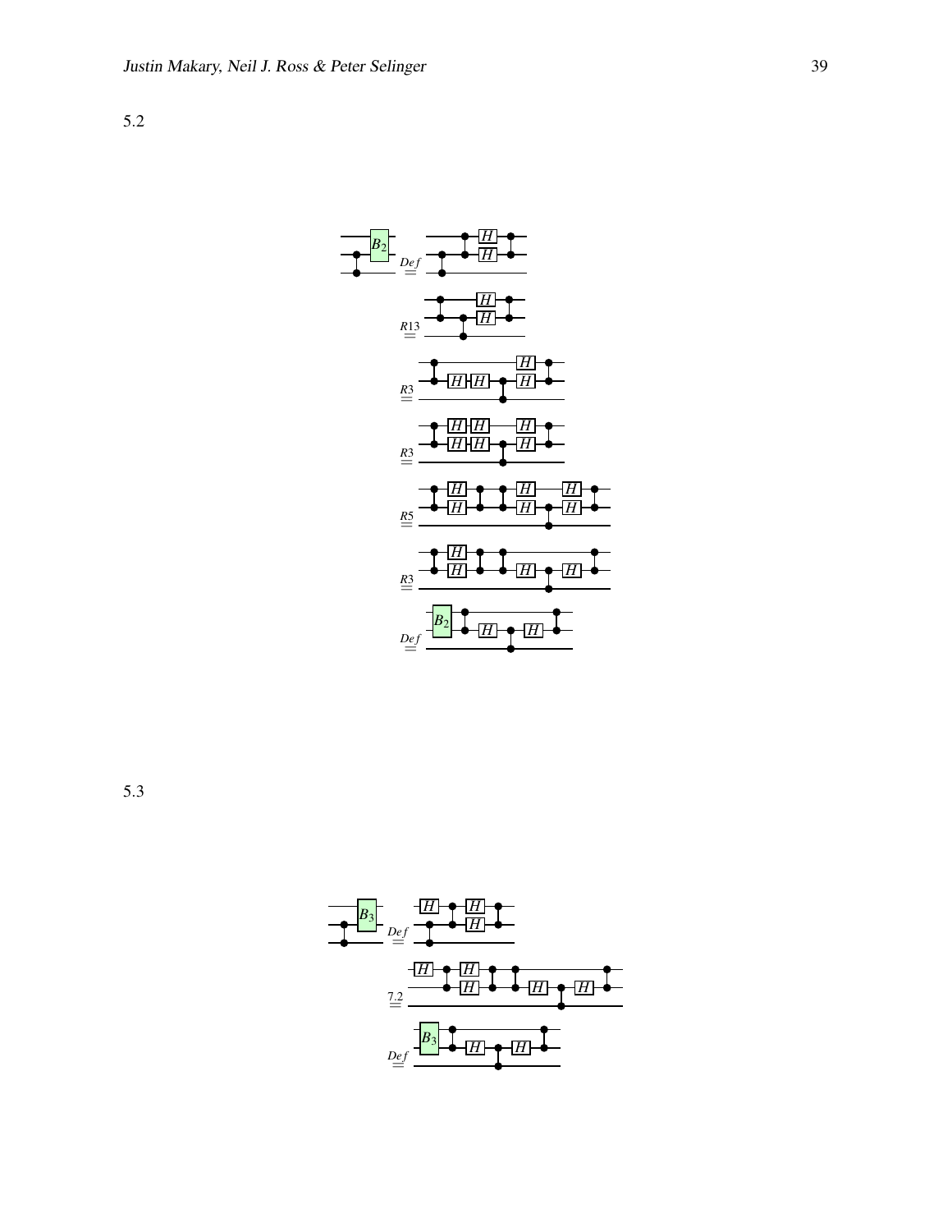5.2

5.3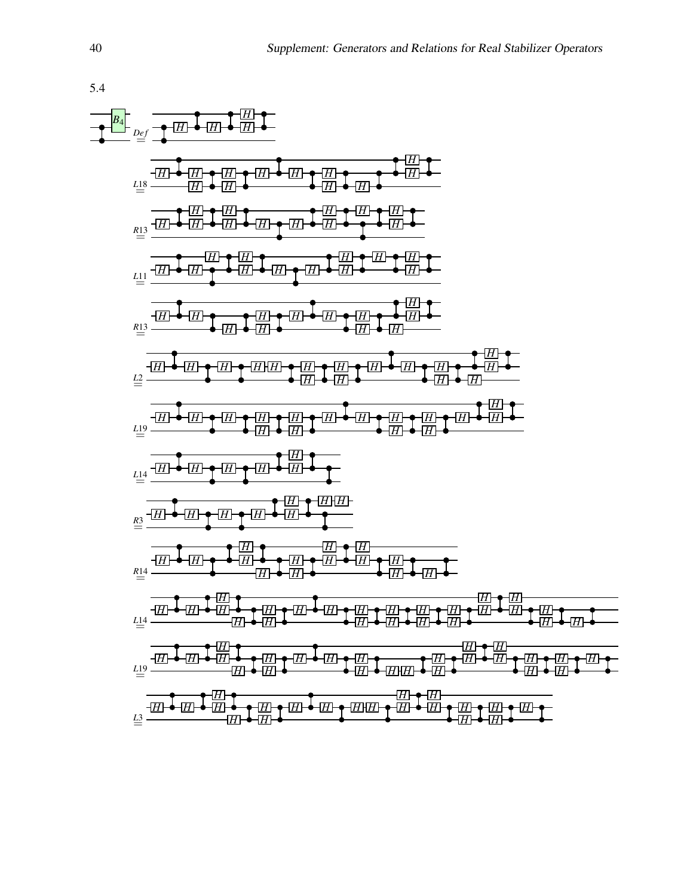5.4

$B_4$ $\overset{Def}{=}$ $\overset{L18}{=}$ $\overset{R13}{=}$ $\overset{L11}{=}$ $\overset{R13}{=}$ $\overset{L2}{=}$ $\overset{L19}{=}$ $\overset{L14}{=}$ $\overset{R3}{=}$ $\overset{R14}{=}$ $\overset{L14}{=}$ $\overset{L19}{=}$ $\overset{L3}{=}$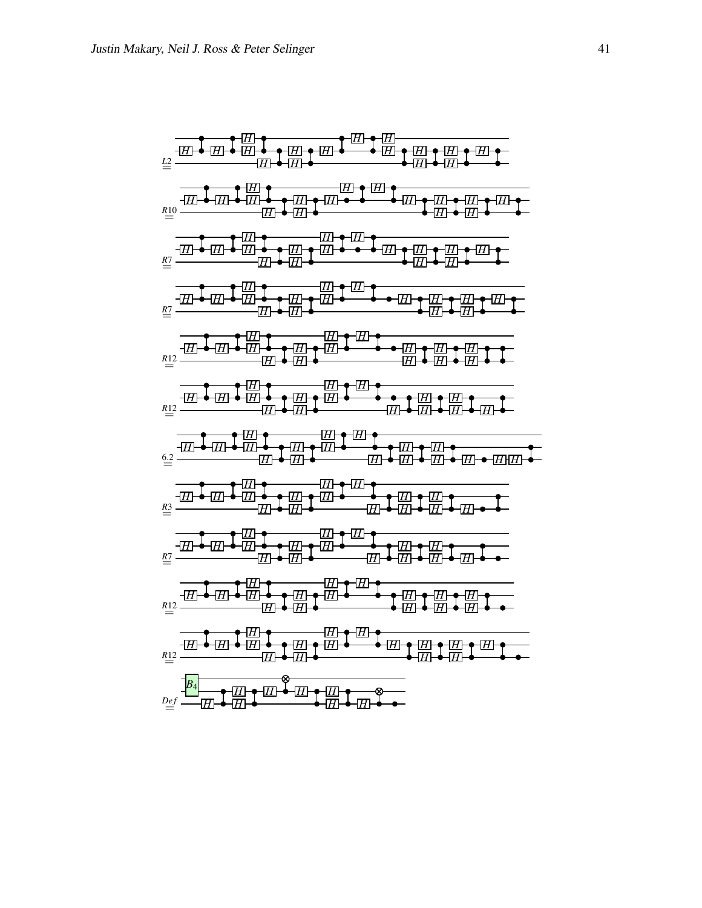$\overset{L2}{=}$

$\overset{R10}{=}$

$\overset{R7}{=}$

$\overset{R7}{=}$

$\overset{R12}{=}$

$\overset{R12}{=}$

$\overset{6.2}{=}$

$\overset{R3}{=}$

$\overset{R7}{=}$

$\overset{R12}{=}$

$\overset{R12}{=}$

$\overset{Def}{=}$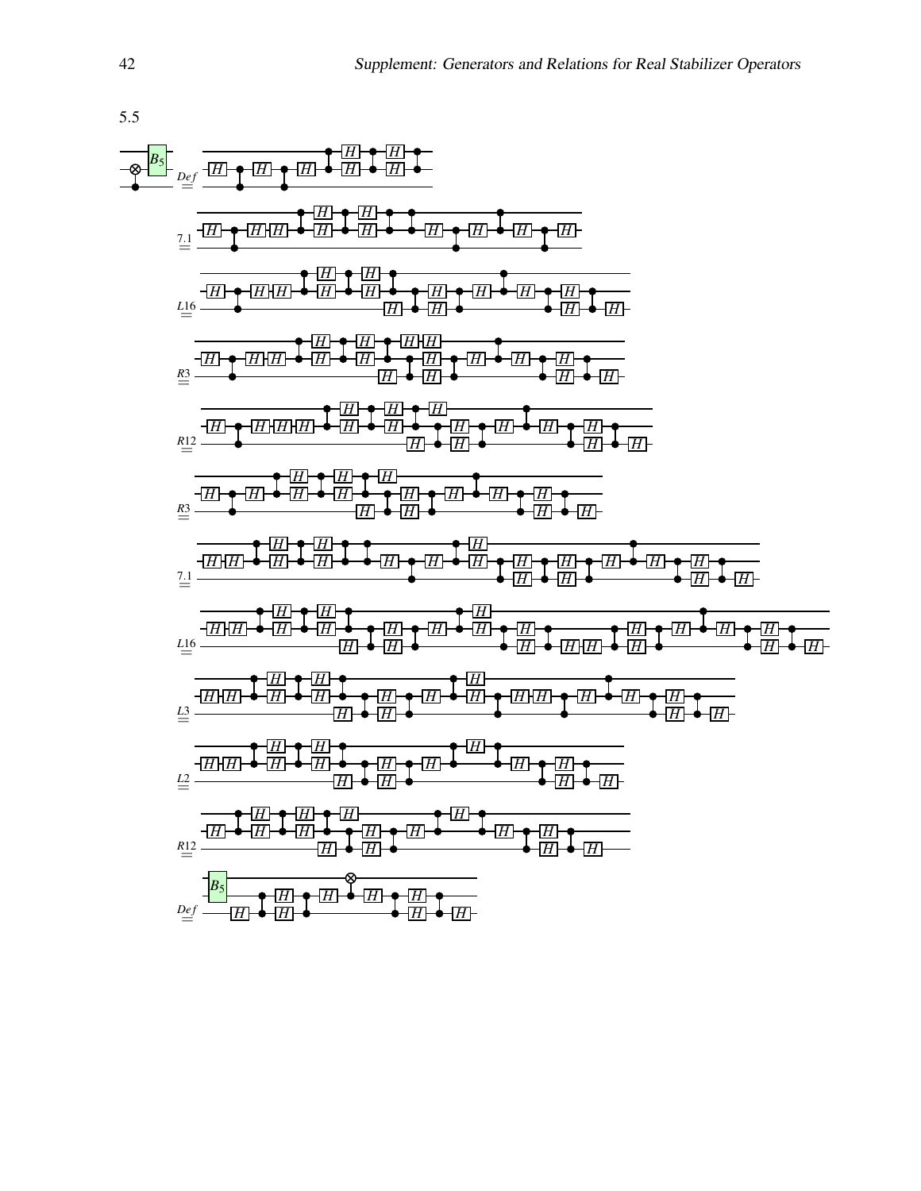5.5

$\overset{Def}{=}$

$\overset{7.1}{=}$

$\overset{L16}{=}$

$\overset{R3}{=}$

$\overset{R12}{=}$

$\overset{R3}{=}$

$\overset{7.1}{=}$

$\overset{L16}{=}$

$\overset{L3}{=}$

$\overset{L2}{=}$

$\overset{R12}{=}$

$\overset{Def}{=}$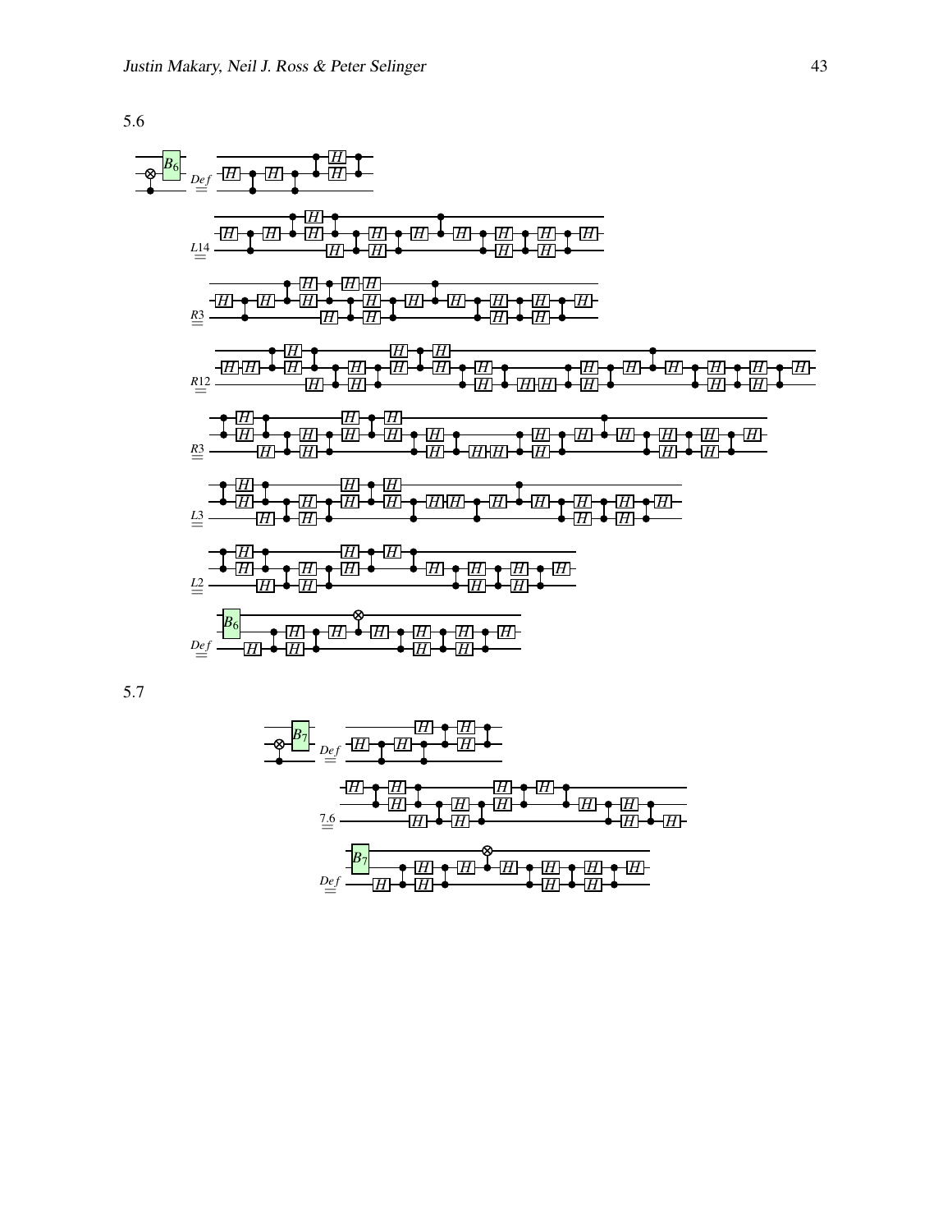5.6

5.7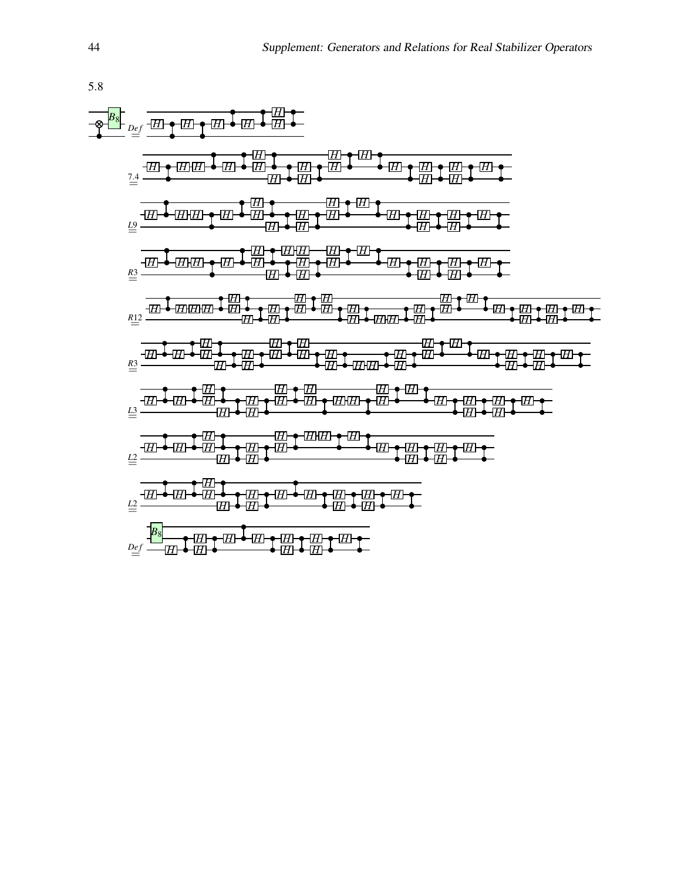5.8

$\overset{Def}{=}$

$\overset{7.4}{=}$

$\overset{L9}{=}$

$\overset{R3}{=}$

$\overset{R12}{=}$

$\overset{R3}{=}$

$\overset{L3}{=}$

$\overset{L2}{=}$

$\overset{L2}{=}$

$\overset{Def}{=}$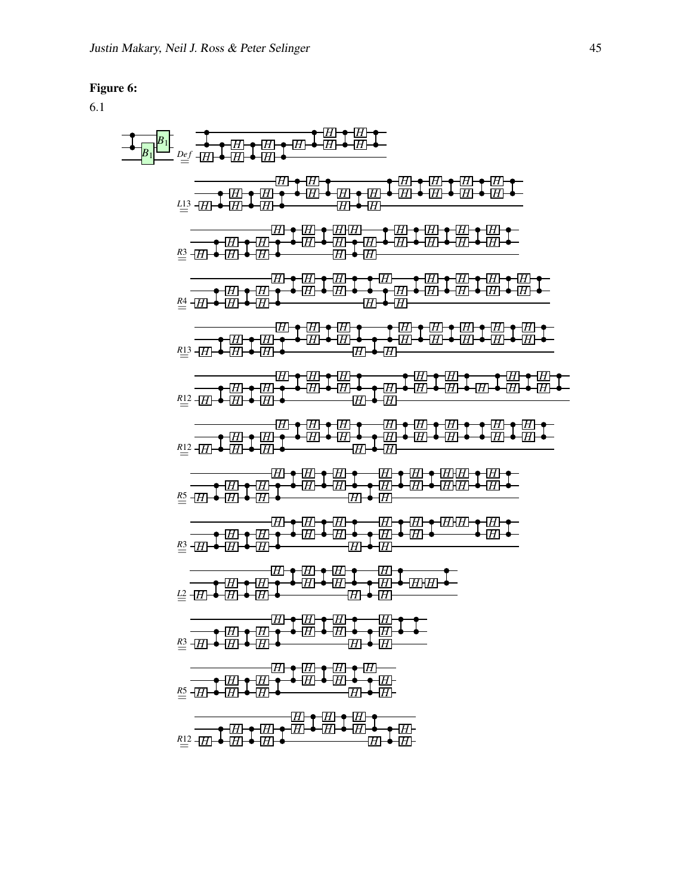**Figure 6:**

6.1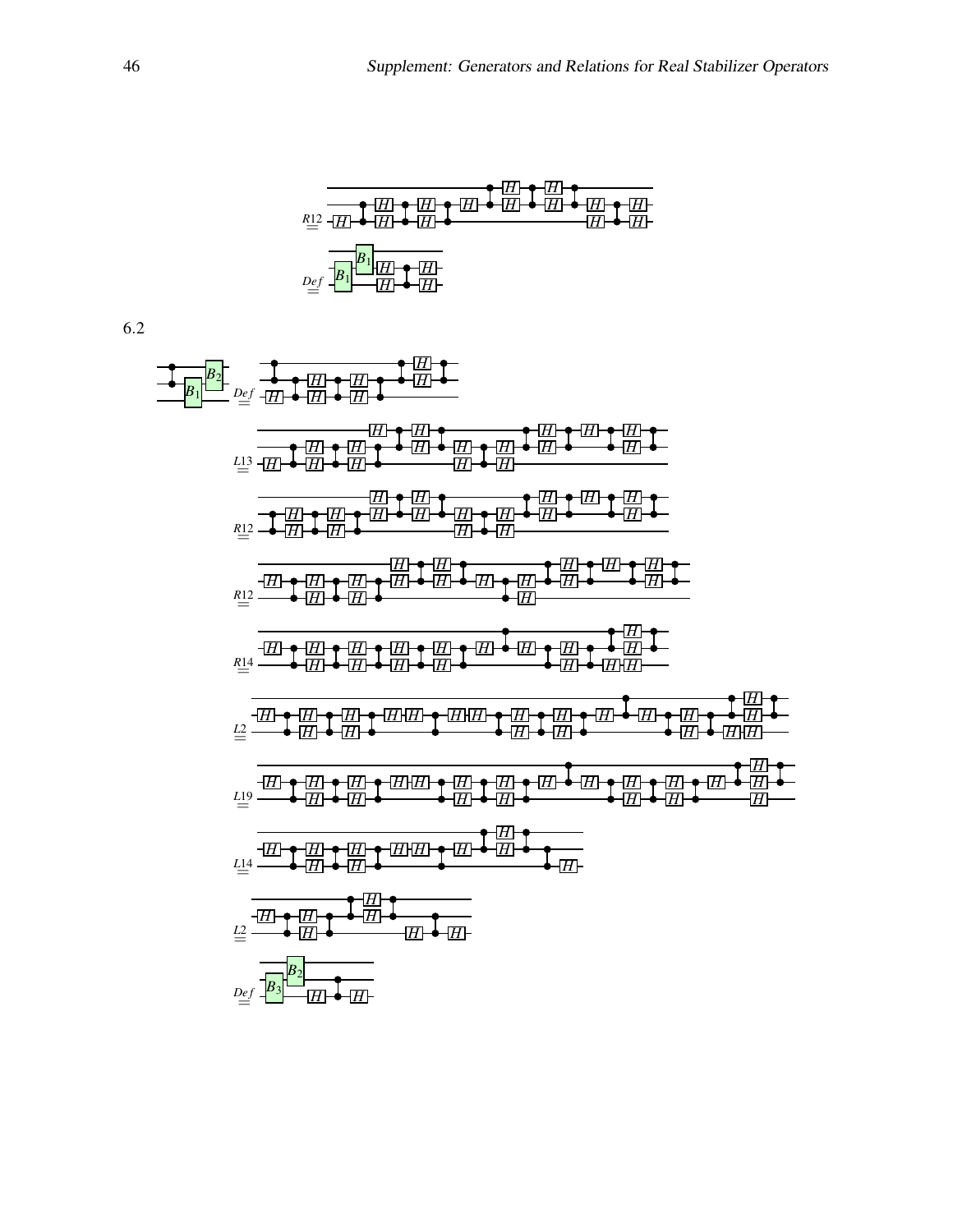$\overset{R12}{=}$

$\overset{Def}{=}$

6.2

$\overset{Def}{=}$

$\overset{L13}{=}$

$\overset{R12}{=}$

$\overset{R12}{=}$

$\overset{R14}{=}$

$\overset{L2}{=}$

$\overset{L19}{=}$

$\overset{L14}{=}$

$\overset{L2}{=}$

$\overset{Def}{=}$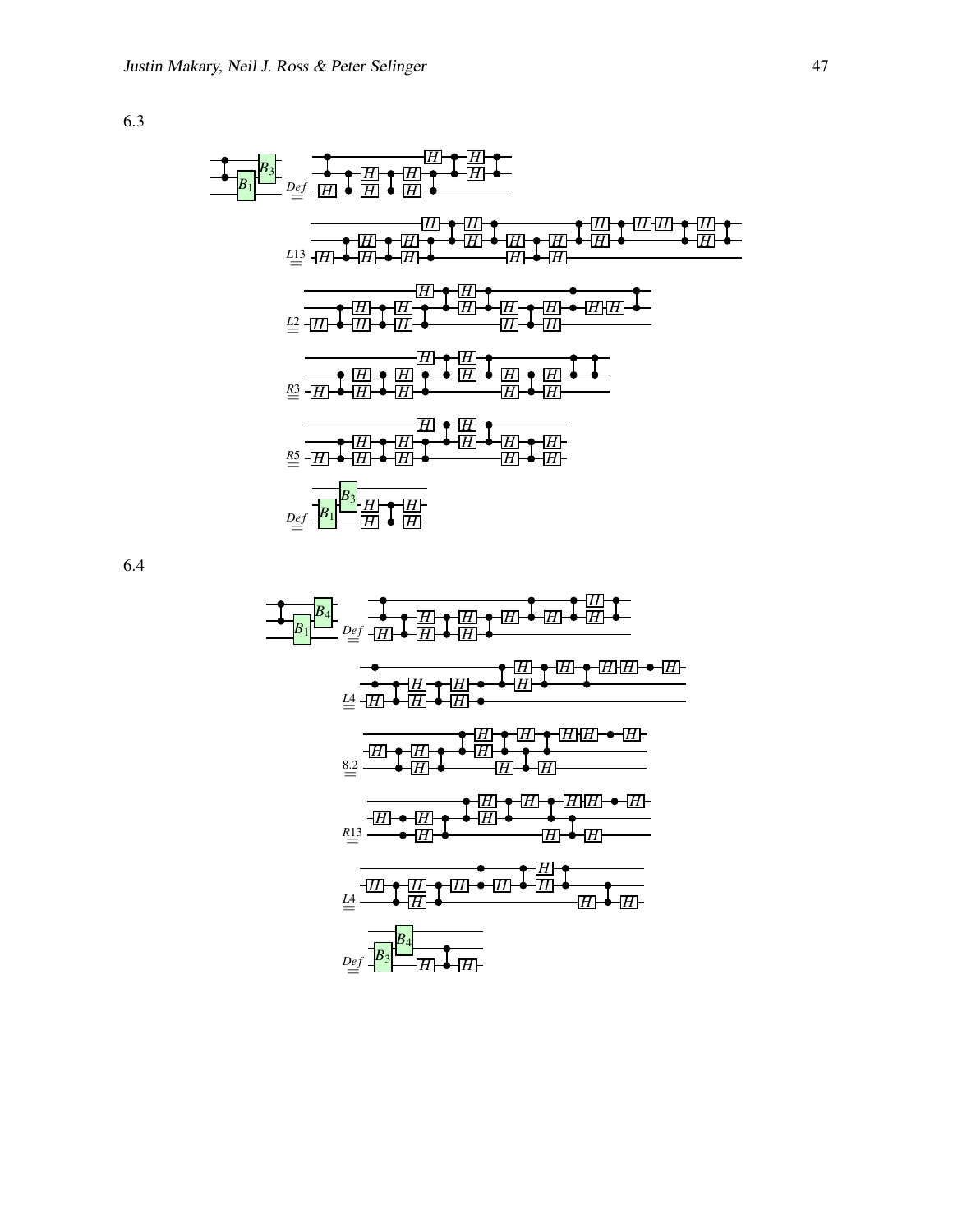6.3

$\overset{Def}{=}$

$\overset{L13}{=}$

$\overset{L2}{=}$

$\overset{R3}{=}$

$\overset{R5}{=}$

$\overset{Def}{=}$

6.4

$\overset{Def}{=}$

$\overset{L4}{=}$

$\overset{8.2}{=}$

$\overset{R13}{=}$

$\overset{L4}{=}$

$\overset{Def}{=}$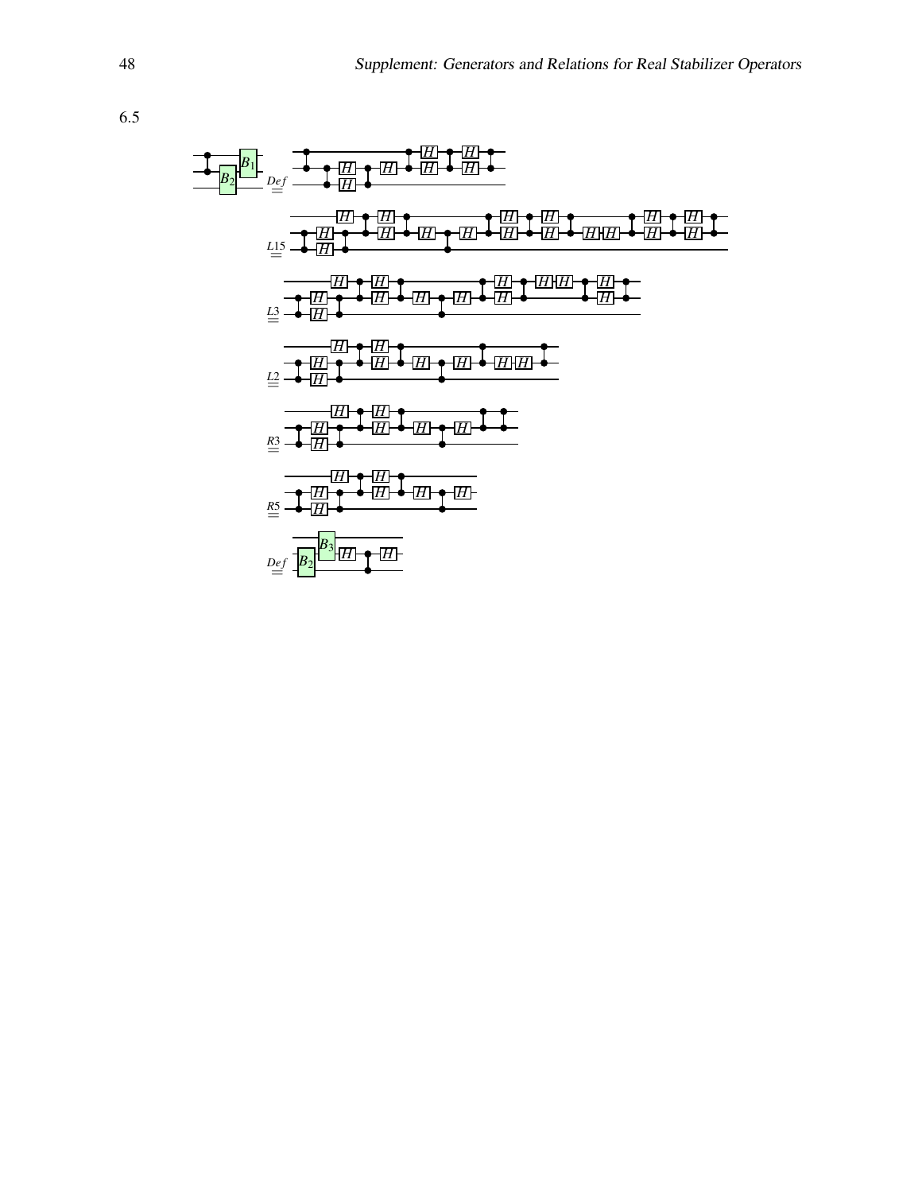6.5

$\overset{Def}{=}$

$\overset{L15}{=}$

$\overset{L3}{=}$

$\overset{L2}{=}$

$\overset{R3}{=}$

$\overset{R5}{=}$

$\overset{Def}{=}$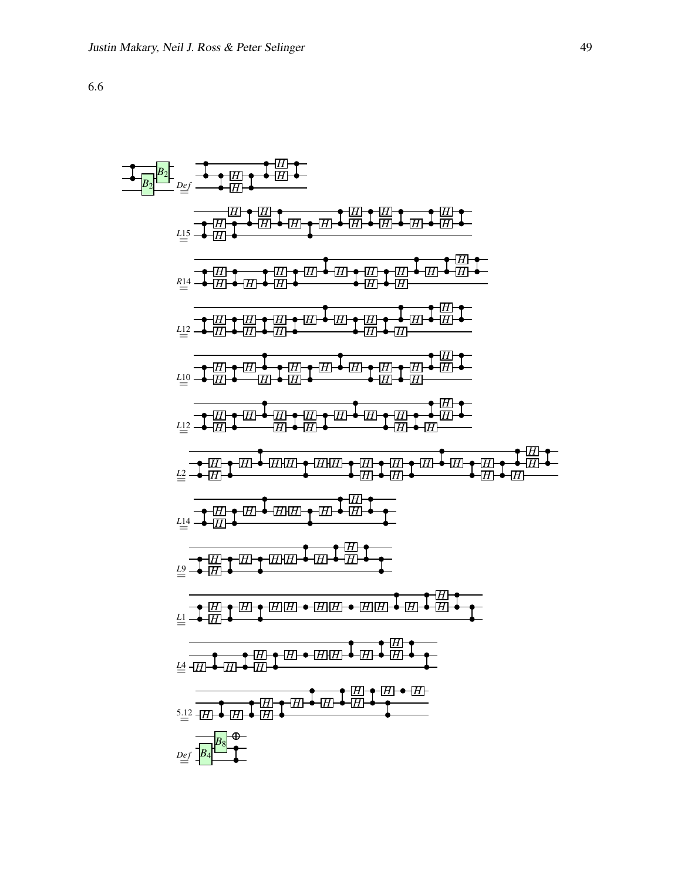6.6

$\stackrel{Def}{=}$

$\stackrel{L15}{=}$

$\stackrel{R14}{=}$

$\stackrel{L12}{=}$

$\stackrel{L10}{=}$

$\stackrel{L12}{=}$

$\stackrel{L2}{=}$

$\stackrel{L14}{=}$

$\stackrel{L9}{=}$

$\stackrel{L1}{=}$

$\stackrel{L4}{=}$

$\stackrel{5.12}{=}$

$\stackrel{Def}{=}$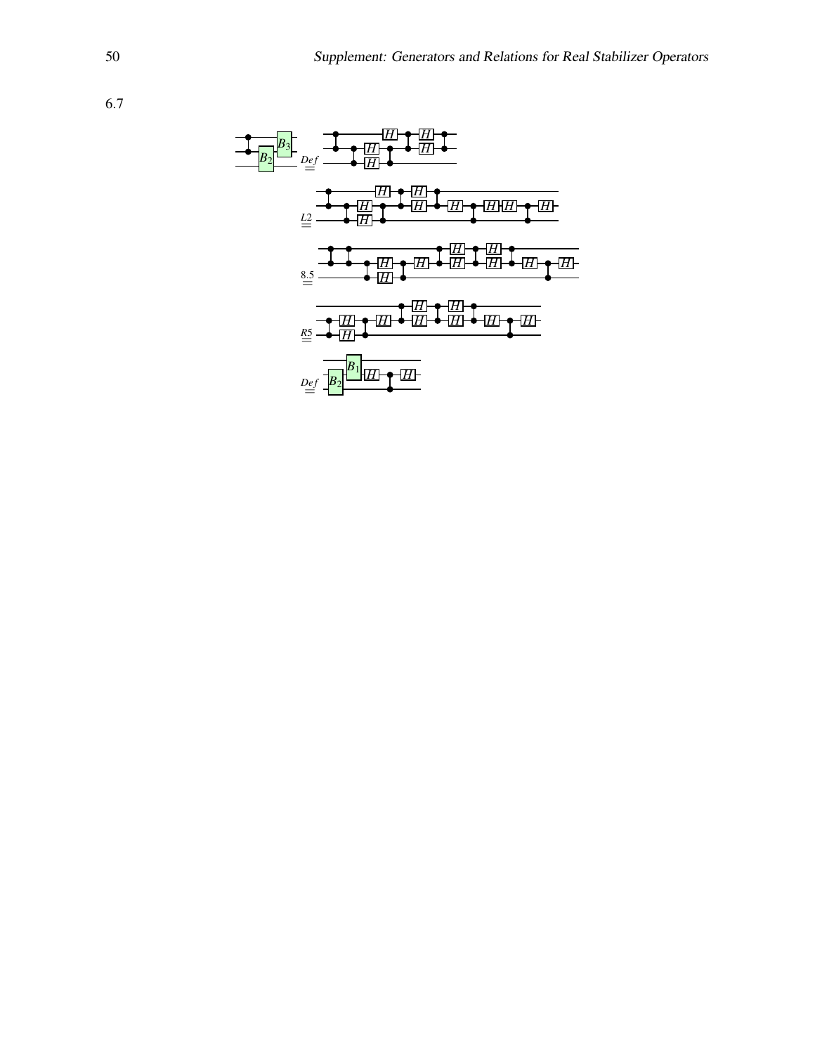6.7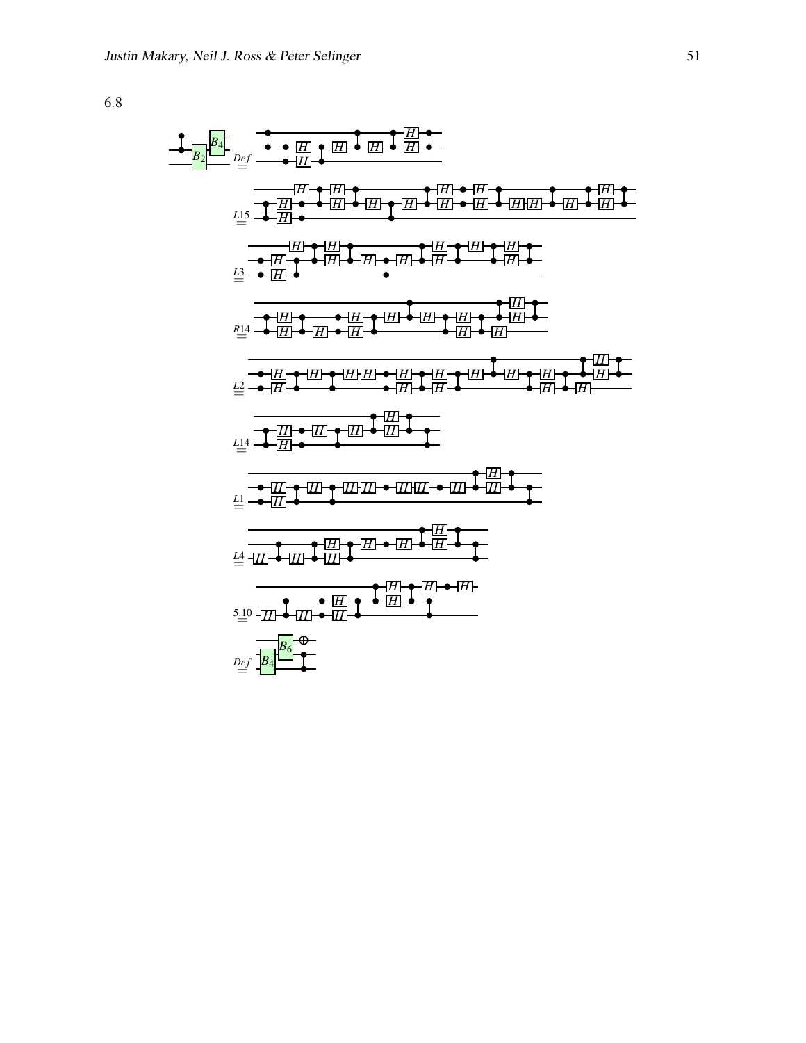6.8

$\overset{Def}{=}$

$\overset{L15}{=}$

$\overset{L3}{=}$

$\overset{R14}{=}$

$\overset{L2}{=}$

$\overset{L14}{=}$

$\overset{L1}{=}$

$\overset{L4}{=}$

$\overset{5.10}{=}$

$\overset{Def}{=}$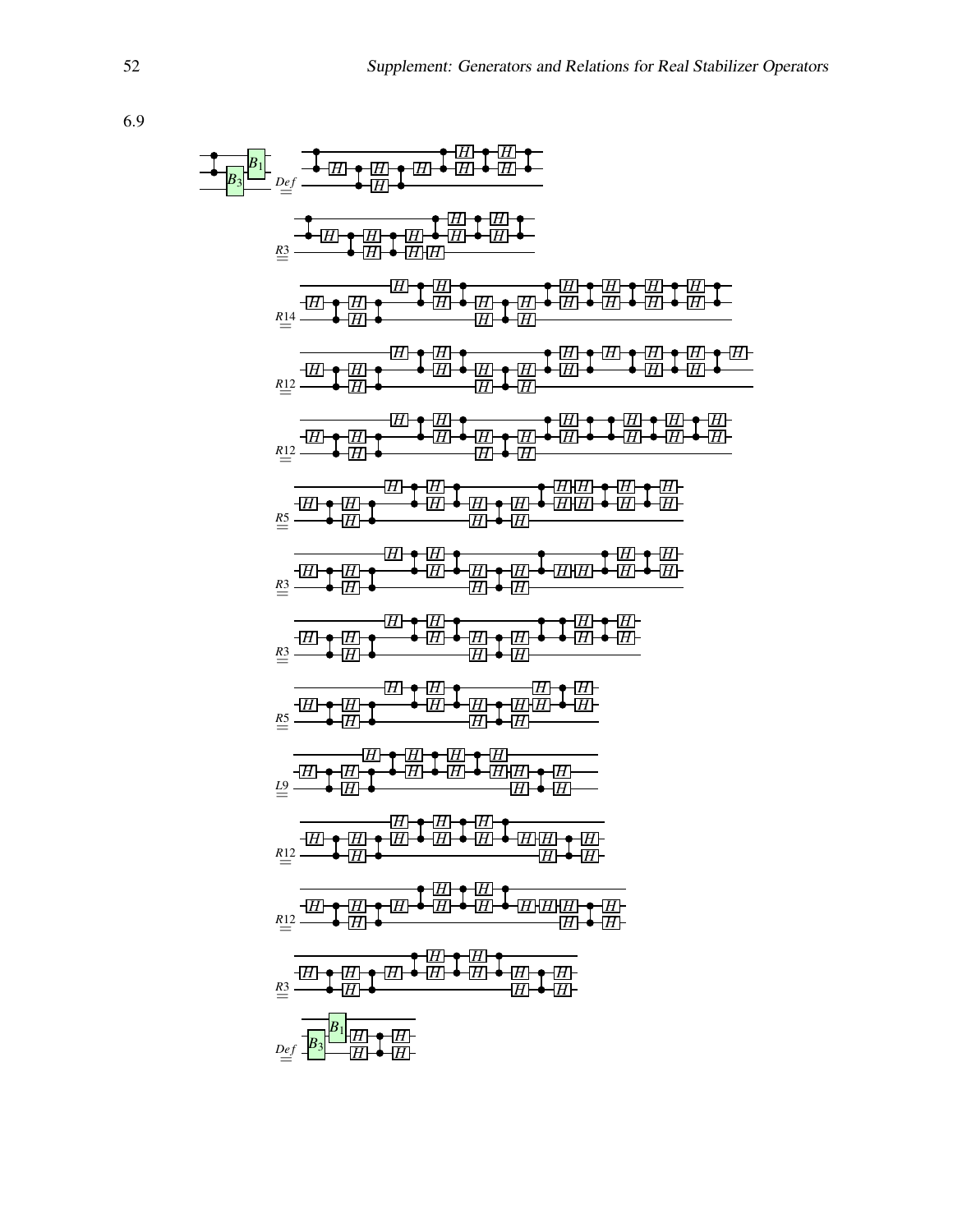6.9

$\overset{Def}{=}$

$\overset{R3}{=}$

$\overset{R14}{=}$

$\overset{R12}{=}$

$\overset{R12}{=}$

$\overset{R5}{=}$

$\overset{R3}{=}$

$\overset{R3}{=}$

$\overset{R5}{=}$

$\overset{L9}{=}$

$\overset{R12}{=}$

$\overset{R12}{=}$

$\overset{R3}{=}$

$\overset{Def}{=}$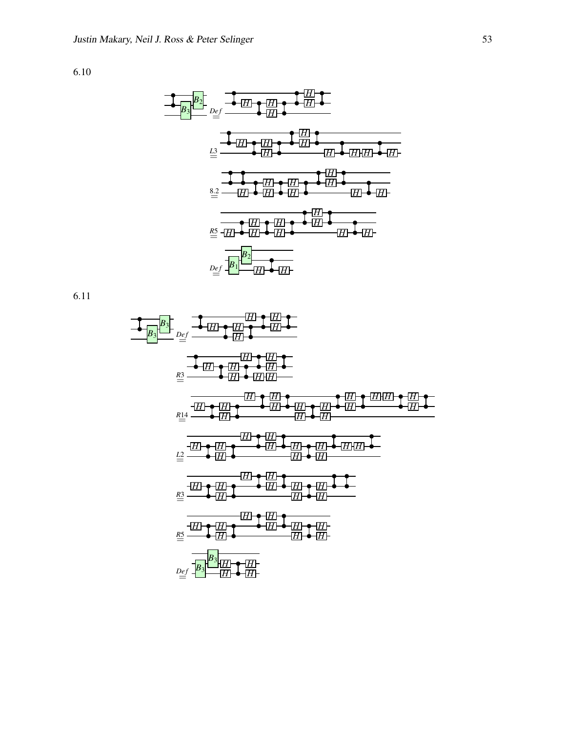6.10

6.11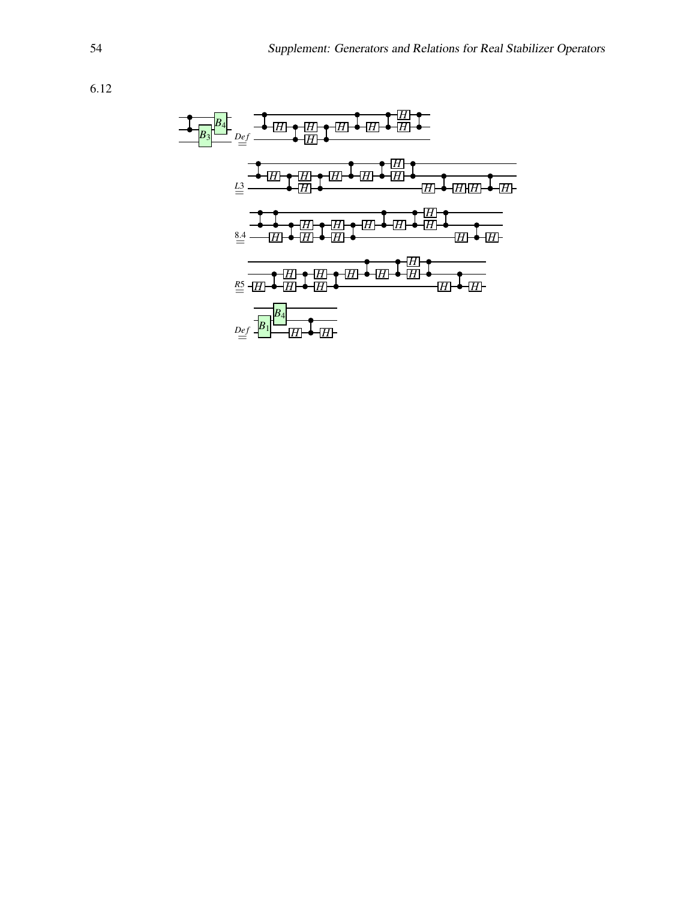6.12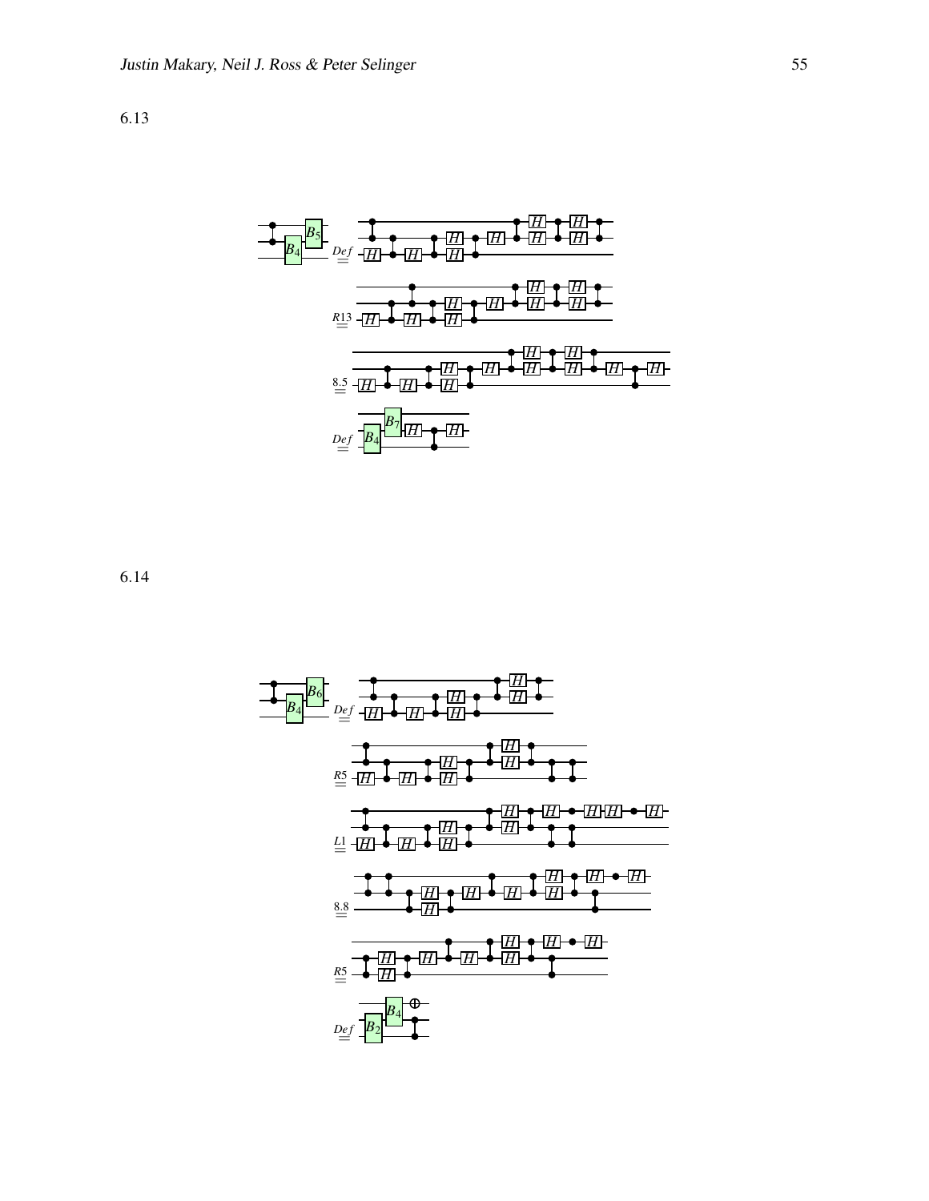6.13

6.14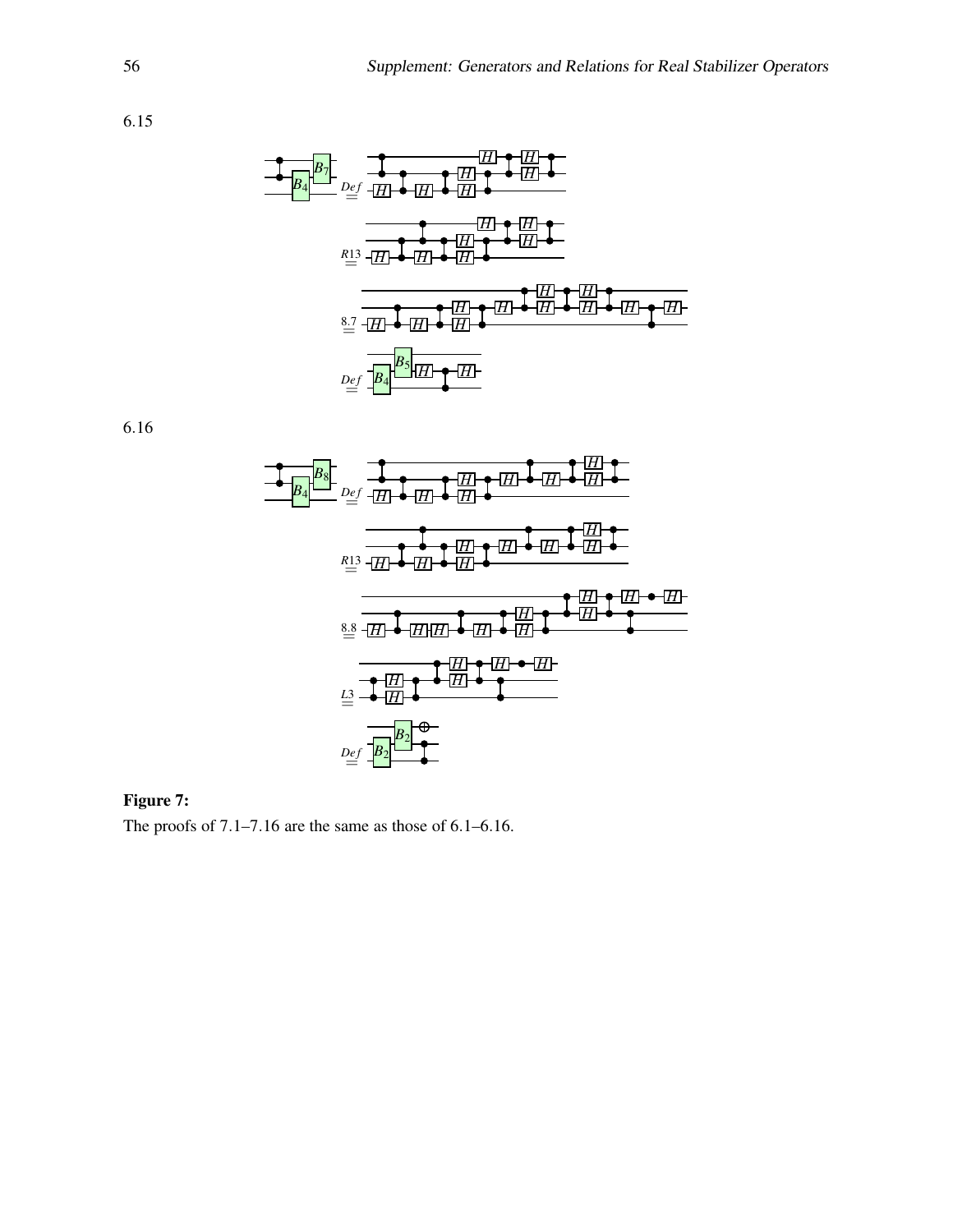6.15

6.16

**Figure 7:**

The proofs of 7.1–7.16 are the same as those of 6.1–6.16.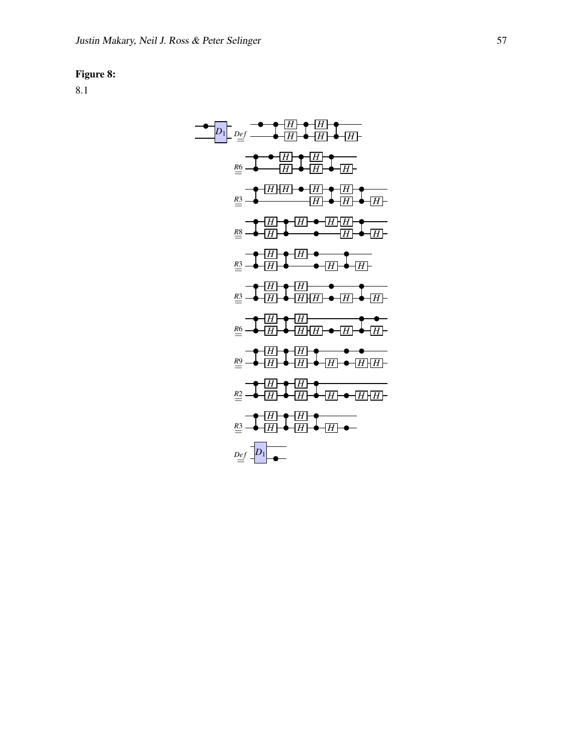**Figure 8:**

8.1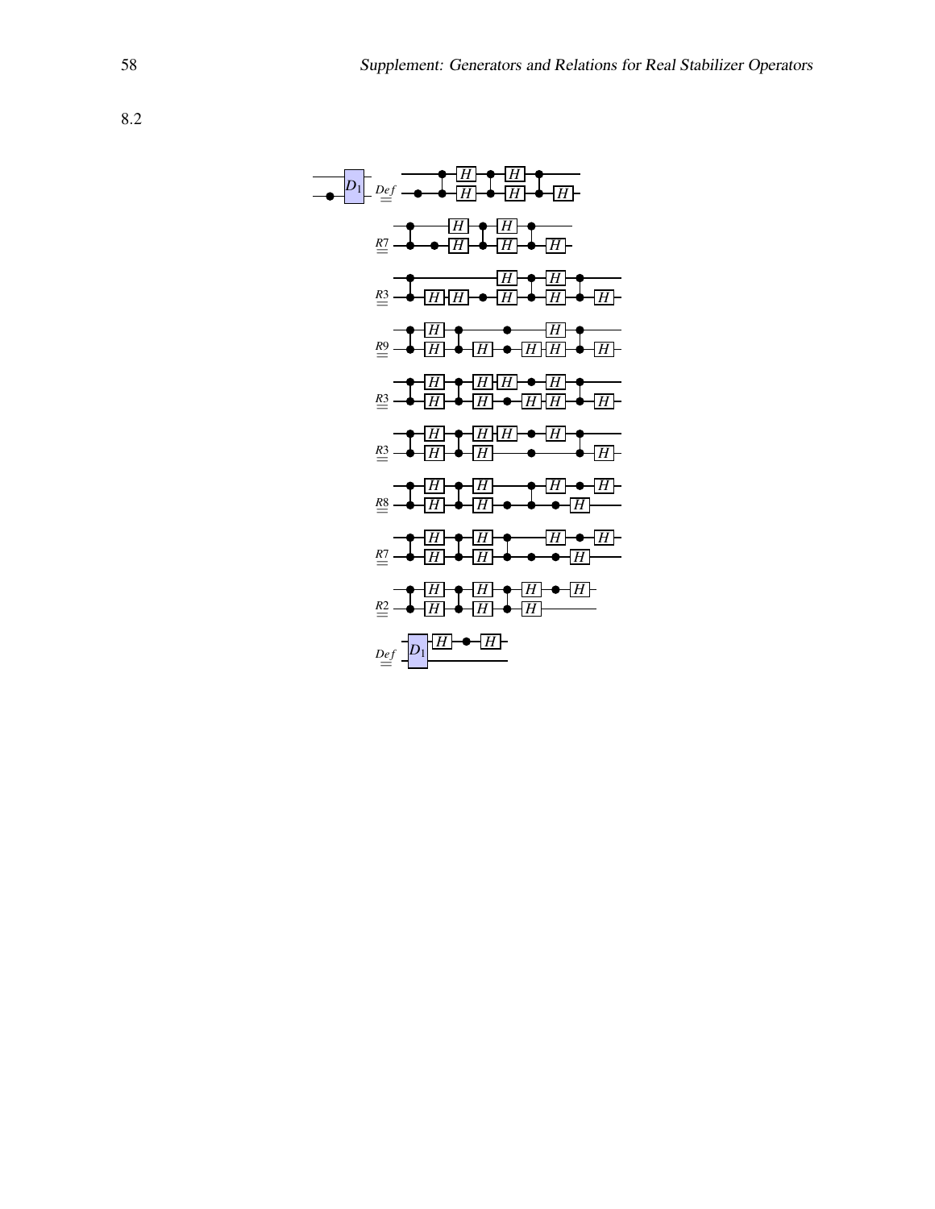8.2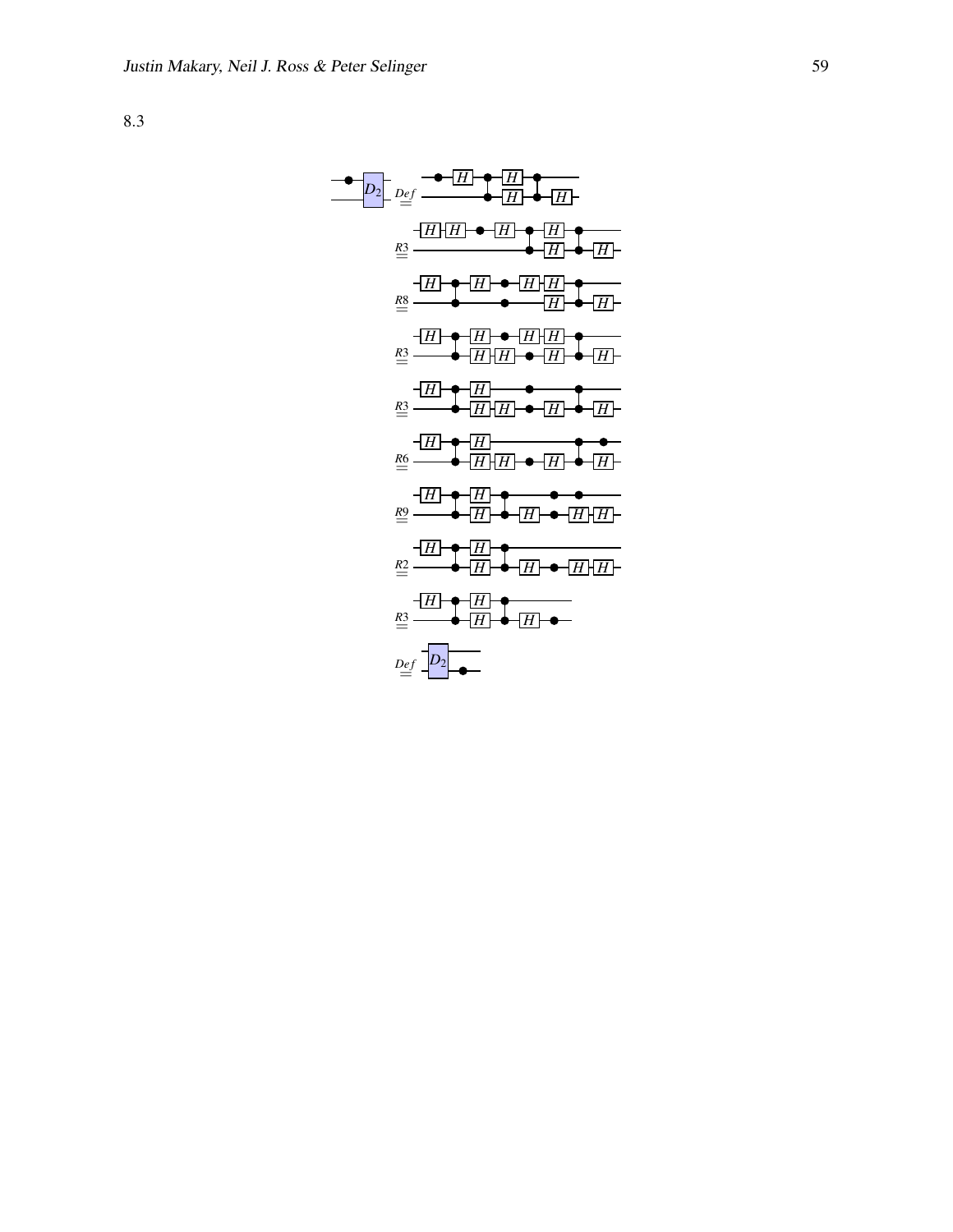8.3

$$\overset{Def}{=} \quad \overset{R3}{=} \quad \overset{R8}{=} \quad \overset{R3}{=} \quad \overset{R3}{=} \quad \overset{R6}{=} \quad \overset{R9}{=} \quad \overset{R2}{=} \quad \overset{R3}{=} \quad \overset{Def}{=}$$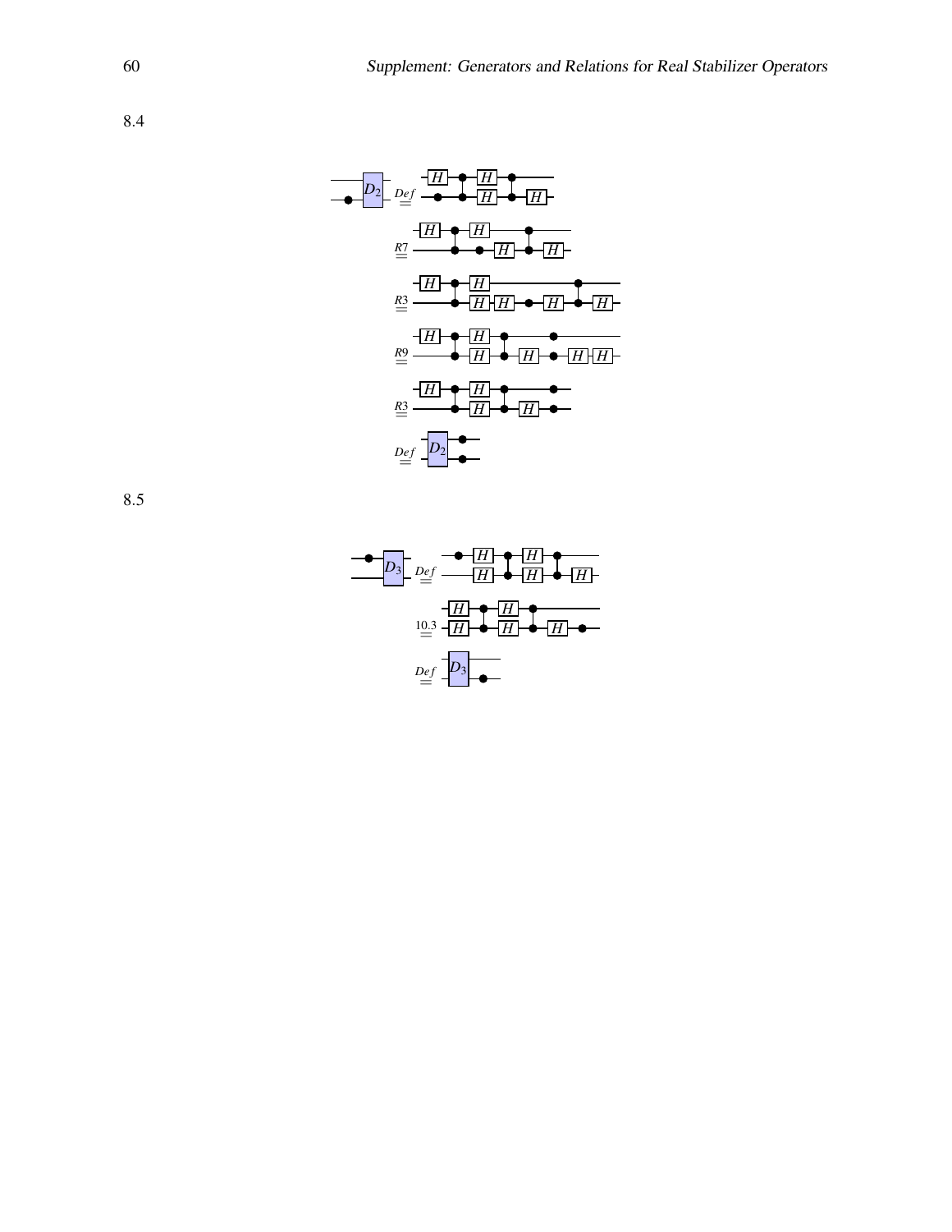8.4

8.5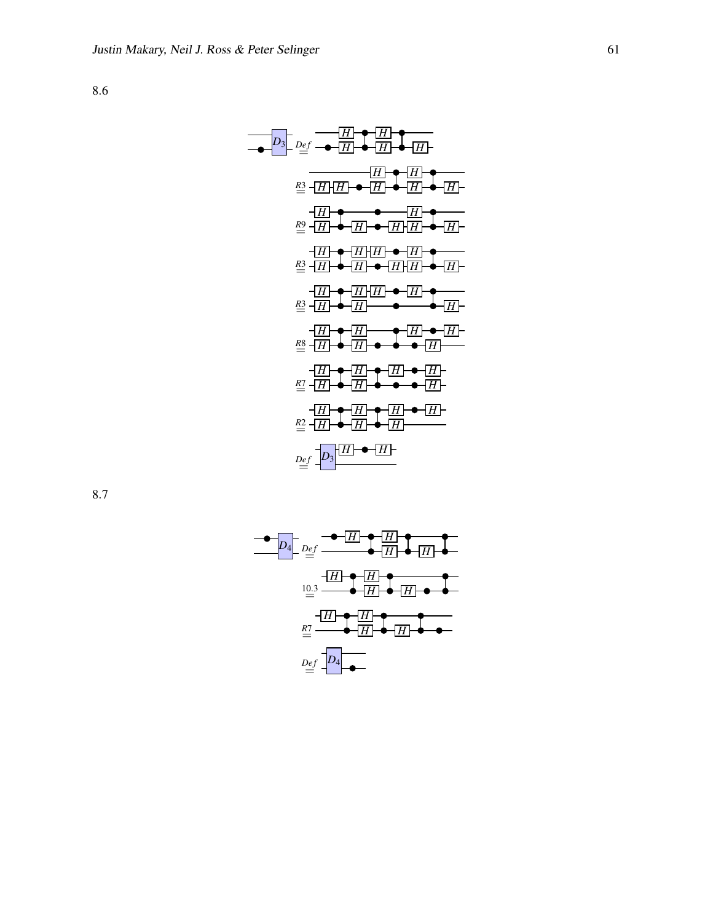8.6

8.7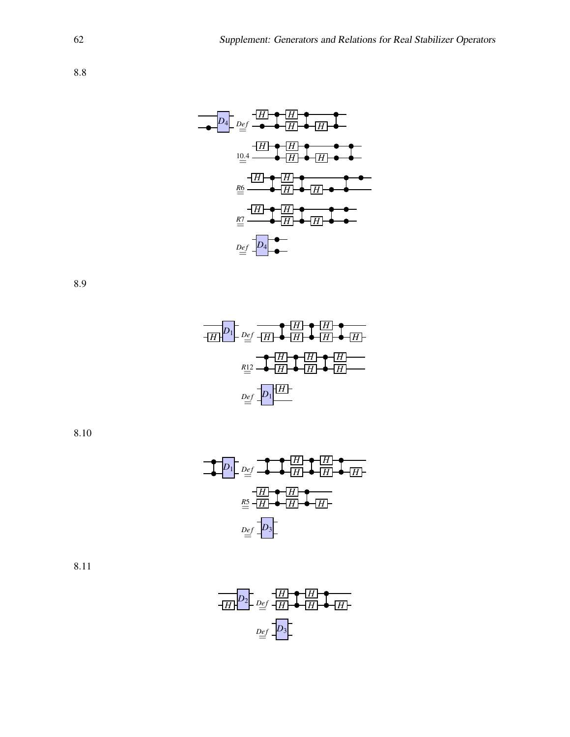8.8

$\overset{Def}{=}$

$\overset{10.4}{=}$

$\overset{R6}{=}$

$\overset{R7}{=}$

$\overset{Def}{=}$

8.9

$\overset{Def}{=}$

$\overset{R12}{=}$

$\overset{Def}{=}$

8.10

$\overset{Def}{=}$

$\overset{R5}{=}$

$\overset{Def}{=}$

8.11

$\overset{Def}{=}$

$\overset{Def}{=}$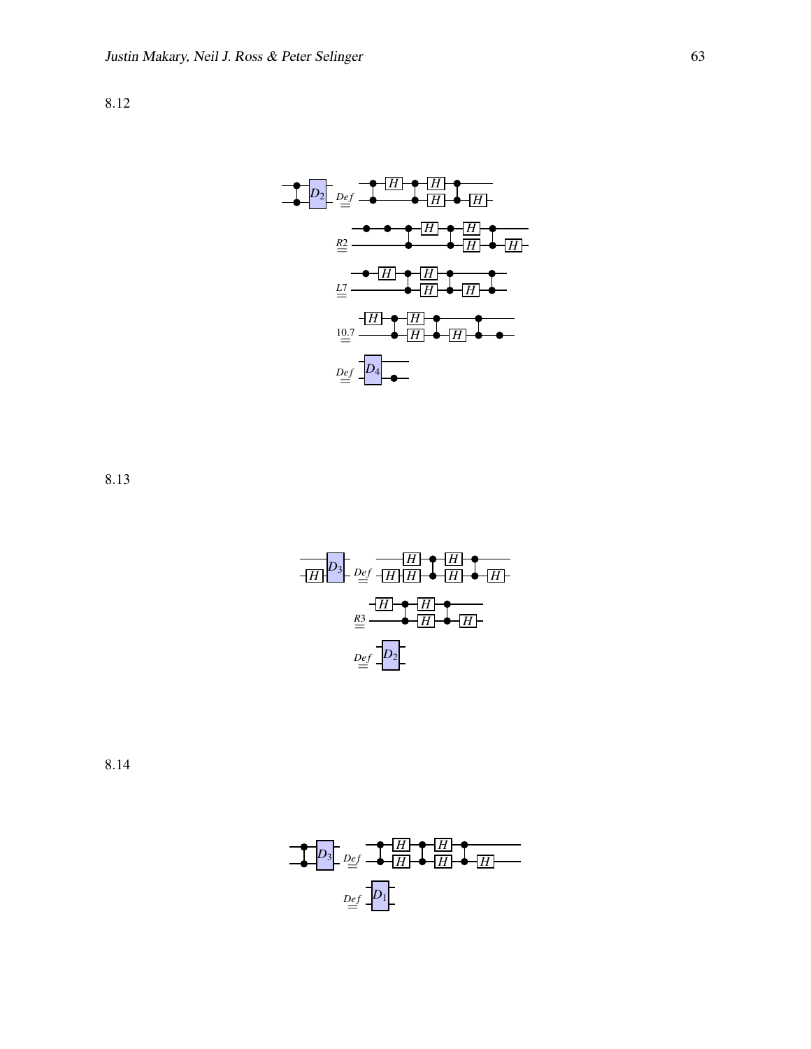8.12

8.13

8.14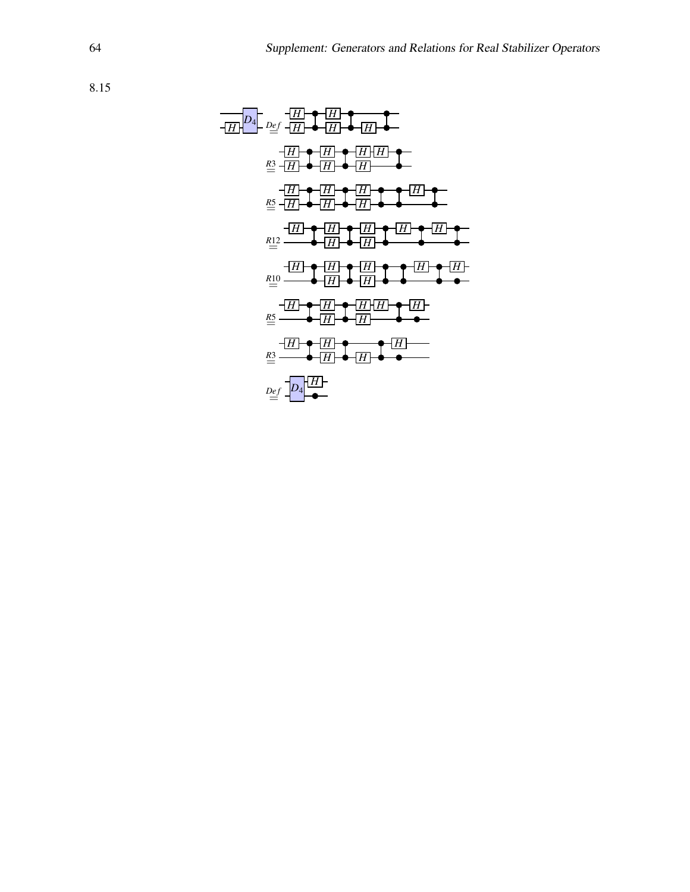8.15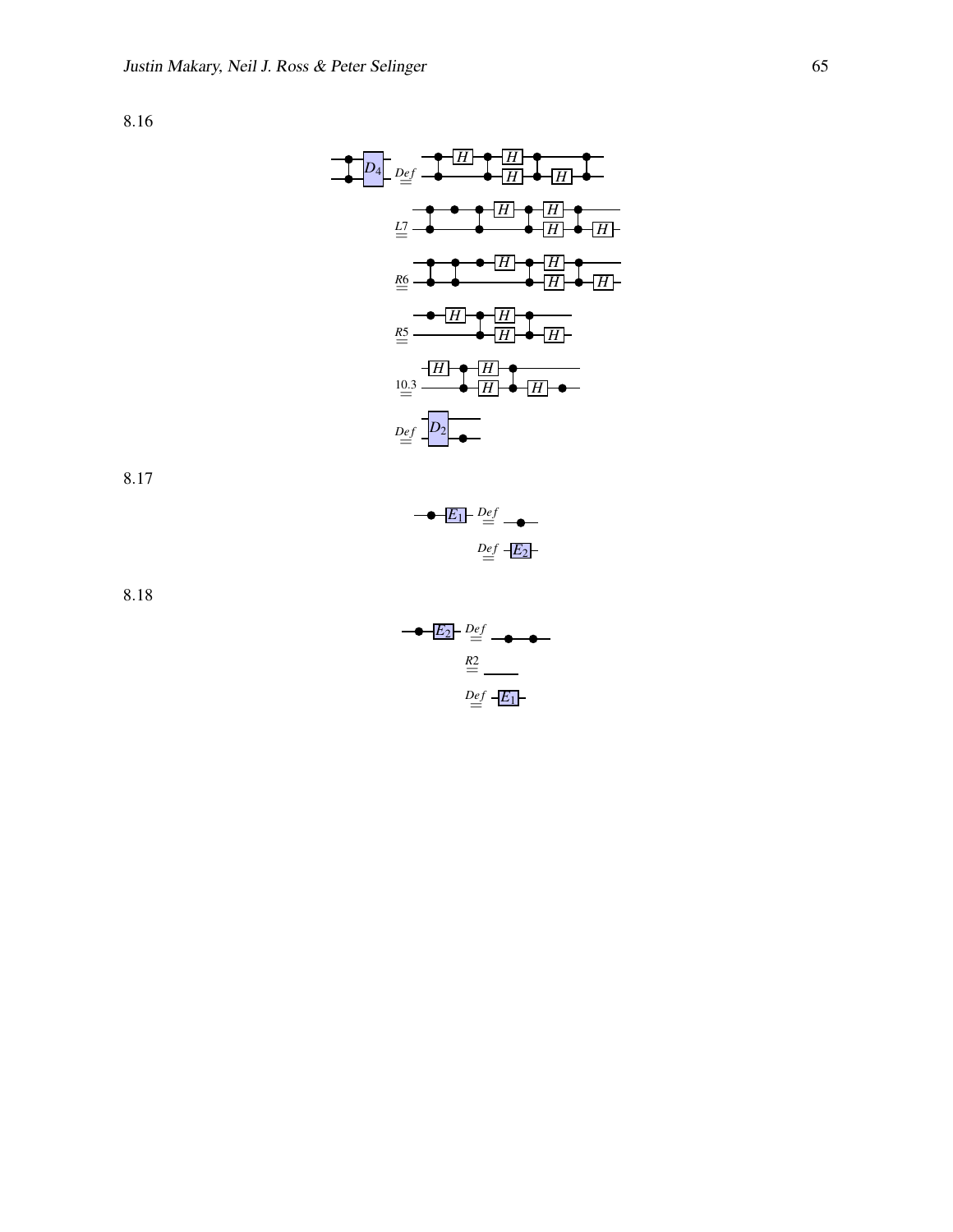8.16

$\overset{Def}{=}$

$\overset{L7}{=}$

$\overset{R6}{=}$

$\overset{R5}{=}$

$\overset{10.3}{=}$

$\overset{Def}{=}$

8.17

$\overset{Def}{=}$

$\overset{Def}{=}$

8.18

$\overset{Def}{=}$

$\overset{R2}{=}$

$\overset{Def}{=}$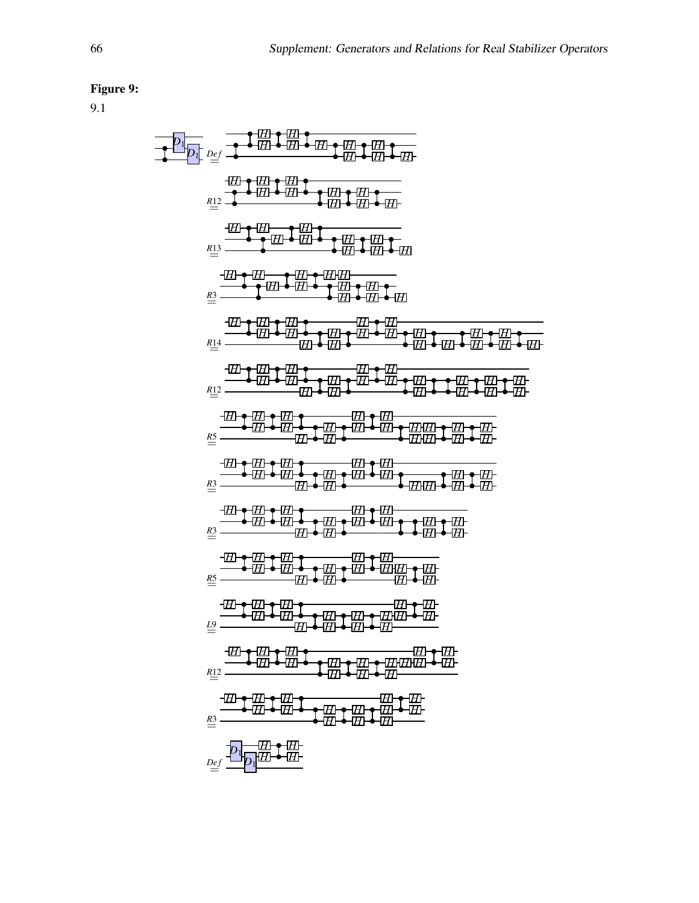**Figure 9:**

9.1

$\overset{Def}{=}$

$\overset{R12}{=}$

$\overset{R13}{=}$

$\overset{R3}{=}$

$\overset{R14}{=}$

$\overset{R12}{=}$

$\overset{R5}{=}$

$\overset{R3}{=}$

$\overset{R3}{=}$

$\overset{R5}{=}$

$\overset{L9}{=}$

$\overset{R12}{=}$

$\overset{R3}{=}$

$\overset{Def}{=}$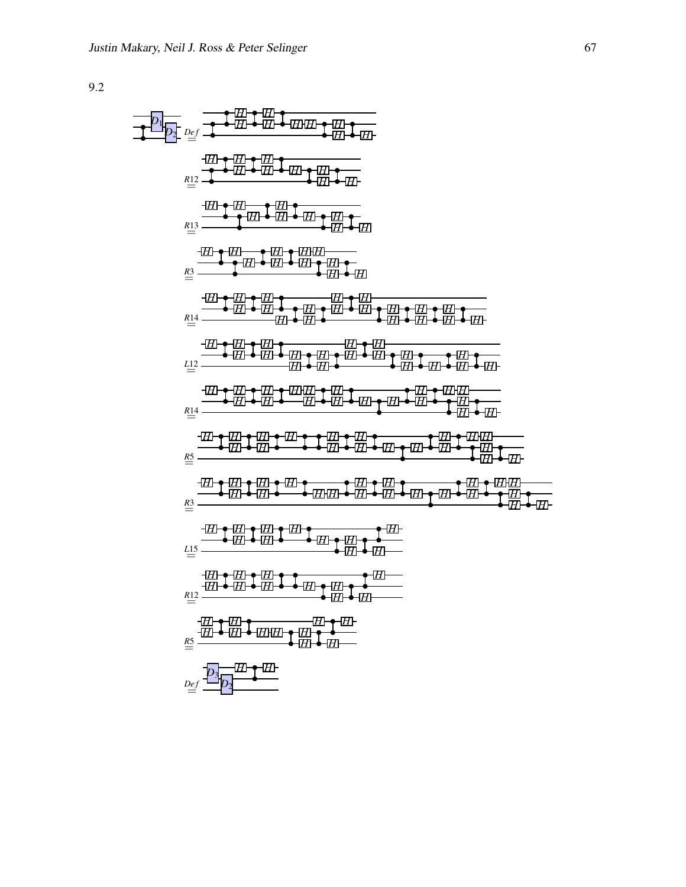9.2

$\overset{Def}{=}$

$\overset{R12}{=}$

$\overset{R13}{=}$

$\overset{R3}{=}$

$\overset{R14}{=}$

$\overset{L12}{=}$

$\overset{R14}{=}$

$\overset{R5}{=}$

$\overset{R3}{=}$

$\overset{L15}{=}$

$\overset{R12}{=}$

$\overset{R5}{=}$

$\overset{Def}{=}$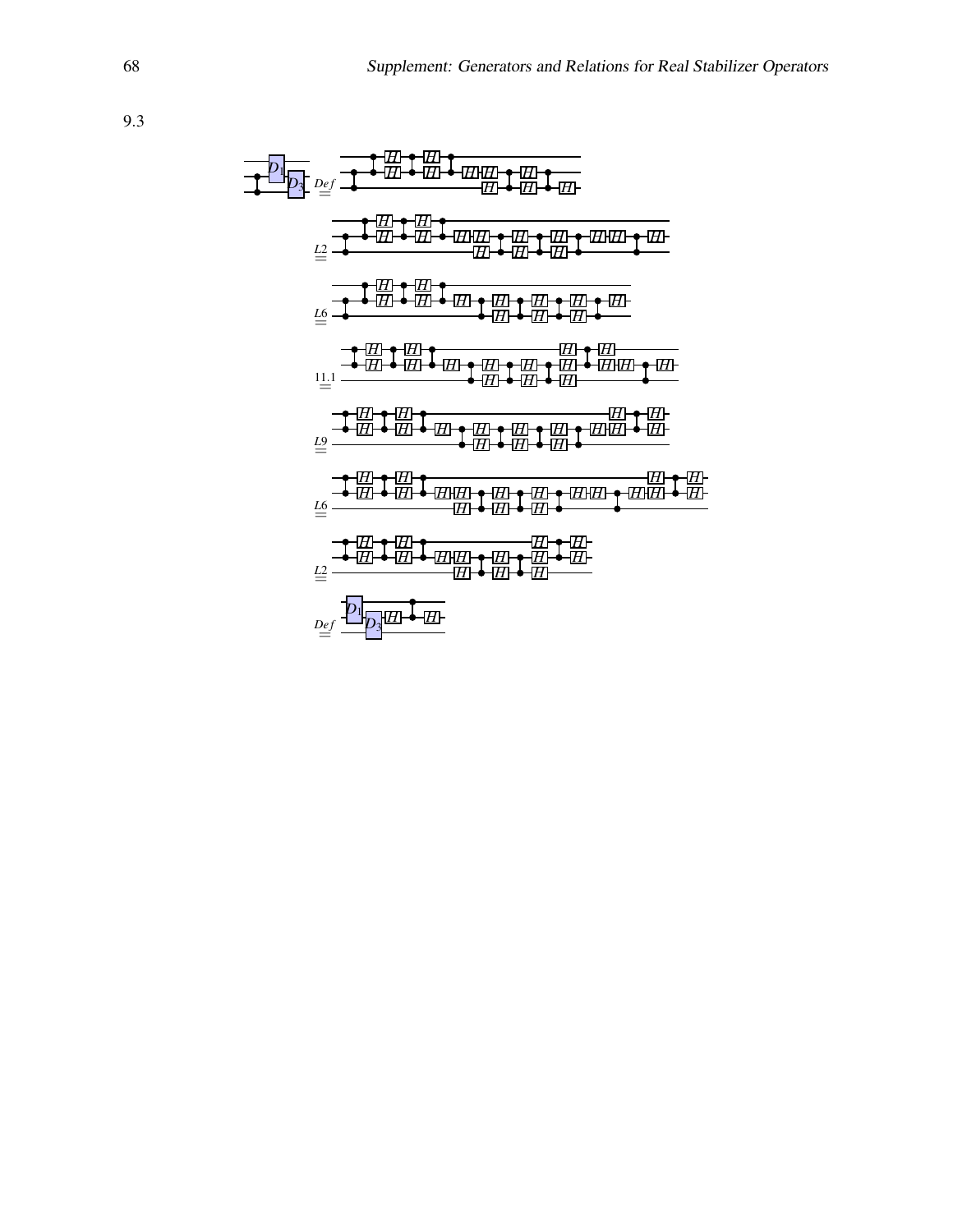9.3

$\overset{Def}{=}$

$\overset{L2}{=}$

$\overset{L6}{=}$

$\overset{11.1}{=}$

$\overset{L9}{=}$

$\overset{L6}{=}$

$\overset{L2}{=}$

$\overset{Def}{=}$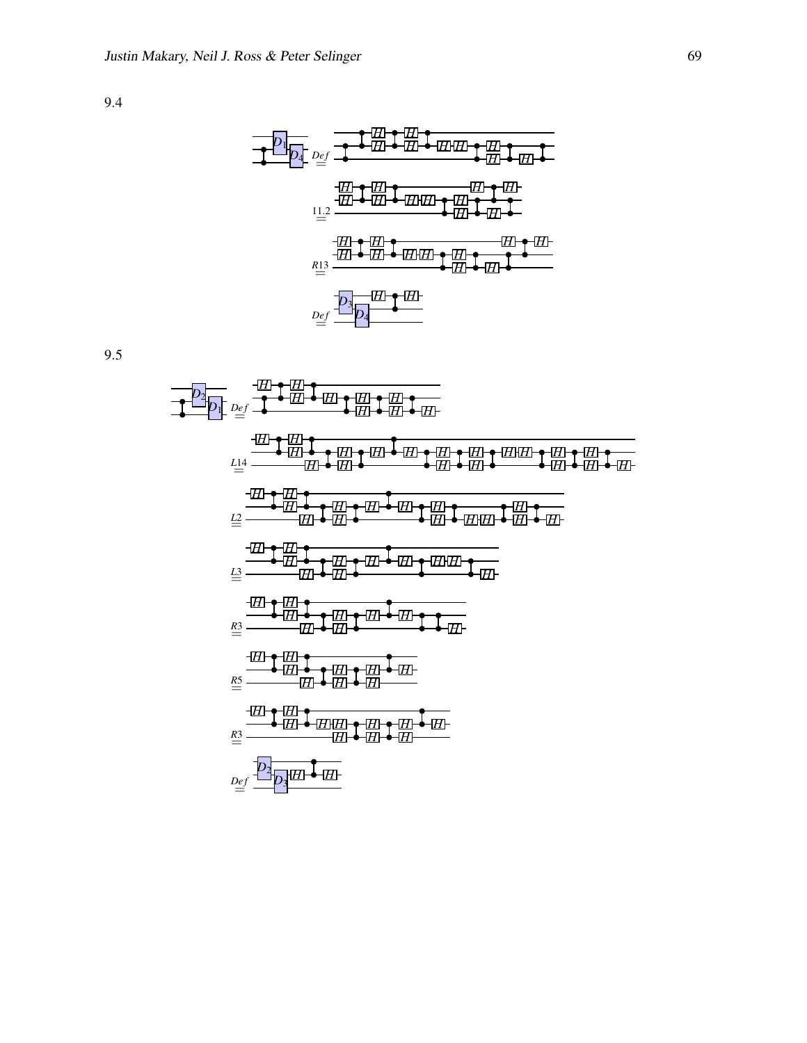9.4

$\overset{Def}{=}$

$\overset{11.2}{=}$

$\overset{R13}{=}$

$\overset{Def}{=}$

9.5

$\overset{Def}{=}$

$\overset{L14}{=}$

$\overset{L2}{=}$

$\overset{L3}{=}$

$\overset{R3}{=}$

$\overset{R5}{=}$

$\overset{R3}{=}$

$\overset{Def}{=}$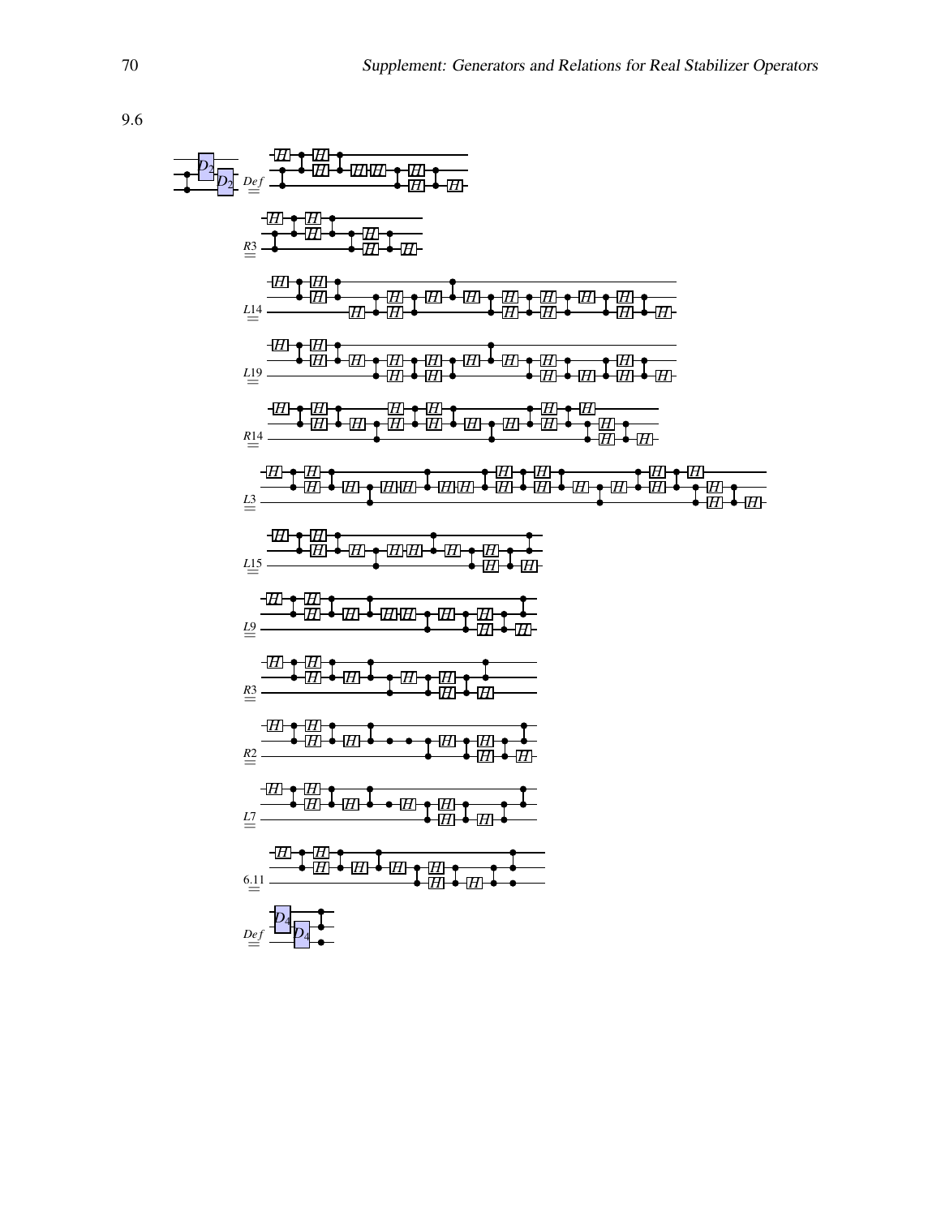9.6

$\overset{Def}{=}$

$\overset{R3}{=}$

$\overset{L14}{=}$

$\overset{L19}{=}$

$\overset{R14}{=}$

$\overset{L3}{=}$

$\overset{L15}{=}$

$\overset{L9}{=}$

$\overset{R3}{=}$

$\overset{R2}{=}$

$\overset{L7}{=}$

$\overset{6.11}{=}$

$\overset{Def}{=}$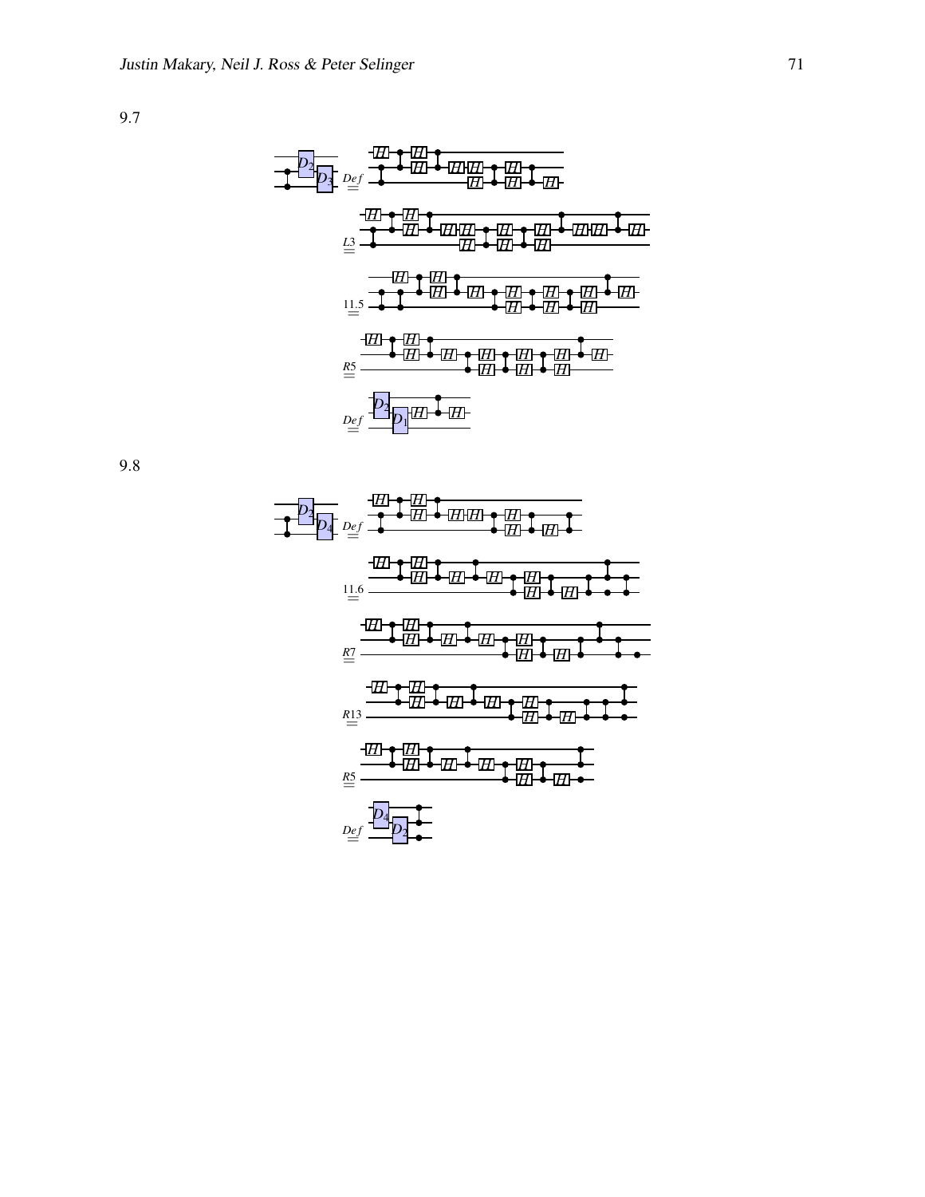9.7

$\stackrel{Def}{=}$

$\stackrel{L3}{=}$

$\stackrel{11.5}{=}$

$\stackrel{R5}{=}$

$\stackrel{Def}{=}$

9.8

$\stackrel{Def}{=}$

$\stackrel{11.6}{=}$

$\stackrel{R7}{=}$

$\stackrel{R13}{=}$

$\stackrel{R5}{=}$

$\stackrel{Def}{=}$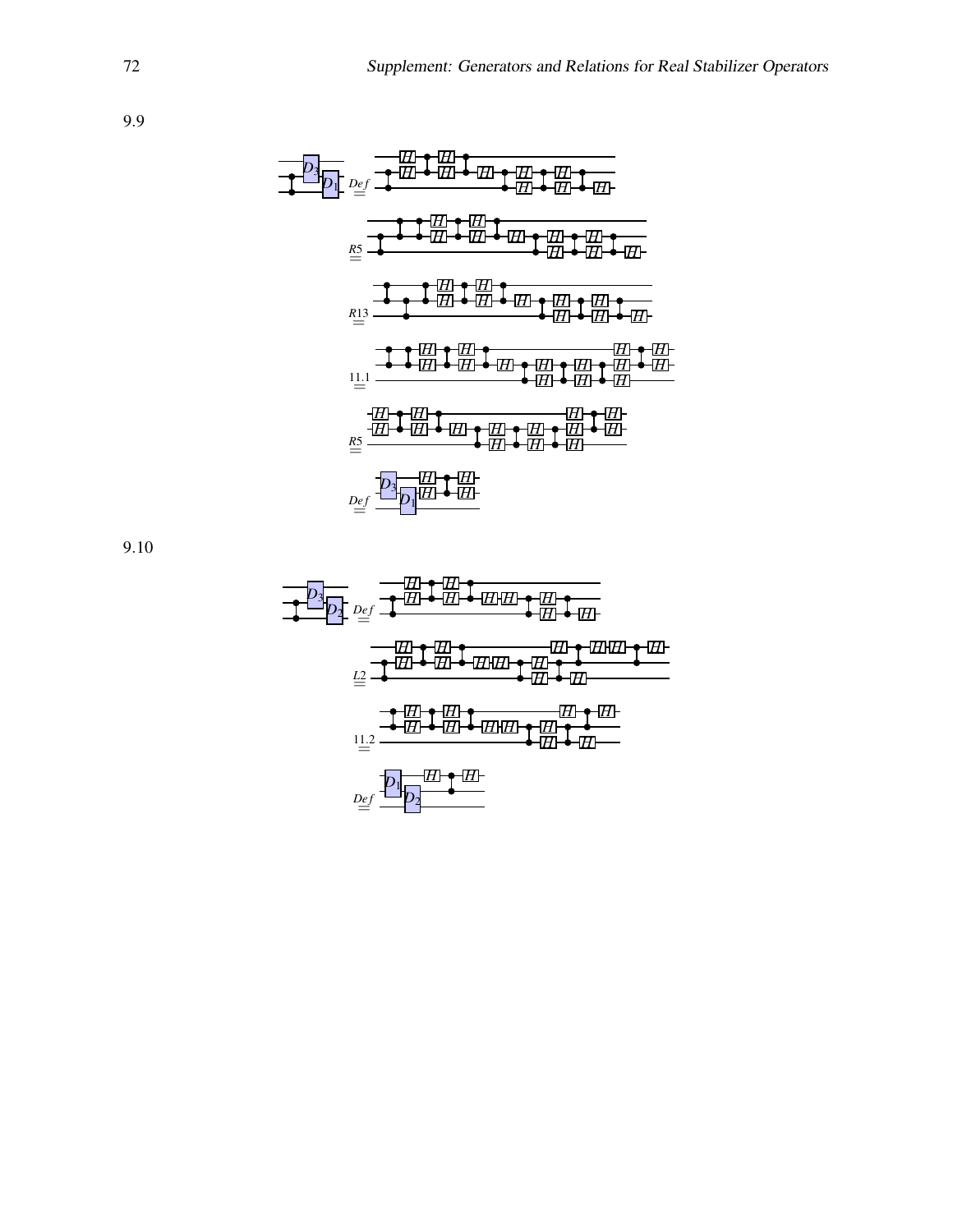9.9

$\overset{Def}{=}$

$\overset{R5}{=}$

$\overset{R13}{=}$

$\overset{11.1}{=}$

$\overset{R5}{=}$

$\overset{Def}{=}$

9.10

$\overset{Def}{=}$

$\overset{L2}{=}$

$\overset{11.2}{=}$

$\overset{Def}{=}$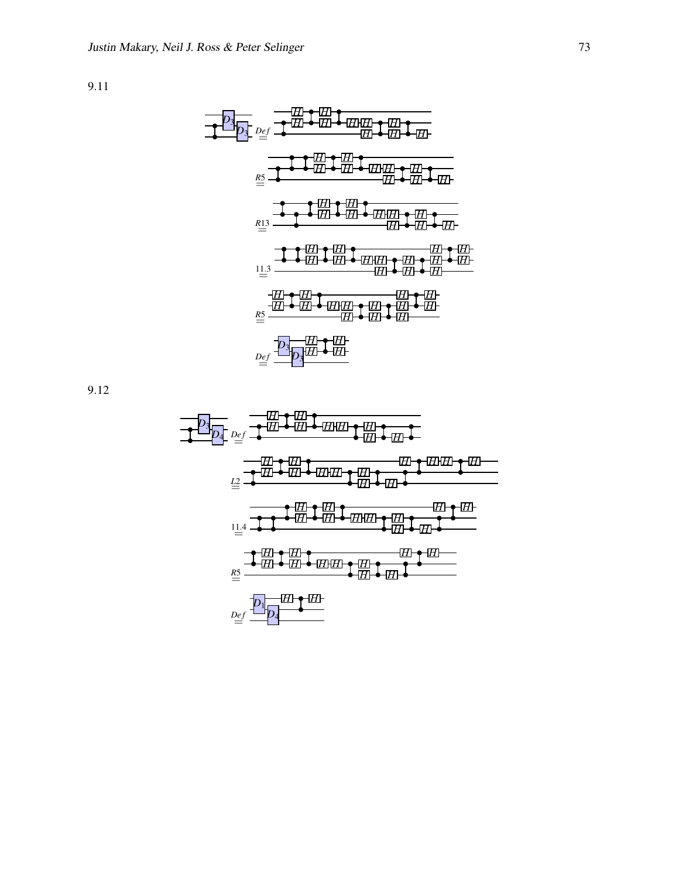9.11

9.12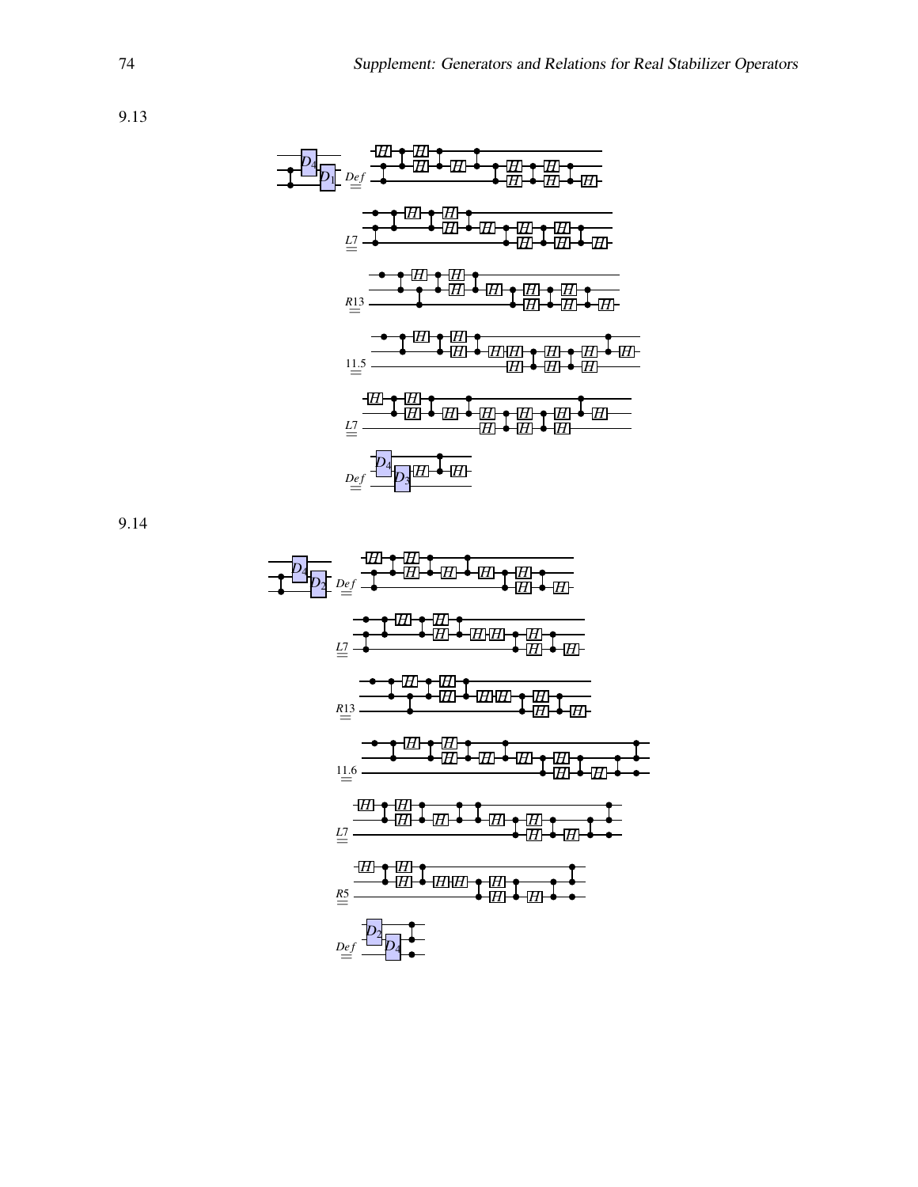9.13

$\overset{Def}{=}$

$\overset{L7}{=}$

$\overset{R13}{=}$

$\overset{11.5}{=}$

$\overset{L7}{=}$

$\overset{Def}{=}$

9.14

$\overset{Def}{=}$

$\overset{L7}{=}$

$\overset{R13}{=}$

$\overset{11.6}{=}$

$\overset{L7}{=}$

$\overset{R5}{=}$

$\overset{Def}{=}$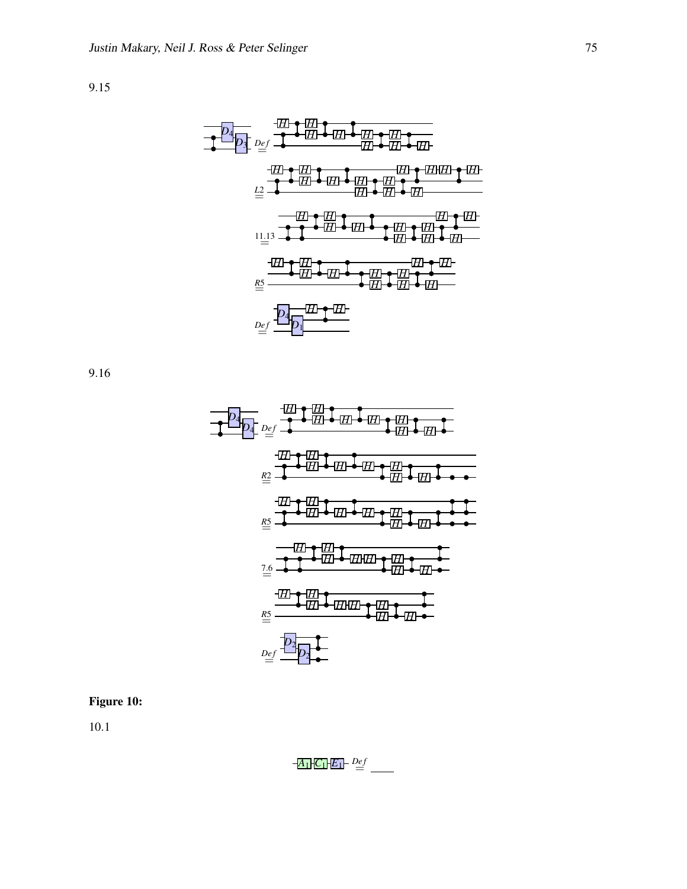9.15

9.16

**Figure 10:**

10.1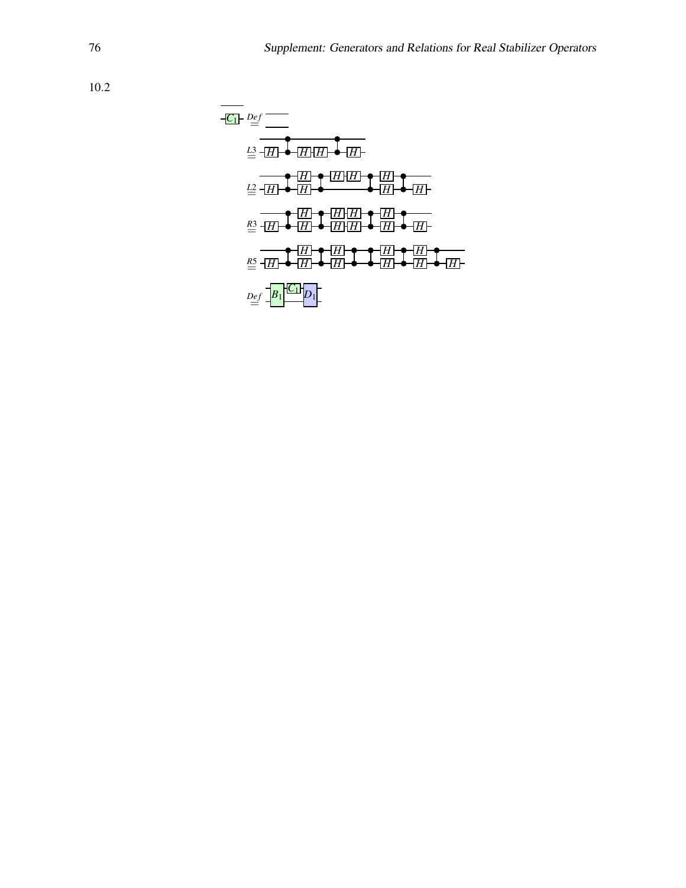10.2

$C_1$ $\overset{Def}{=}$

$\overset{L3}{=}$ $H$ $H$ $H$ $H$

$\overset{L2}{=}$ $H$ $H$ $H$ $H$ $H$ $H$ $H$ $H$

$\overset{R3}{=}$ $H$ $H$ $H$ $H$ $H$ $H$ $H$ $H$ $H$ $H$

$\overset{R5}{=}$ $H$ $H$ $H$ $H$ $H$ $H$ $H$ $H$ $H$ $H$

$\overset{Def}{=}$ $B_1$ $C_1$ $D_1$